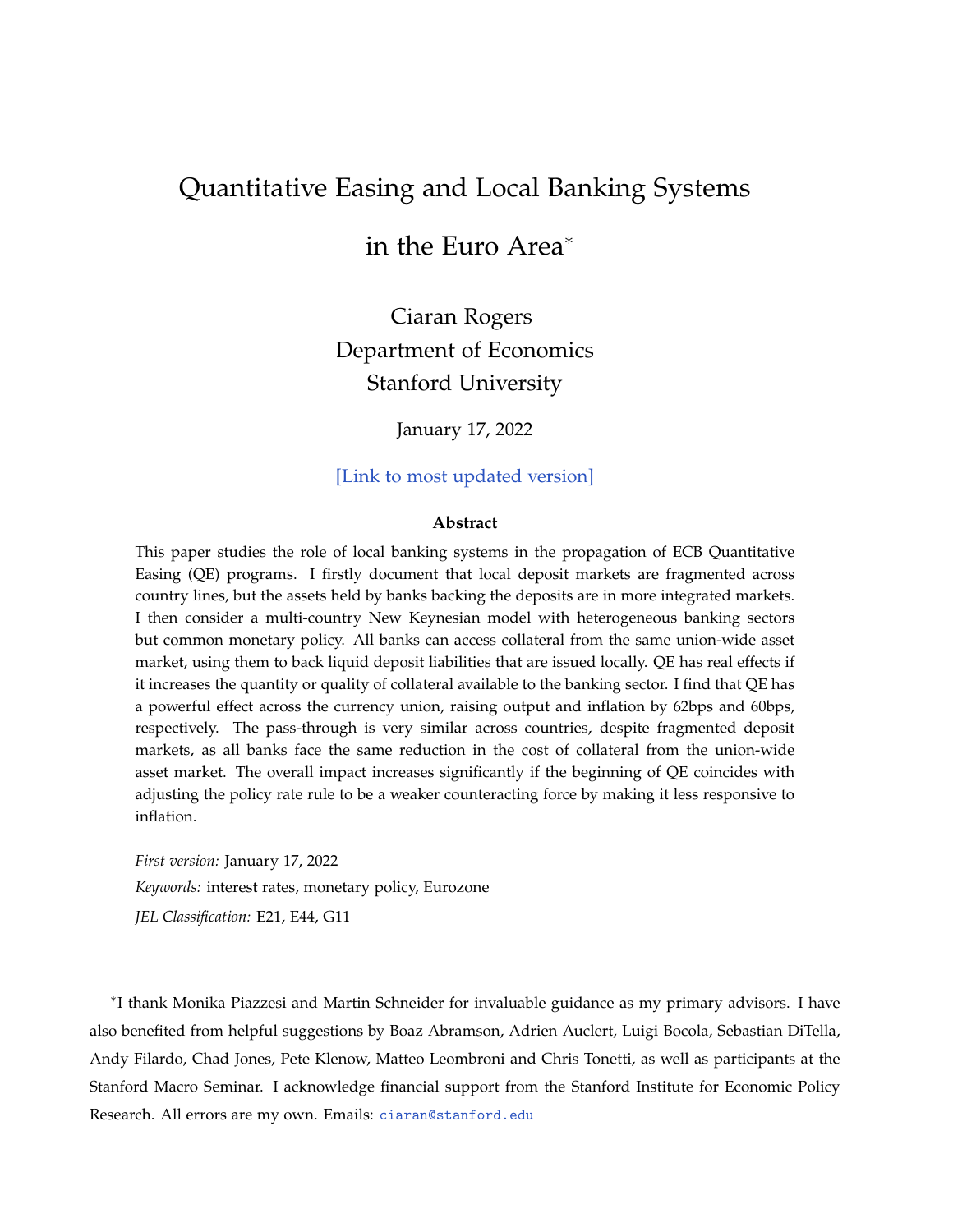# Quantitative Easing and Local Banking Systems in the Euro Area*

Ciaran Rogers
Department of Economics
Stanford University

January 17, 2022

[Link to most updated version]

**Abstract**

This paper studies the role of local banking systems in the propagation of ECB Quantitative Easing (QE) programs. I firstly document that local deposit markets are fragmented across country lines, but the assets held by banks backing the deposits are in more integrated markets. I then consider a multi-country New Keynesian model with heterogeneous banking sectors but common monetary policy. All banks can access collateral from the same union-wide asset market, using them to back liquid deposit liabilities that are issued locally. QE has real effects if it increases the quantity or quality of collateral available to the banking sector. I find that QE has a powerful effect across the currency union, raising output and inflation by 62bps and 60bps, respectively. The pass-through is very similar across countries, despite fragmented deposit markets, as all banks face the same reduction in the cost of collateral from the union-wide asset market. The overall impact increases significantly if the beginning of QE coincides with adjusting the policy rate rule to be a weaker counteracting force by making it less responsive to inflation.

*First version:* January 17, 2022

*Keywords:* interest rates, monetary policy, Eurozone

*JEL Classification:* E21, E44, G11

---

*I thank Monika Piazzesi and Martin Schneider for invaluable guidance as my primary advisors. I have also benefited from helpful suggestions by Boaz Abramson, Adrien Auclert, Luigi Bocola, Sebastian DiTella, Andy Filardo, Chad Jones, Pete Klenow, Matteo Leombroni and Chris Tonetti, as well as participants at the Stanford Macro Seminar. I acknowledge financial support from the Stanford Institute for Economic Policy Research. All errors are my own. Emails: ciaran@stanford.edu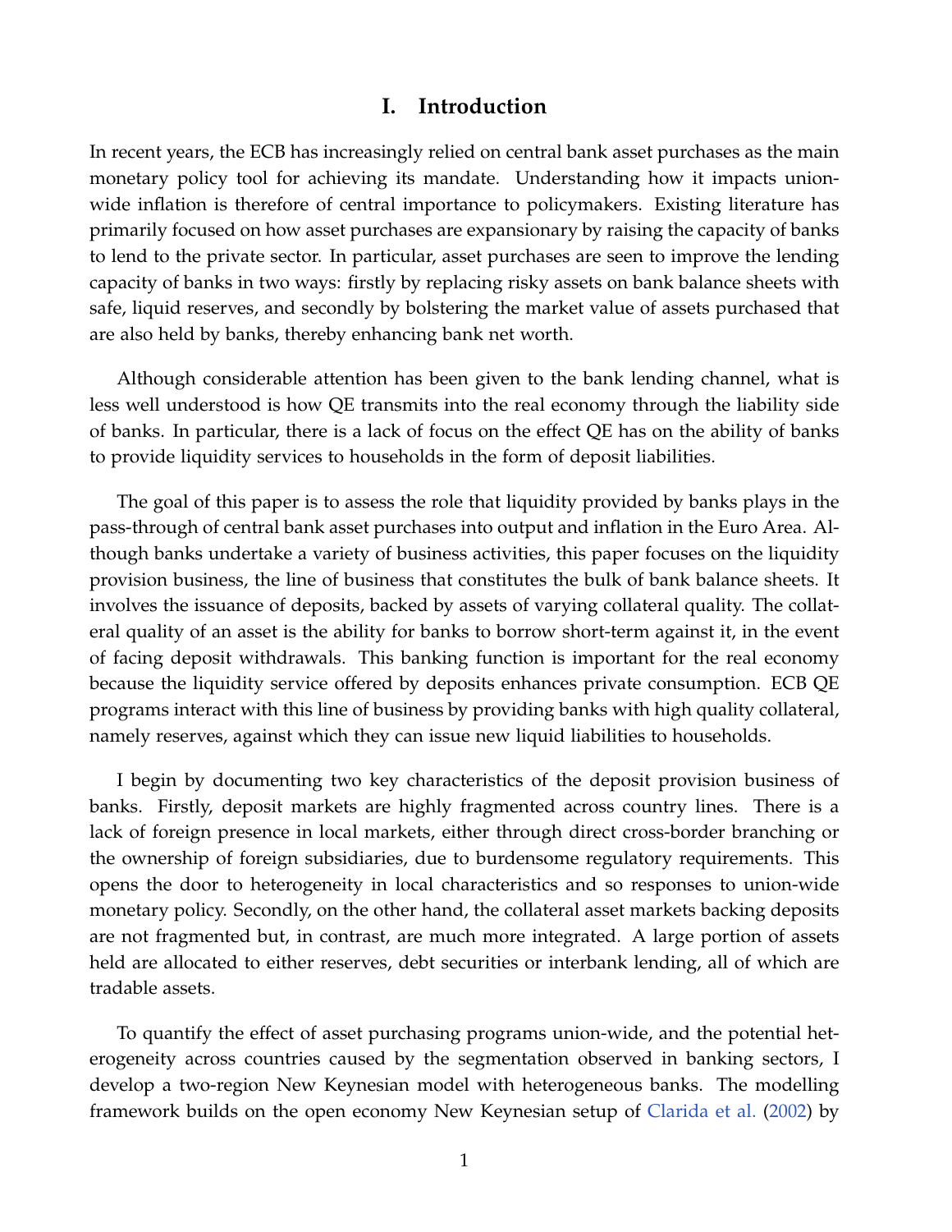# I. Introduction

In recent years, the ECB has increasingly relied on central bank asset purchases as the main monetary policy tool for achieving its mandate. Understanding how it impacts union-wide inflation is therefore of central importance to policymakers. Existing literature has primarily focused on how asset purchases are expansionary by raising the capacity of banks to lend to the private sector. In particular, asset purchases are seen to improve the lending capacity of banks in two ways: firstly by replacing risky assets on bank balance sheets with safe, liquid reserves, and secondly by bolstering the market value of assets purchased that are also held by banks, thereby enhancing bank net worth.

Although considerable attention has been given to the bank lending channel, what is less well understood is how QE transmits into the real economy through the liability side of banks. In particular, there is a lack of focus on the effect QE has on the ability of banks to provide liquidity services to households in the form of deposit liabilities.

The goal of this paper is to assess the role that liquidity provided by banks plays in the pass-through of central bank asset purchases into output and inflation in the Euro Area. Although banks undertake a variety of business activities, this paper focuses on the liquidity provision business, the line of business that constitutes the bulk of bank balance sheets. It involves the issuance of deposits, backed by assets of varying collateral quality. The collateral quality of an asset is the ability for banks to borrow short-term against it, in the event of facing deposit withdrawals. This banking function is important for the real economy because the liquidity service offered by deposits enhances private consumption. ECB QE programs interact with this line of business by providing banks with high quality collateral, namely reserves, against which they can issue new liquid liabilities to households.

I begin by documenting two key characteristics of the deposit provision business of banks. Firstly, deposit markets are highly fragmented across country lines. There is a lack of foreign presence in local markets, either through direct cross-border branching or the ownership of foreign subsidiaries, due to burdensome regulatory requirements. This opens the door to heterogeneity in local characteristics and so responses to union-wide monetary policy. Secondly, on the other hand, the collateral asset markets backing deposits are not fragmented but, in contrast, are much more integrated. A large portion of assets held are allocated to either reserves, debt securities or interbank lending, all of which are tradable assets.

To quantify the effect of asset purchasing programs union-wide, and the potential heterogeneity across countries caused by the segmentation observed in banking sectors, I develop a two-region New Keynesian model with heterogeneous banks. The modelling framework builds on the open economy New Keynesian setup of Clarida et al. (2002) by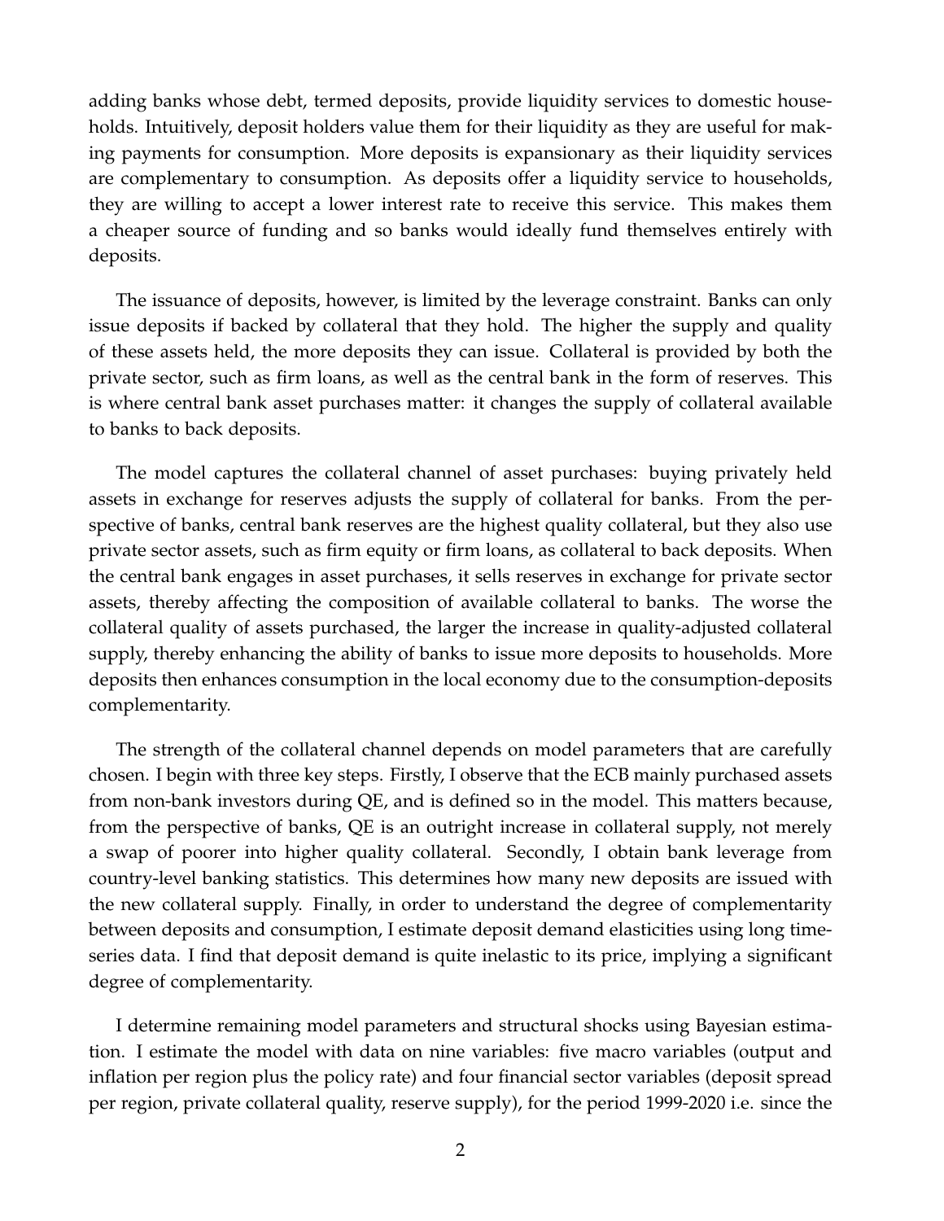adding banks whose debt, termed deposits, provide liquidity services to domestic households. Intuitively, deposit holders value them for their liquidity as they are useful for making payments for consumption. More deposits is expansionary as their liquidity services are complementary to consumption. As deposits offer a liquidity service to households, they are willing to accept a lower interest rate to receive this service. This makes them a cheaper source of funding and so banks would ideally fund themselves entirely with deposits.

The issuance of deposits, however, is limited by the leverage constraint. Banks can only issue deposits if backed by collateral that they hold. The higher the supply and quality of these assets held, the more deposits they can issue. Collateral is provided by both the private sector, such as firm loans, as well as the central bank in the form of reserves. This is where central bank asset purchases matter: it changes the supply of collateral available to banks to back deposits.

The model captures the collateral channel of asset purchases: buying privately held assets in exchange for reserves adjusts the supply of collateral for banks. From the perspective of banks, central bank reserves are the highest quality collateral, but they also use private sector assets, such as firm equity or firm loans, as collateral to back deposits. When the central bank engages in asset purchases, it sells reserves in exchange for private sector assets, thereby affecting the composition of available collateral to banks. The worse the collateral quality of assets purchased, the larger the increase in quality-adjusted collateral supply, thereby enhancing the ability of banks to issue more deposits to households. More deposits then enhances consumption in the local economy due to the consumption-deposits complementarity.

The strength of the collateral channel depends on model parameters that are carefully chosen. I begin with three key steps. Firstly, I observe that the ECB mainly purchased assets from non-bank investors during QE, and is defined so in the model. This matters because, from the perspective of banks, QE is an outright increase in collateral supply, not merely a swap of poorer into higher quality collateral. Secondly, I obtain bank leverage from country-level banking statistics. This determines how many new deposits are issued with the new collateral supply. Finally, in order to understand the degree of complementarity between deposits and consumption, I estimate deposit demand elasticities using long time-series data. I find that deposit demand is quite inelastic to its price, implying a significant degree of complementarity.

I determine remaining model parameters and structural shocks using Bayesian estimation. I estimate the model with data on nine variables: five macro variables (output and inflation per region plus the policy rate) and four financial sector variables (deposit spread per region, private collateral quality, reserve supply), for the period 1999-2020 i.e. since the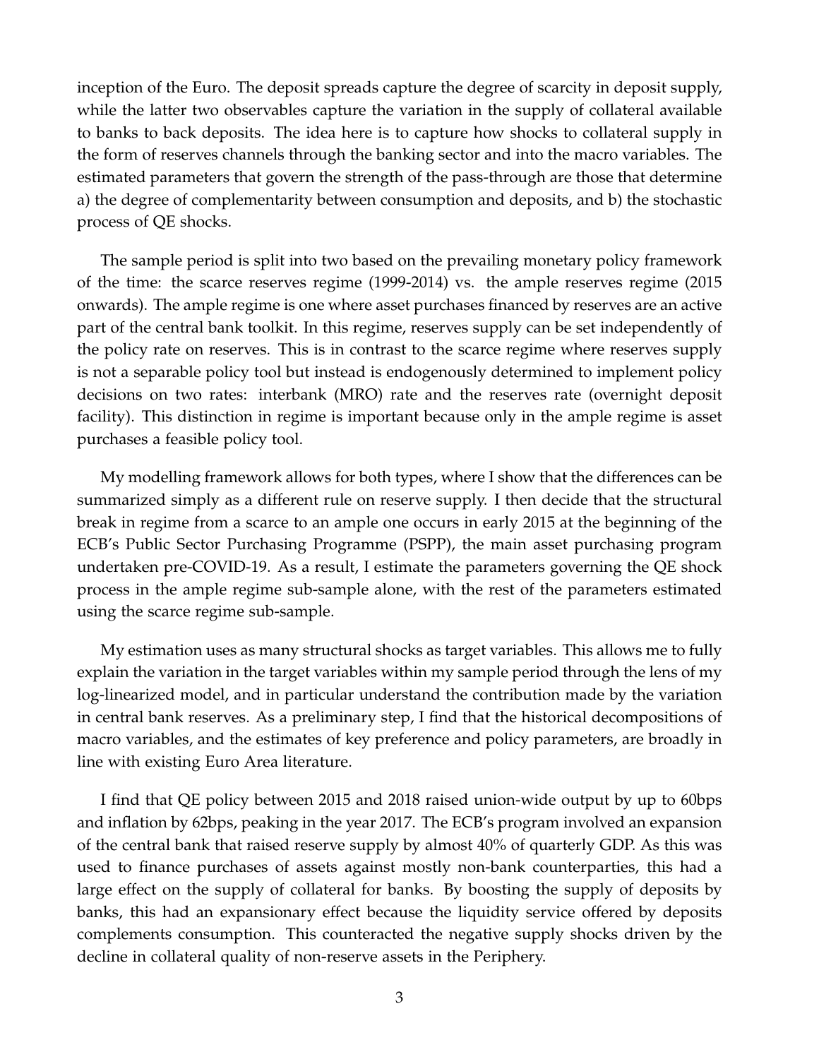inception of the Euro. The deposit spreads capture the degree of scarcity in deposit supply, while the latter two observables capture the variation in the supply of collateral available to banks to back deposits. The idea here is to capture how shocks to collateral supply in the form of reserves channels through the banking sector and into the macro variables. The estimated parameters that govern the strength of the pass-through are those that determine a) the degree of complementarity between consumption and deposits, and b) the stochastic process of QE shocks.

The sample period is split into two based on the prevailing monetary policy framework of the time: the scarce reserves regime (1999-2014) vs. the ample reserves regime (2015 onwards). The ample regime is one where asset purchases financed by reserves are an active part of the central bank toolkit. In this regime, reserves supply can be set independently of the policy rate on reserves. This is in contrast to the scarce regime where reserves supply is not a separable policy tool but instead is endogenously determined to implement policy decisions on two rates: interbank (MRO) rate and the reserves rate (overnight deposit facility). This distinction in regime is important because only in the ample regime is asset purchases a feasible policy tool.

My modelling framework allows for both types, where I show that the differences can be summarized simply as a different rule on reserve supply. I then decide that the structural break in regime from a scarce to an ample one occurs in early 2015 at the beginning of the ECB's Public Sector Purchasing Programme (PSPP), the main asset purchasing program undertaken pre-COVID-19. As a result, I estimate the parameters governing the QE shock process in the ample regime sub-sample alone, with the rest of the parameters estimated using the scarce regime sub-sample.

My estimation uses as many structural shocks as target variables. This allows me to fully explain the variation in the target variables within my sample period through the lens of my log-linearized model, and in particular understand the contribution made by the variation in central bank reserves. As a preliminary step, I find that the historical decompositions of macro variables, and the estimates of key preference and policy parameters, are broadly in line with existing Euro Area literature.

I find that QE policy between 2015 and 2018 raised union-wide output by up to 60bps and inflation by 62bps, peaking in the year 2017. The ECB's program involved an expansion of the central bank that raised reserve supply by almost 40% of quarterly GDP. As this was used to finance purchases of assets against mostly non-bank counterparties, this had a large effect on the supply of collateral for banks. By boosting the supply of deposits by banks, this had an expansionary effect because the liquidity service offered by deposits complements consumption. This counteracted the negative supply shocks driven by the decline in collateral quality of non-reserve assets in the Periphery.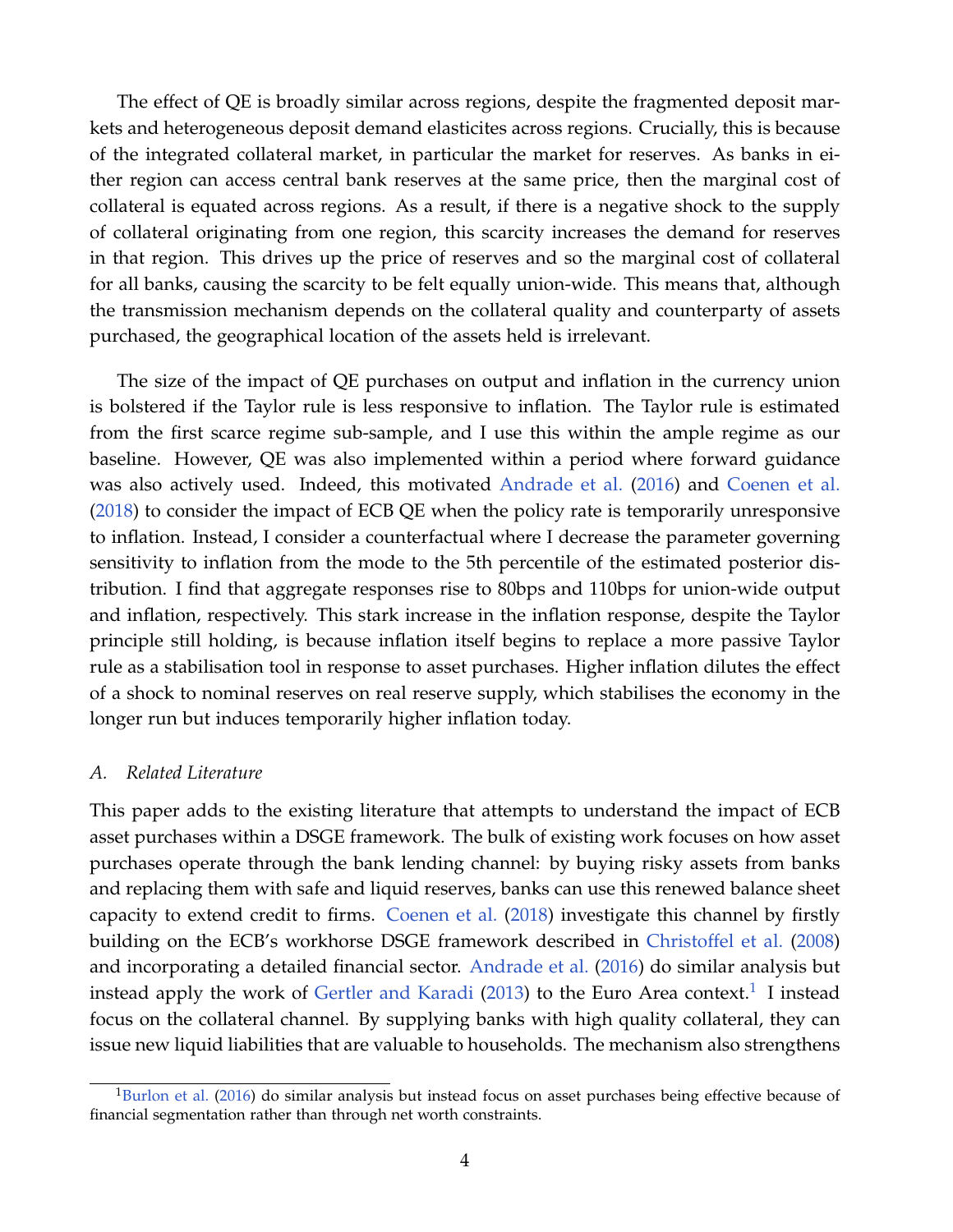The effect of QE is broadly similar across regions, despite the fragmented deposit markets and heterogeneous deposit demand elasticites across regions. Crucially, this is because of the integrated collateral market, in particular the market for reserves. As banks in either region can access central bank reserves at the same price, then the marginal cost of collateral is equated across regions. As a result, if there is a negative shock to the supply of collateral originating from one region, this scarcity increases the demand for reserves in that region. This drives up the price of reserves and so the marginal cost of collateral for all banks, causing the scarcity to be felt equally union-wide. This means that, although the transmission mechanism depends on the collateral quality and counterparty of assets purchased, the geographical location of the assets held is irrelevant.

The size of the impact of QE purchases on output and inflation in the currency union is bolstered if the Taylor rule is less responsive to inflation. The Taylor rule is estimated from the first scarce regime sub-sample, and I use this within the ample regime as our baseline. However, QE was also implemented within a period where forward guidance was also actively used. Indeed, this motivated Andrade et al. (2016) and Coenen et al. (2018) to consider the impact of ECB QE when the policy rate is temporarily unresponsive to inflation. Instead, I consider a counterfactual where I decrease the parameter governing sensitivity to inflation from the mode to the 5th percentile of the estimated posterior distribution. I find that aggregate responses rise to 80bps and 110bps for union-wide output and inflation, respectively. This stark increase in the inflation response, despite the Taylor principle still holding, is because inflation itself begins to replace a more passive Taylor rule as a stabilisation tool in response to asset purchases. Higher inflation dilutes the effect of a shock to nominal reserves on real reserve supply, which stabilises the economy in the longer run but induces temporarily higher inflation today.

### *A. Related Literature*

This paper adds to the existing literature that attempts to understand the impact of ECB asset purchases within a DSGE framework. The bulk of existing work focuses on how asset purchases operate through the bank lending channel: by buying risky assets from banks and replacing them with safe and liquid reserves, banks can use this renewed balance sheet capacity to extend credit to firms. Coenen et al. (2018) investigate this channel by firstly building on the ECB's workhorse DSGE framework described in Christoffel et al. (2008) and incorporating a detailed financial sector. Andrade et al. (2016) do similar analysis but instead apply the work of Gertler and Karadi (2013) to the Euro Area context.[1] I instead focus on the collateral channel. By supplying banks with high quality collateral, they can issue new liquid liabilities that are valuable to households. The mechanism also strengthens

[1] Burlon et al. (2016) do similar analysis but instead focus on asset purchases being effective because of financial segmentation rather than through net worth constraints.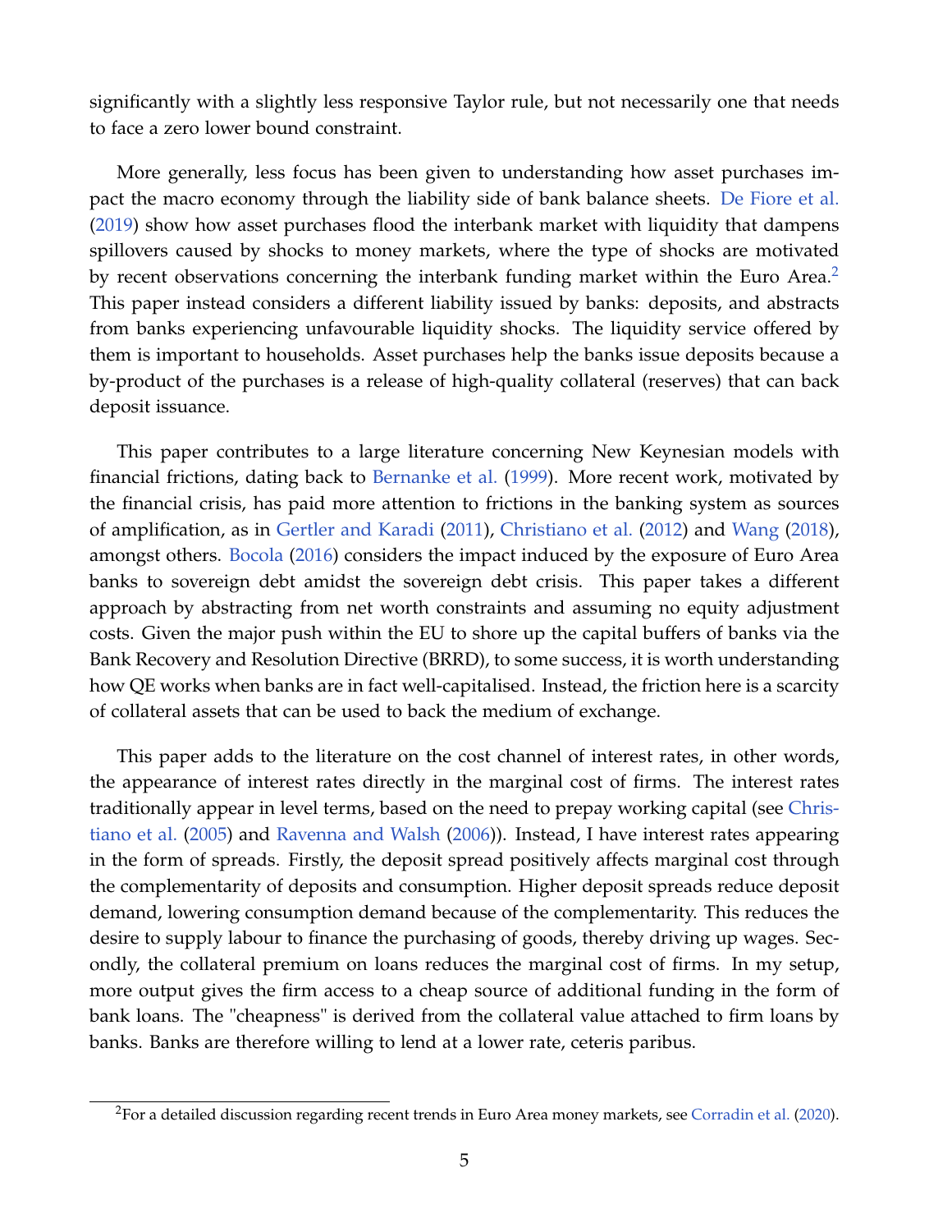significantly with a slightly less responsive Taylor rule, but not necessarily one that needs to face a zero lower bound constraint.

More generally, less focus has been given to understanding how asset purchases impact the macro economy through the liability side of bank balance sheets. De Fiore et al. (2019) show how asset purchases flood the interbank market with liquidity that dampens spillovers caused by shocks to money markets, where the type of shocks are motivated by recent observations concerning the interbank funding market within the Euro Area.[2] This paper instead considers a different liability issued by banks: deposits, and abstracts from banks experiencing unfavourable liquidity shocks. The liquidity service offered by them is important to households. Asset purchases help the banks issue deposits because a by-product of the purchases is a release of high-quality collateral (reserves) that can back deposit issuance.

This paper contributes to a large literature concerning New Keynesian models with financial frictions, dating back to Bernanke et al. (1999). More recent work, motivated by the financial crisis, has paid more attention to frictions in the banking system as sources of amplification, as in Gertler and Karadi (2011), Christiano et al. (2012) and Wang (2018), amongst others. Bocola (2016) considers the impact induced by the exposure of Euro Area banks to sovereign debt amidst the sovereign debt crisis. This paper takes a different approach by abstracting from net worth constraints and assuming no equity adjustment costs. Given the major push within the EU to shore up the capital buffers of banks via the Bank Recovery and Resolution Directive (BRRD), to some success, it is worth understanding how QE works when banks are in fact well-capitalised. Instead, the friction here is a scarcity of collateral assets that can be used to back the medium of exchange.

This paper adds to the literature on the cost channel of interest rates, in other words, the appearance of interest rates directly in the marginal cost of firms. The interest rates traditionally appear in level terms, based on the need to prepay working capital (see Christiano et al. (2005) and Ravenna and Walsh (2006)). Instead, I have interest rates appearing in the form of spreads. Firstly, the deposit spread positively affects marginal cost through the complementarity of deposits and consumption. Higher deposit spreads reduce deposit demand, lowering consumption demand because of the complementarity. This reduces the desire to supply labour to finance the purchasing of goods, thereby driving up wages. Secondly, the collateral premium on loans reduces the marginal cost of firms. In my setup, more output gives the firm access to a cheap source of additional funding in the form of bank loans. The "cheapness" is derived from the collateral value attached to firm loans by banks. Banks are therefore willing to lend at a lower rate, ceteris paribus.

[2] For a detailed discussion regarding recent trends in Euro Area money markets, see Corradin et al. (2020).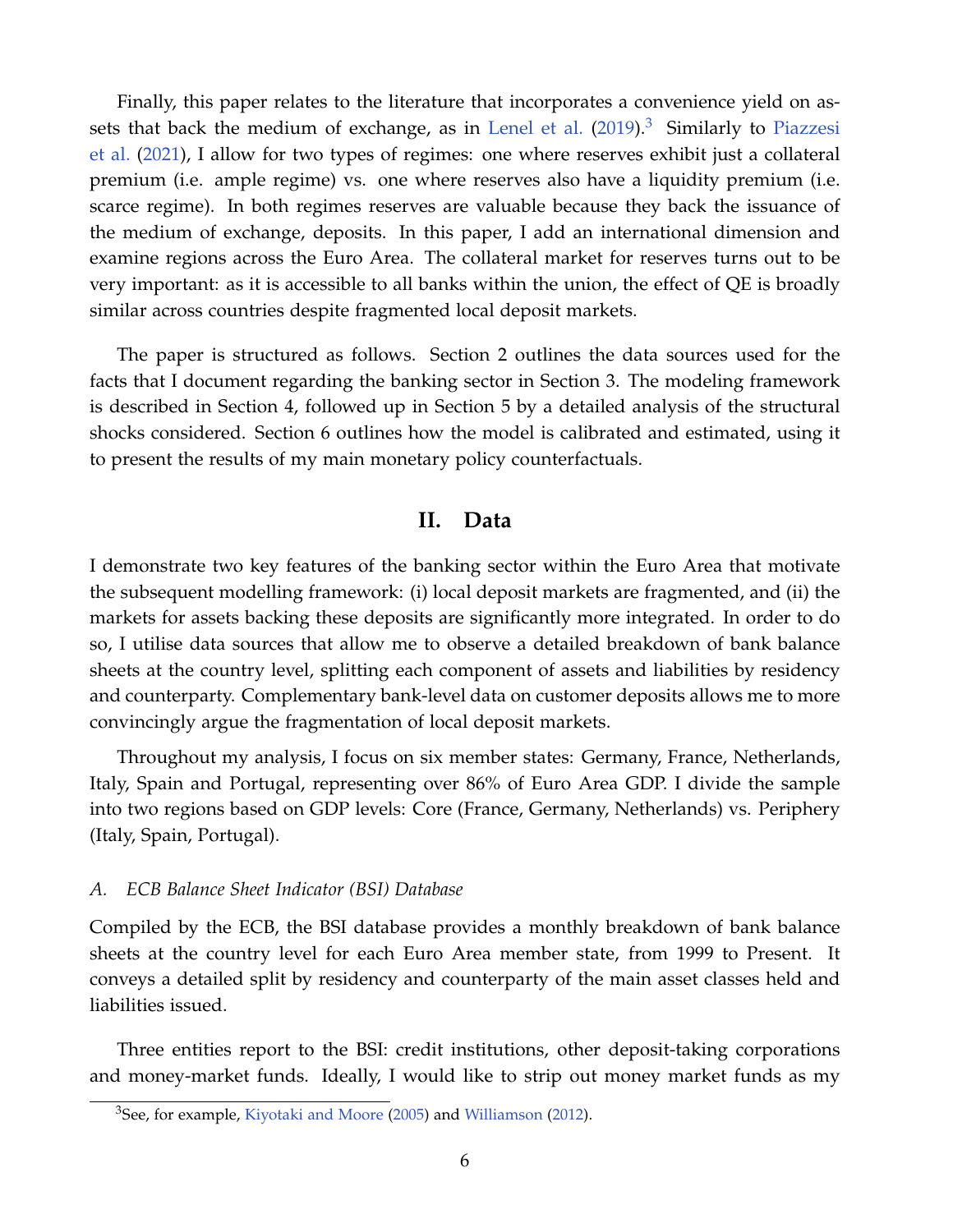Finally, this paper relates to the literature that incorporates a convenience yield on assets that back the medium of exchange, as in Lenel et al. (2019).[3] Similarly to Piazzesi et al. (2021), I allow for two types of regimes: one where reserves exhibit just a collateral premium (i.e. ample regime) vs. one where reserves also have a liquidity premium (i.e. scarce regime). In both regimes reserves are valuable because they back the issuance of the medium of exchange, deposits. In this paper, I add an international dimension and examine regions across the Euro Area. The collateral market for reserves turns out to be very important: as it is accessible to all banks within the union, the effect of QE is broadly similar across countries despite fragmented local deposit markets.

The paper is structured as follows. Section 2 outlines the data sources used for the facts that I document regarding the banking sector in Section 3. The modeling framework is described in Section 4, followed up in Section 5 by a detailed analysis of the structural shocks considered. Section 6 outlines how the model is calibrated and estimated, using it to present the results of my main monetary policy counterfactuals.

## II. Data

I demonstrate two key features of the banking sector within the Euro Area that motivate the subsequent modelling framework: (i) local deposit markets are fragmented, and (ii) the markets for assets backing these deposits are significantly more integrated. In order to do so, I utilise data sources that allow me to observe a detailed breakdown of bank balance sheets at the country level, splitting each component of assets and liabilities by residency and counterparty. Complementary bank-level data on customer deposits allows me to more convincingly argue the fragmentation of local deposit markets.

Throughout my analysis, I focus on six member states: Germany, France, Netherlands, Italy, Spain and Portugal, representing over 86% of Euro Area GDP. I divide the sample into two regions based on GDP levels: Core (France, Germany, Netherlands) vs. Periphery (Italy, Spain, Portugal).

### *A. ECB Balance Sheet Indicator (BSI) Database*

Compiled by the ECB, the BSI database provides a monthly breakdown of bank balance sheets at the country level for each Euro Area member state, from 1999 to Present. It conveys a detailed split by residency and counterparty of the main asset classes held and liabilities issued.

Three entities report to the BSI: credit institutions, other deposit-taking corporations and money-market funds. Ideally, I would like to strip out money market funds as my

[3] See, for example, Kiyotaki and Moore (2005) and Williamson (2012).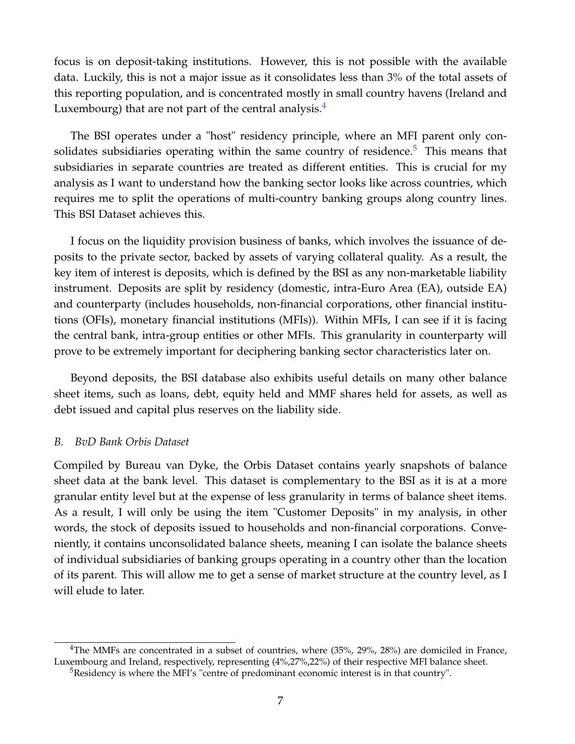focus is on deposit-taking institutions. However, this is not possible with the available data. Luckily, this is not a major issue as it consolidates less than 3% of the total assets of this reporting population, and is concentrated mostly in small country havens (Ireland and Luxembourg) that are not part of the central analysis.[4]

The BSI operates under a "host" residency principle, where an MFI parent only consolidates subsidiaries operating within the same country of residence.[5] This means that subsidiaries in separate countries are treated as different entities. This is crucial for my analysis as I want to understand how the banking sector looks like across countries, which requires me to split the operations of multi-country banking groups along country lines. This BSI Dataset achieves this.

I focus on the liquidity provision business of banks, which involves the issuance of deposits to the private sector, backed by assets of varying collateral quality. As a result, the key item of interest is deposits, which is defined by the BSI as any non-marketable liability instrument. Deposits are split by residency (domestic, intra-Euro Area (EA), outside EA) and counterparty (includes households, non-financial corporations, other financial institutions (OFIs), monetary financial institutions (MFIs)). Within MFIs, I can see if it is facing the central bank, intra-group entities or other MFIs. This granularity in counterparty will prove to be extremely important for deciphering banking sector characteristics later on.

Beyond deposits, the BSI database also exhibits useful details on many other balance sheet items, such as loans, debt, equity held and MMF shares held for assets, as well as debt issued and capital plus reserves on the liability side.

*B. BvD Bank Orbis Dataset*

Compiled by Bureau van Dyke, the Orbis Dataset contains yearly snapshots of balance sheet data at the bank level. This dataset is complementary to the BSI as it is at a more granular entity level but at the expense of less granularity in terms of balance sheet items. As a result, I will only be using the item "Customer Deposits" in my analysis, in other words, the stock of deposits issued to households and non-financial corporations. Conveniently, it contains unconsolidated balance sheets, meaning I can isolate the balance sheets of individual subsidiaries of banking groups operating in a country other than the location of its parent. This will allow me to get a sense of market structure at the country level, as I will elude to later.

---

[4]The MMFs are concentrated in a subset of countries, where (35%, 29%, 28%) are domiciled in France, Luxembourg and Ireland, respectively, representing (4%,27%,22%) of their respective MFI balance sheet.

[5]Residency is where the MFI's "centre of predominant economic interest is in that country".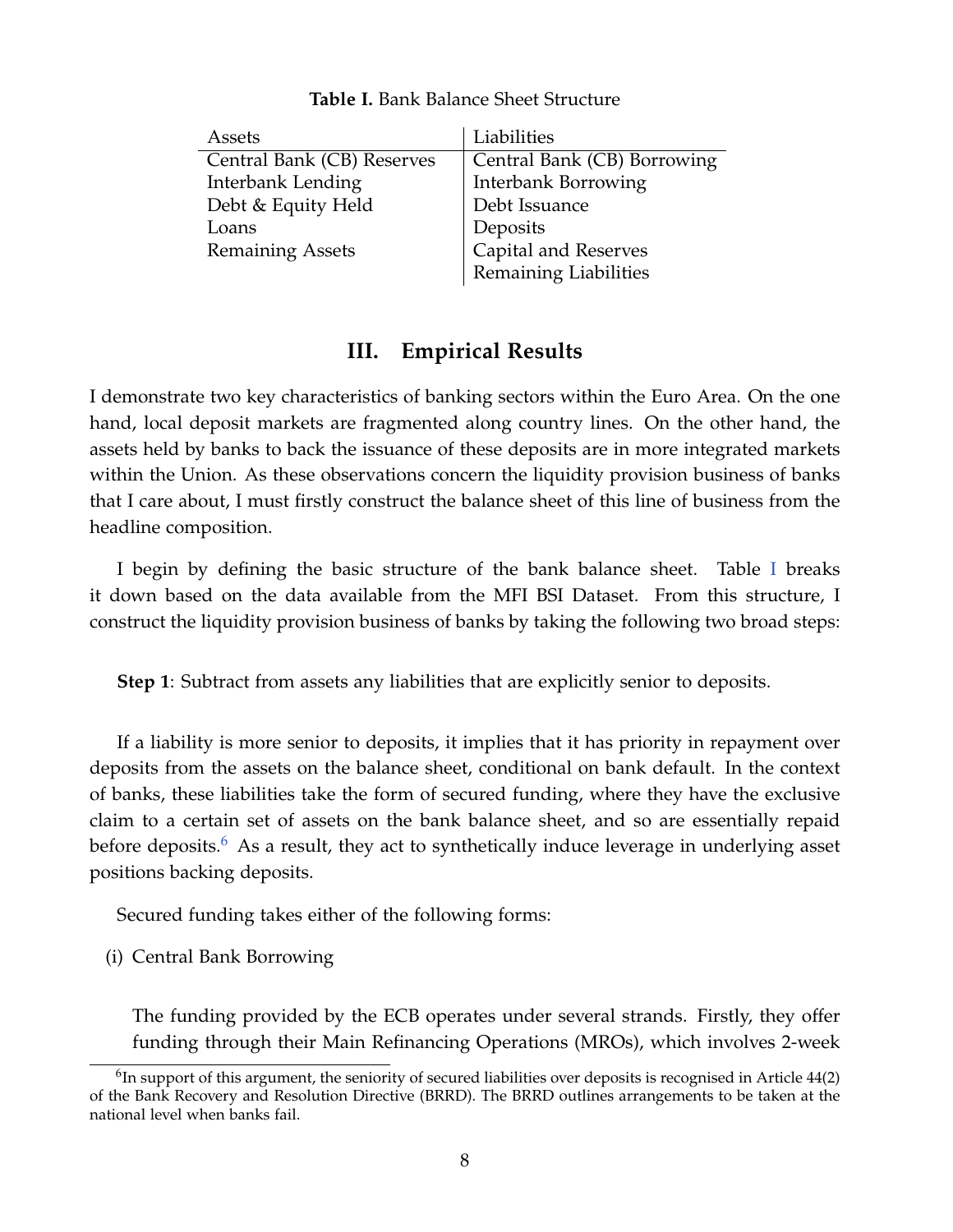**Table I.** Bank Balance Sheet Structure

| Assets | Liabilities |
|---|---|
| Central Bank (CB) Reserves | Central Bank (CB) Borrowing |
| Interbank Lending | Interbank Borrowing |
| Debt & Equity Held | Debt Issuance |
| Loans | Deposits |
| Remaining Assets | Capital and Reserves |
| | Remaining Liabilities |

## III. Empirical Results

I demonstrate two key characteristics of banking sectors within the Euro Area. On the one hand, local deposit markets are fragmented along country lines. On the other hand, the assets held by banks to back the issuance of these deposits are in more integrated markets within the Union. As these observations concern the liquidity provision business of banks that I care about, I must firstly construct the balance sheet of this line of business from the headline composition.

I begin by defining the basic structure of the bank balance sheet. Table I breaks it down based on the data available from the MFI BSI Dataset. From this structure, I construct the liquidity provision business of banks by taking the following two broad steps:

**Step 1**: Subtract from assets any liabilities that are explicitly senior to deposits.

If a liability is more senior to deposits, it implies that it has priority in repayment over deposits from the assets on the balance sheet, conditional on bank default. In the context of banks, these liabilities take the form of secured funding, where they have the exclusive claim to a certain set of assets on the bank balance sheet, and so are essentially repaid before deposits.[6] As a result, they act to synthetically induce leverage in underlying asset positions backing deposits.

Secured funding takes either of the following forms:

(i) Central Bank Borrowing

The funding provided by the ECB operates under several strands. Firstly, they offer funding through their Main Refinancing Operations (MROs), which involves 2-week

[6] In support of this argument, the seniority of secured liabilities over deposits is recognised in Article 44(2) of the Bank Recovery and Resolution Directive (BRRD). The BRRD outlines arrangements to be taken at the national level when banks fail.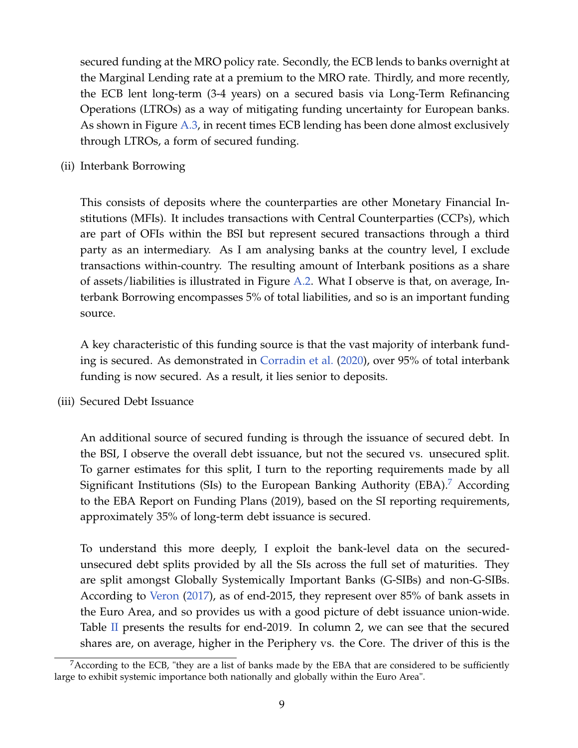secured funding at the MRO policy rate. Secondly, the ECB lends to banks overnight at the Marginal Lending rate at a premium to the MRO rate. Thirdly, and more recently, the ECB lent long-term (3-4 years) on a secured basis via Long-Term Refinancing Operations (LTROs) as a way of mitigating funding uncertainty for European banks. As shown in Figure A.3, in recent times ECB lending has been done almost exclusively through LTROs, a form of secured funding.

(ii) Interbank Borrowing

This consists of deposits where the counterparties are other Monetary Financial Institutions (MFIs). It includes transactions with Central Counterparties (CCPs), which are part of OFIs within the BSI but represent secured transactions through a third party as an intermediary. As I am analysing banks at the country level, I exclude transactions within-country. The resulting amount of Interbank positions as a share of assets/liabilities is illustrated in Figure A.2. What I observe is that, on average, Interbank Borrowing encompasses 5% of total liabilities, and so is an important funding source.

A key characteristic of this funding source is that the vast majority of interbank funding is secured. As demonstrated in Corradin et al. (2020), over 95% of total interbank funding is now secured. As a result, it lies senior to deposits.

(iii) Secured Debt Issuance

An additional source of secured funding is through the issuance of secured debt. In the BSI, I observe the overall debt issuance, but not the secured vs. unsecured split. To garner estimates for this split, I turn to the reporting requirements made by all Significant Institutions (SIs) to the European Banking Authority (EBA).[7] According to the EBA Report on Funding Plans (2019), based on the SI reporting requirements, approximately 35% of long-term debt issuance is secured.

To understand this more deeply, I exploit the bank-level data on the secured-unsecured debt splits provided by all the SIs across the full set of maturities. They are split amongst Globally Systemically Important Banks (G-SIBs) and non-G-SIBs. According to Veron (2017), as of end-2015, they represent over 85% of bank assets in the Euro Area, and so provides us with a good picture of debt issuance union-wide. Table II presents the results for end-2019. In column 2, we can see that the secured shares are, on average, higher in the Periphery vs. the Core. The driver of this is the

[7] According to the ECB, "they are a list of banks made by the EBA that are considered to be sufficiently large to exhibit systemic importance both nationally and globally within the Euro Area".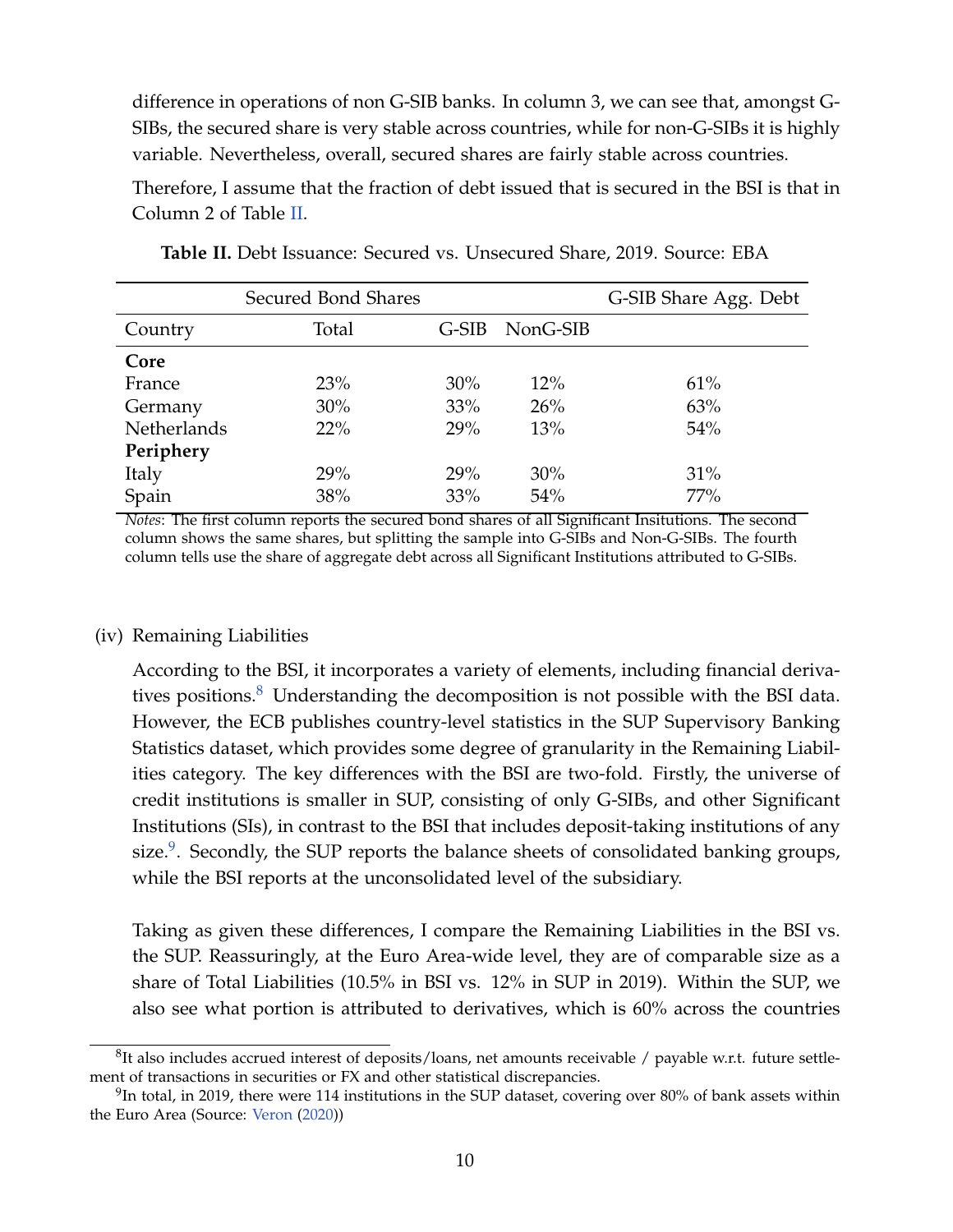difference in operations of non G-SIB banks. In column 3, we can see that, amongst G-SIBs, the secured share is very stable across countries, while for non-G-SIBs it is highly variable. Nevertheless, overall, secured shares are fairly stable across countries.

Therefore, I assume that the fraction of debt issued that is secured in the BSI is that in Column 2 of Table II.

**Table II.** Debt Issuance: Secured vs. Unsecured Share, 2019. Source: EBA

| | Secured Bond Shares | | | G-SIB Share Agg. Debt |
|---|---|---|---|---|
| Country | Total | G-SIB | NonG-SIB | |
| **Core** | | | | |
| France | 23% | 30% | 12% | 61% |
| Germany | 30% | 33% | 26% | 63% |
| Netherlands | 22% | 29% | 13% | 54% |
| **Periphery** | | | | |
| Italy | 29% | 29% | 30% | 31% |
| Spain | 38% | 33% | 54% | 77% |

*Notes*: The first column reports the secured bond shares of all Significant Insitutions. The second column shows the same shares, but splitting the sample into G-SIBs and Non-G-SIBs. The fourth column tells use the share of aggregate debt across all Significant Institutions attributed to G-SIBs.

(iv) Remaining Liabilities

According to the BSI, it incorporates a variety of elements, including financial derivatives positions.[8] Understanding the decomposition is not possible with the BSI data. However, the ECB publishes country-level statistics in the SUP Supervisory Banking Statistics dataset, which provides some degree of granularity in the Remaining Liabilities category. The key differences with the BSI are two-fold. Firstly, the universe of credit institutions is smaller in SUP, consisting of only G-SIBs, and other Significant Institutions (SIs), in contrast to the BSI that includes deposit-taking institutions of any size.[9]. Secondly, the SUP reports the balance sheets of consolidated banking groups, while the BSI reports at the unconsolidated level of the subsidiary.

Taking as given these differences, I compare the Remaining Liabilities in the BSI vs. the SUP. Reassuringly, at the Euro Area-wide level, they are of comparable size as a share of Total Liabilities (10.5% in BSI vs. 12% in SUP in 2019). Within the SUP, we also see what portion is attributed to derivatives, which is 60% across the countries

[8] It also includes accrued interest of deposits/loans, net amounts receivable / payable w.r.t. future settlement of transactions in securities or FX and other statistical discrepancies.

[9] In total, in 2019, there were 114 institutions in the SUP dataset, covering over 80% of bank assets within the Euro Area (Source: Veron (2020))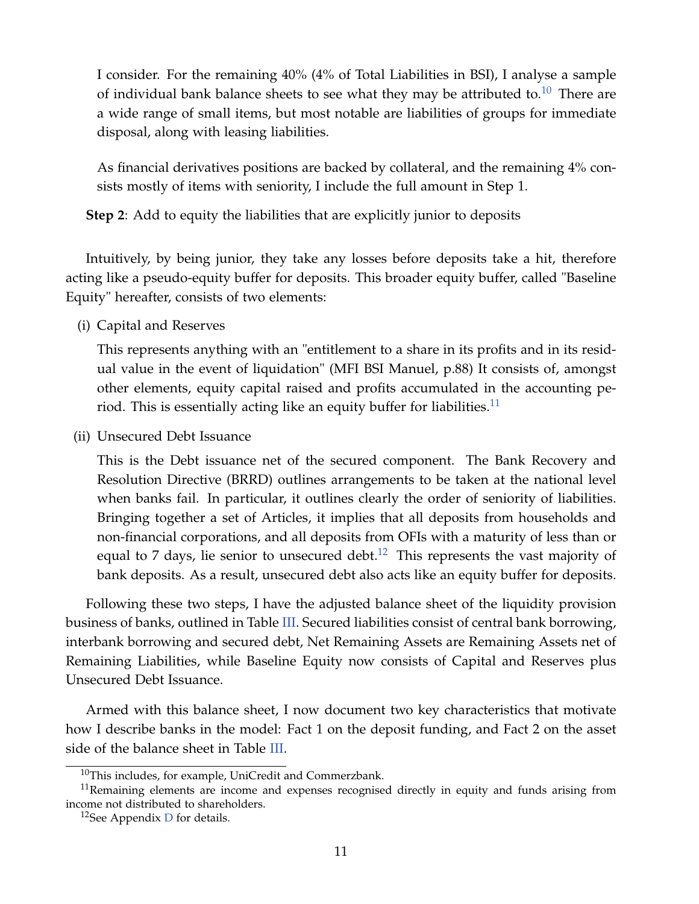I consider. For the remaining 40% (4% of Total Liabilities in BSI), I analyse a sample of individual bank balance sheets to see what they may be attributed to.[10] There are a wide range of small items, but most notable are liabilities of groups for immediate disposal, along with leasing liabilities.

As financial derivatives positions are backed by collateral, and the remaining 4% consists mostly of items with seniority, I include the full amount in Step 1.

**Step 2**: Add to equity the liabilities that are explicitly junior to deposits

Intuitively, by being junior, they take any losses before deposits take a hit, therefore acting like a pseudo-equity buffer for deposits. This broader equity buffer, called "Baseline Equity" hereafter, consists of two elements:

(i) Capital and Reserves

This represents anything with an "entitlement to a share in its profits and in its residual value in the event of liquidation" (MFI BSI Manuel, p.88) It consists of, amongst other elements, equity capital raised and profits accumulated in the accounting period. This is essentially acting like an equity buffer for liabilities.[11]

(ii) Unsecured Debt Issuance

This is the Debt issuance net of the secured component. The Bank Recovery and Resolution Directive (BRRD) outlines arrangements to be taken at the national level when banks fail. In particular, it outlines clearly the order of seniority of liabilities. Bringing together a set of Articles, it implies that all deposits from households and non-financial corporations, and all deposits from OFIs with a maturity of less than or equal to 7 days, lie senior to unsecured debt.[12] This represents the vast majority of bank deposits. As a result, unsecured debt also acts like an equity buffer for deposits.

Following these two steps, I have the adjusted balance sheet of the liquidity provision business of banks, outlined in Table III. Secured liabilities consist of central bank borrowing, interbank borrowing and secured debt, Net Remaining Assets are Remaining Assets net of Remaining Liabilities, while Baseline Equity now consists of Capital and Reserves plus Unsecured Debt Issuance.

Armed with this balance sheet, I now document two key characteristics that motivate how I describe banks in the model: Fact 1 on the deposit funding, and Fact 2 on the asset side of the balance sheet in Table III.

[10] This includes, for example, UniCredit and Commerzbank.

[11] Remaining elements are income and expenses recognised directly in equity and funds arising from income not distributed to shareholders.

[12] See Appendix D for details.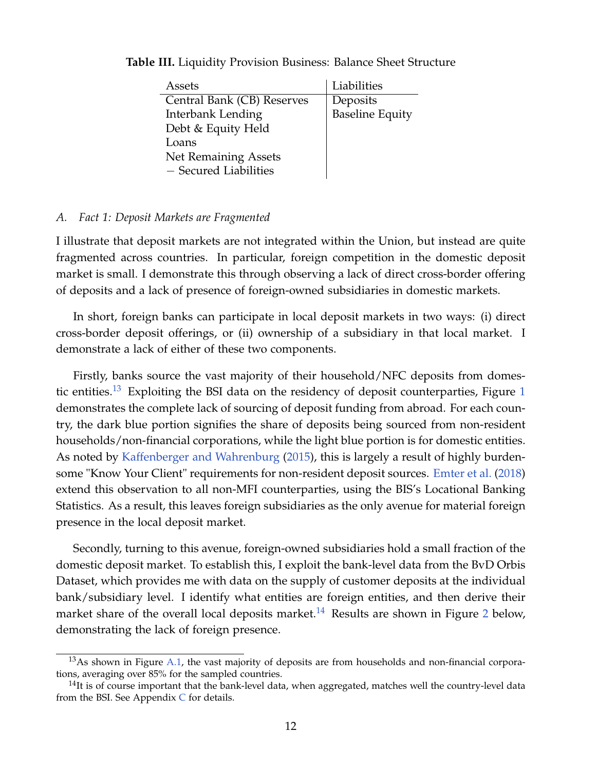**Table III.** Liquidity Provision Business: Balance Sheet Structure

| Assets | Liabilities |
|---|---|
| Central Bank (CB) Reserves | Deposits |
| Interbank Lending | Baseline Equity |
| Debt & Equity Held | |
| Loans | |
| Net Remaining Assets | |
| − Secured Liabilities | |

### A. *Fact 1: Deposit Markets are Fragmented*

I illustrate that deposit markets are not integrated within the Union, but instead are quite fragmented across countries. In particular, foreign competition in the domestic deposit market is small. I demonstrate this through observing a lack of direct cross-border offering of deposits and a lack of presence of foreign-owned subsidiaries in domestic markets.

In short, foreign banks can participate in local deposit markets in two ways: (i) direct cross-border deposit offerings, or (ii) ownership of a subsidiary in that local market. I demonstrate a lack of either of these two components.

Firstly, banks source the vast majority of their household/NFC deposits from domestic entities.[13] Exploiting the BSI data on the residency of deposit counterparties, Figure 1 demonstrates the complete lack of sourcing of deposit funding from abroad. For each country, the dark blue portion signifies the share of deposits being sourced from non-resident households/non-financial corporations, while the light blue portion is for domestic entities. As noted by Kaffenberger and Wahrenburg (2015), this is largely a result of highly burdensome "Know Your Client" requirements for non-resident deposit sources. Emter et al. (2018) extend this observation to all non-MFI counterparties, using the BIS's Locational Banking Statistics. As a result, this leaves foreign subsidiaries as the only avenue for material foreign presence in the local deposit market.

Secondly, turning to this avenue, foreign-owned subsidiaries hold a small fraction of the domestic deposit market. To establish this, I exploit the bank-level data from the BvD Orbis Dataset, which provides me with data on the supply of customer deposits at the individual bank/subsidiary level. I identify what entities are foreign entities, and then derive their market share of the overall local deposits market.[14] Results are shown in Figure 2 below, demonstrating the lack of foreign presence.

[13] As shown in Figure A.1, the vast majority of deposits are from households and non-financial corporations, averaging over 85% for the sampled countries.

[14] It is of course important that the bank-level data, when aggregated, matches well the country-level data from the BSI. See Appendix C for details.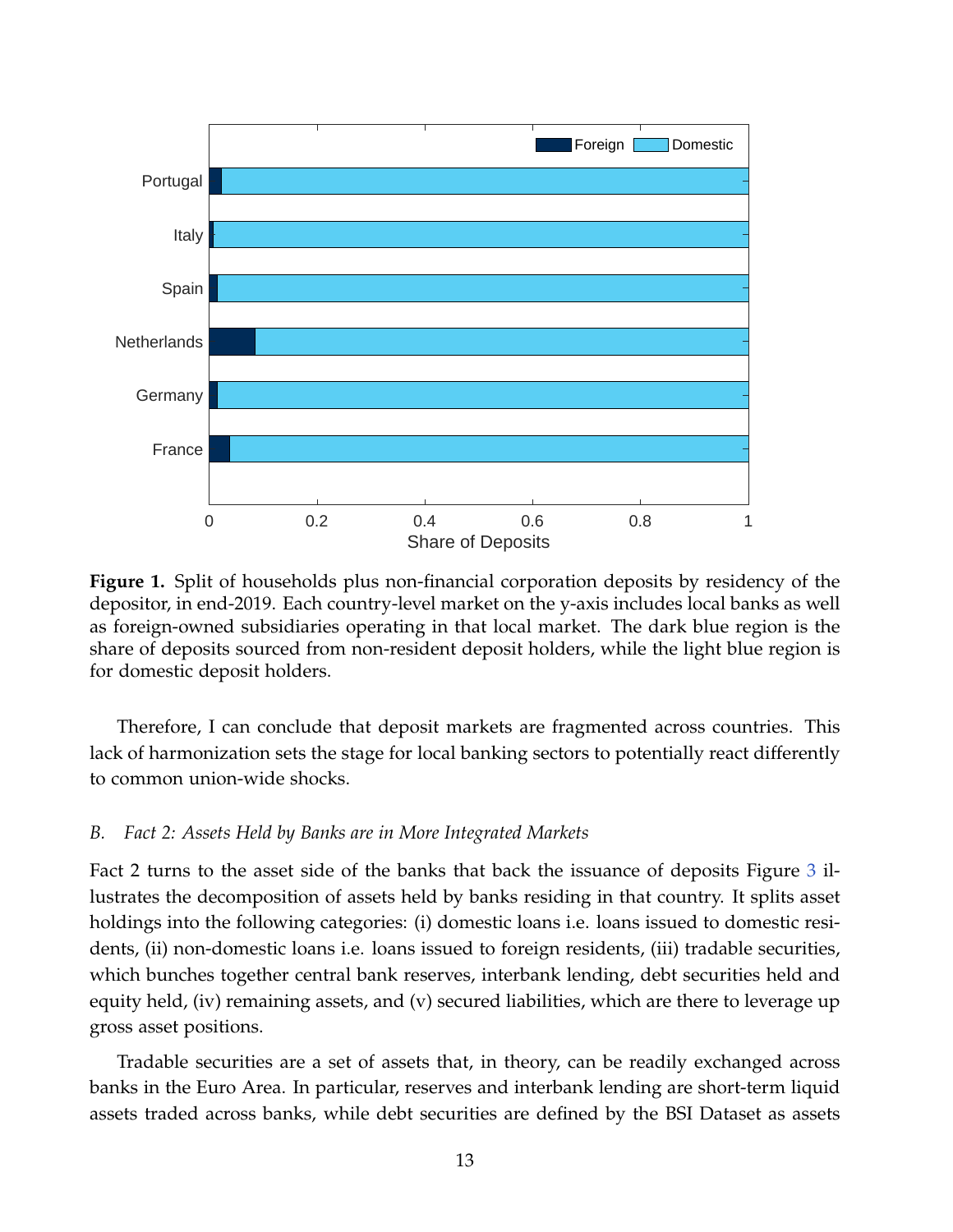**Figure 1.** Split of households plus non-financial corporation deposits by residency of the depositor, in end-2019. Each country-level market on the y-axis includes local banks as well as foreign-owned subsidiaries operating in that local market. The dark blue region is the share of deposits sourced from non-resident deposit holders, while the light blue region is for domestic deposit holders.

Therefore, I can conclude that deposit markets are fragmented across countries. This lack of harmonization sets the stage for local banking sectors to potentially react differently to common union-wide shocks.

### B. *Fact 2: Assets Held by Banks are in More Integrated Markets*

Fact 2 turns to the asset side of the banks that back the issuance of deposits Figure 3 illustrates the decomposition of assets held by banks residing in that country. It splits asset holdings into the following categories: (i) domestic loans i.e. loans issued to domestic residents, (ii) non-domestic loans i.e. loans issued to foreign residents, (iii) tradable securities, which bunches together central bank reserves, interbank lending, debt securities held and equity held, (iv) remaining assets, and (v) secured liabilities, which are there to leverage up gross asset positions.

Tradable securities are a set of assets that, in theory, can be readily exchanged across banks in the Euro Area. In particular, reserves and interbank lending are short-term liquid assets traded across banks, while debt securities are defined by the BSI Dataset as assets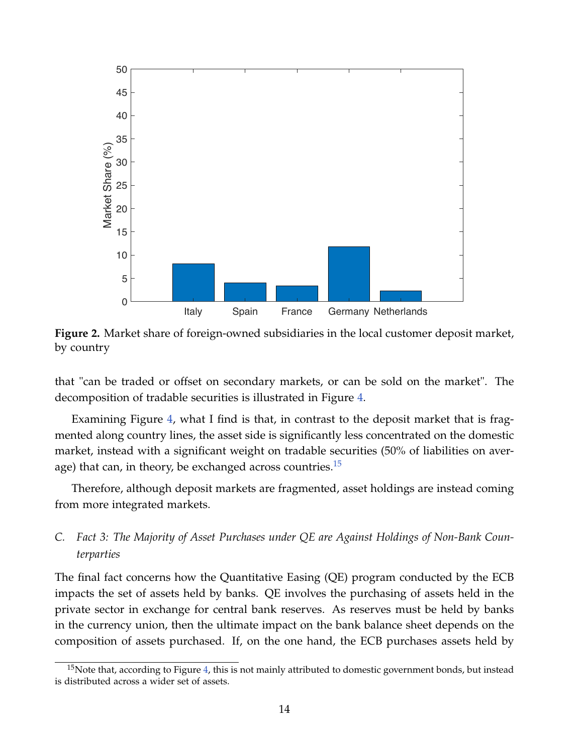**Figure 2.** Market share of foreign-owned subsidiaries in the local customer deposit market, by country

that "can be traded or offset on secondary markets, or can be sold on the market". The decomposition of tradable securities is illustrated in Figure 4.

Examining Figure 4, what I find is that, in contrast to the deposit market that is fragmented along country lines, the asset side is significantly less concentrated on the domestic market, instead with a significant weight on tradable securities (50% of liabilities on average) that can, in theory, be exchanged across countries.[15]

Therefore, although deposit markets are fragmented, asset holdings are instead coming from more integrated markets.

### C. *Fact 3: The Majority of Asset Purchases under QE are Against Holdings of Non-Bank Counterparties*

The final fact concerns how the Quantitative Easing (QE) program conducted by the ECB impacts the set of assets held by banks. QE involves the purchasing of assets held in the private sector in exchange for central bank reserves. As reserves must be held by banks in the currency union, then the ultimate impact on the bank balance sheet depends on the composition of assets purchased. If, on the one hand, the ECB purchases assets held by

[15] Note that, according to Figure 4, this is not mainly attributed to domestic government bonds, but instead is distributed across a wider set of assets.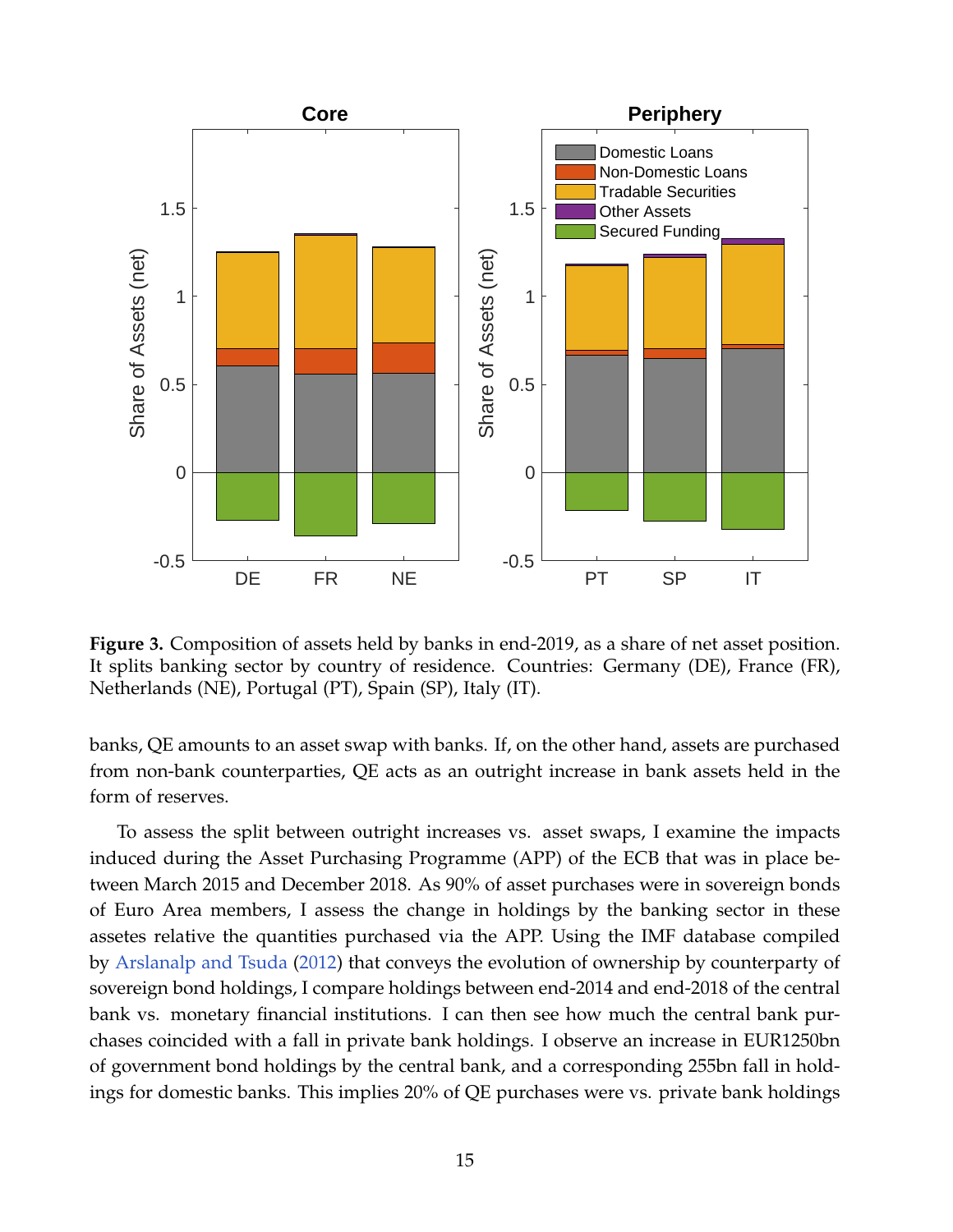**Figure 3.** Composition of assets held by banks in end-2019, as a share of net asset position. It splits banking sector by country of residence. Countries: Germany (DE), France (FR), Netherlands (NE), Portugal (PT), Spain (SP), Italy (IT).

banks, QE amounts to an asset swap with banks. If, on the other hand, assets are purchased from non-bank counterparties, QE acts as an outright increase in bank assets held in the form of reserves.

To assess the split between outright increases vs. asset swaps, I examine the impacts induced during the Asset Purchasing Programme (APP) of the ECB that was in place between March 2015 and December 2018. As 90% of asset purchases were in sovereign bonds of Euro Area members, I assess the change in holdings by the banking sector in these assetes relative the quantities purchased via the APP. Using the IMF database compiled by Arslanalp and Tsuda (2012) that conveys the evolution of ownership by counterparty of sovereign bond holdings, I compare holdings between end-2014 and end-2018 of the central bank vs. monetary financial institutions. I can then see how much the central bank purchases coincided with a fall in private bank holdings. I observe an increase in EUR1250bn of government bond holdings by the central bank, and a corresponding 255bn fall in holdings for domestic banks. This implies 20% of QE purchases were vs. private bank holdings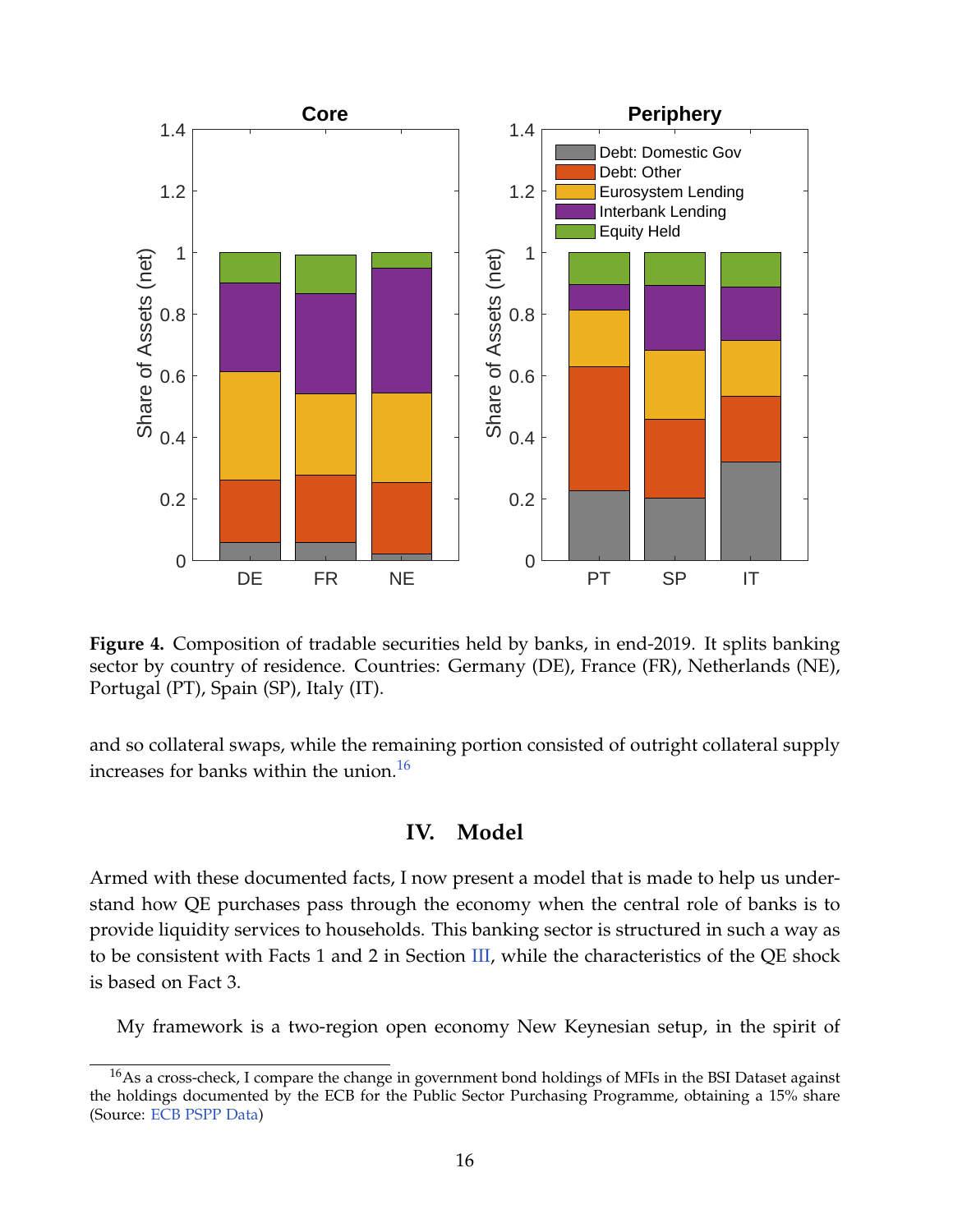**Figure 4.** Composition of tradable securities held by banks, in end-2019. It splits banking sector by country of residence. Countries: Germany (DE), France (FR), Netherlands (NE), Portugal (PT), Spain (SP), Italy (IT).

and so collateral swaps, while the remaining portion consisted of outright collateral supply increases for banks within the union.[16]

## IV. Model

Armed with these documented facts, I now present a model that is made to help us understand how QE purchases pass through the economy when the central role of banks is to provide liquidity services to households. This banking sector is structured in such a way as to be consistent with Facts 1 and 2 in Section III, while the characteristics of the QE shock is based on Fact 3.

My framework is a two-region open economy New Keynesian setup, in the spirit of

[16] As a cross-check, I compare the change in government bond holdings of MFIs in the BSI Dataset against the holdings documented by the ECB for the Public Sector Purchasing Programme, obtaining a 15% share (Source: ECB PSPP Data)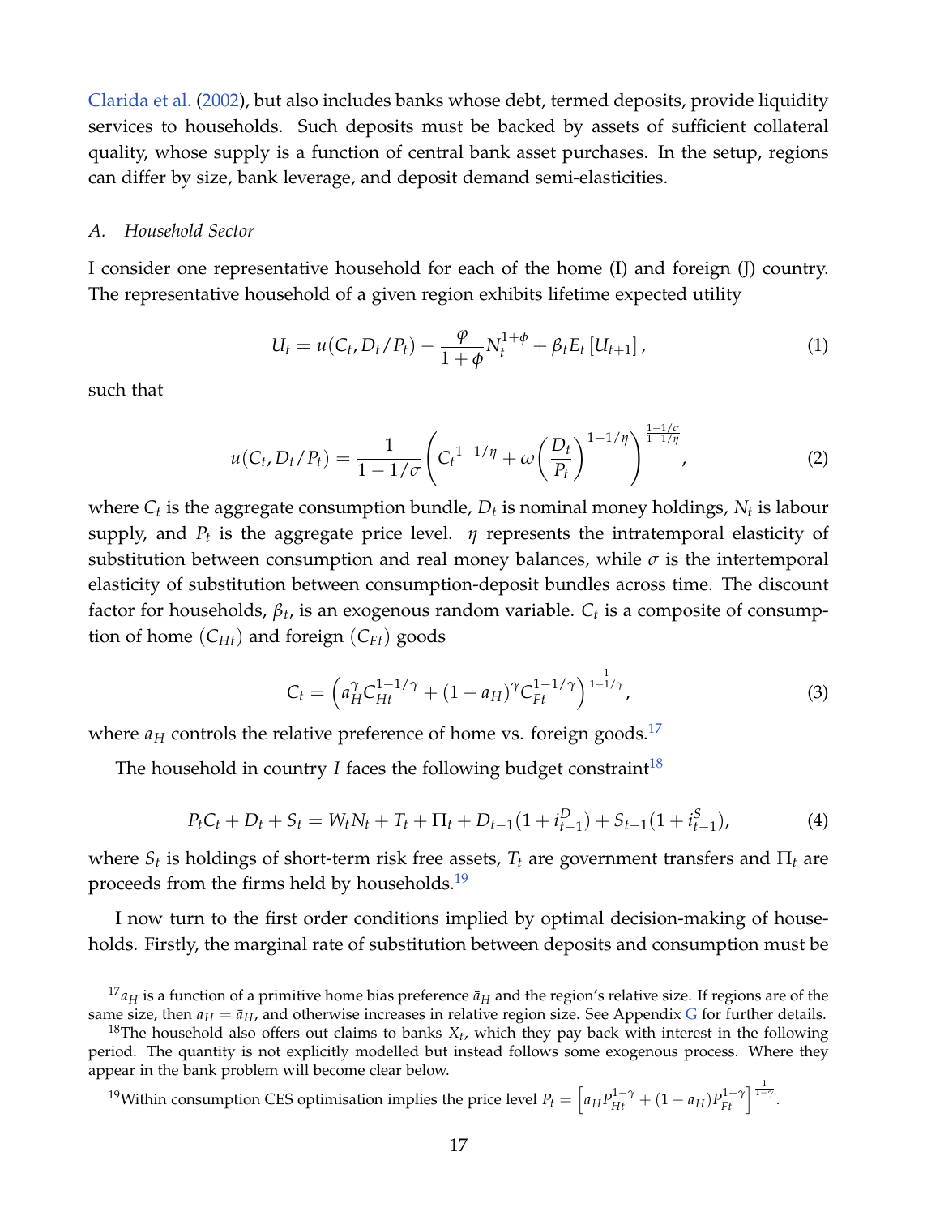Clarida et al. (2002), but also includes banks whose debt, termed deposits, provide liquidity services to households. Such deposits must be backed by assets of sufficient collateral quality, whose supply is a function of central bank asset purchases. In the setup, regions can differ by size, bank leverage, and deposit demand semi-elasticities.

### *A. Household Sector*

I consider one representative household for each of the home (I) and foreign (J) country. The representative household of a given region exhibits lifetime expected utility

$$U_t = u(C_t, D_t/P_t) - \frac{\varphi}{1+\phi} N_t^{1+\phi} + \beta_t E_t\left[U_{t+1}\right], \tag{1}$$

such that

$$u(C_t, D_t/P_t) = \frac{1}{1-1/\sigma}\left({C_t}^{1-1/\eta} + \omega\left(\frac{D_t}{P_t}\right)^{1-1/\eta}\right)^{\frac{1-1/\sigma}{1-1/\eta}}, \tag{2}$$

where $C_t$ is the aggregate consumption bundle, $D_t$ is nominal money holdings, $N_t$ is labour supply, and $P_t$ is the aggregate price level. $\eta$ represents the intratemporal elasticity of substitution between consumption and real money balances, while $\sigma$ is the intertemporal elasticity of substitution between consumption-deposit bundles across time. The discount factor for households, $\beta_t$, is an exogenous random variable. $C_t$ is a composite of consumption of home $(C_{Ht})$ and foreign $(C_{Ft})$ goods

$$C_t = \left(a_H^{\gamma} C_{Ht}^{1-1/\gamma} + (1-a_H)^{\gamma} C_{Ft}^{1-1/\gamma}\right)^{\frac{1}{1-1/\gamma}}, \tag{3}$$

where $a_H$ controls the relative preference of home vs. foreign goods.[17]

The household in country $I$ faces the following budget constraint[18]

$$P_t C_t + D_t + S_t = W_t N_t + T_t + \Pi_t + D_{t-1}(1+i_{t-1}^{D}) + S_{t-1}(1+i_{t-1}^{S}), \tag{4}$$

where $S_t$ is holdings of short-term risk free assets, $T_t$ are government transfers and $\Pi_t$ are proceeds from the firms held by households.[19]

I now turn to the first order conditions implied by optimal decision-making of households. Firstly, the marginal rate of substitution between deposits and consumption must be

[17] $a_H$ is a function of a primitive home bias preference $\bar{a}_H$ and the region's relative size. If regions are of the same size, then $a_H = \bar{a}_H$, and otherwise increases in relative region size. See Appendix G for further details.

[18] The household also offers out claims to banks $X_t$, which they pay back with interest in the following period. The quantity is not explicitly modelled but instead follows some exogenous process. Where they appear in the bank problem will become clear below.

[19] Within consumption CES optimisation implies the price level $P_t = \left[a_H P_{Ht}^{1-\gamma} + (1-a_H) P_{Ft}^{1-\gamma}\right]^{\frac{1}{1-\gamma}}$.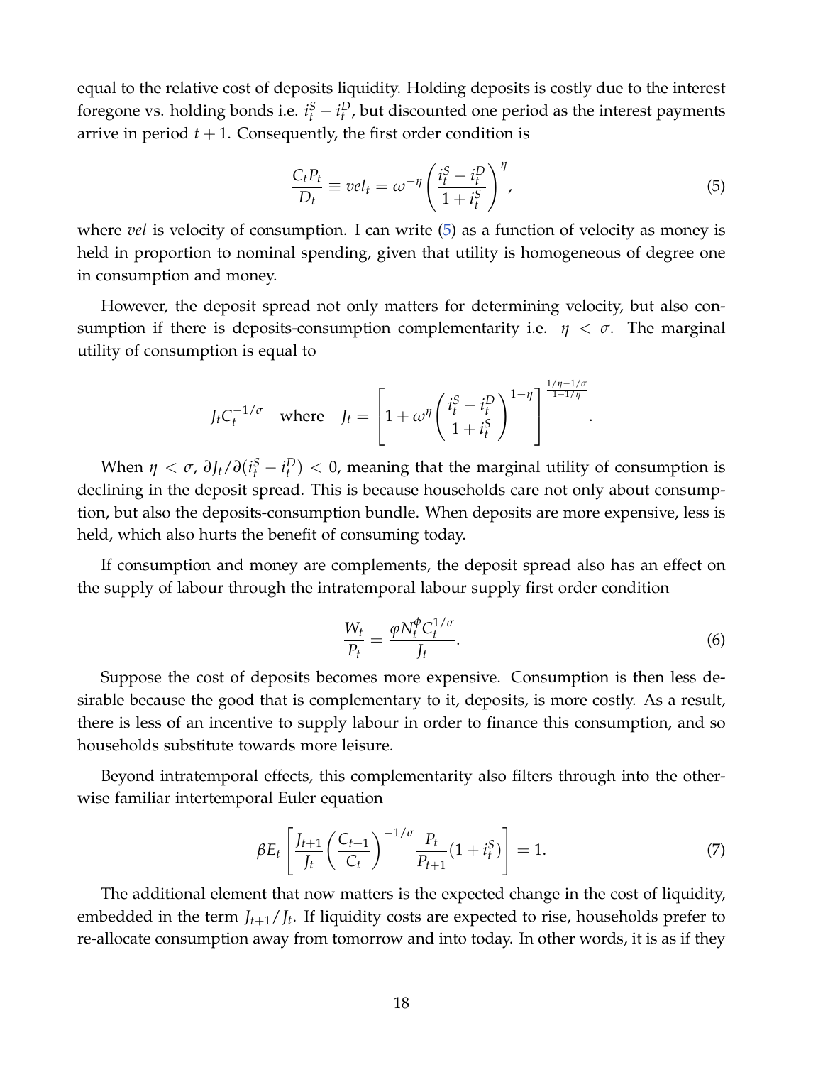equal to the relative cost of deposits liquidity. Holding deposits is costly due to the interest foregone vs. holding bonds i.e. $i_t^S - i_t^D$, but discounted one period as the interest payments arrive in period $t+1$. Consequently, the first order condition is

$$\frac{C_t P_t}{D_t} \equiv vel_t = \omega^{-\eta} \left( \frac{i_t^S - i_t^D}{1 + i_t^S} \right)^{\eta}, \tag{5}$$

where *vel* is velocity of consumption. I can write (5) as a function of velocity as money is held in proportion to nominal spending, given that utility is homogeneous of degree one in consumption and money.

However, the deposit spread not only matters for determining velocity, but also consumption if there is deposits-consumption complementarity i.e. $\eta < \sigma$. The marginal utility of consumption is equal to

$$J_t C_t^{-1/\sigma} \quad \text{where} \quad J_t = \left[ 1 + \omega^{\eta} \left( \frac{i_t^S - i_t^D}{1 + i_t^S} \right)^{1-\eta} \right]^{\frac{1/\eta - 1/\sigma}{1 - 1/\eta}}.$$

When $\eta < \sigma$, $\partial J_t / \partial (i_t^S - i_t^D) < 0$, meaning that the marginal utility of consumption is declining in the deposit spread. This is because households care not only about consumption, but also the deposits-consumption bundle. When deposits are more expensive, less is held, which also hurts the benefit of consuming today.

If consumption and money are complements, the deposit spread also has an effect on the supply of labour through the intratemporal labour supply first order condition

$$\frac{W_t}{P_t} = \frac{\varphi N_t^{\phi} C_t^{1/\sigma}}{J_t}. \tag{6}$$

Suppose the cost of deposits becomes more expensive. Consumption is then less desirable because the good that is complementary to it, deposits, is more costly. As a result, there is less of an incentive to supply labour in order to finance this consumption, and so households substitute towards more leisure.

Beyond intratemporal effects, this complementarity also filters through into the otherwise familiar intertemporal Euler equation

$$\beta E_t \left[ \frac{J_{t+1}}{J_t} \left( \frac{C_{t+1}}{C_t} \right)^{-1/\sigma} \frac{P_t}{P_{t+1}} (1 + i_t^S) \right] = 1. \tag{7}$$

The additional element that now matters is the expected change in the cost of liquidity, embedded in the term $J_{t+1}/J_t$. If liquidity costs are expected to rise, households prefer to re-allocate consumption away from tomorrow and into today. In other words, it is as if they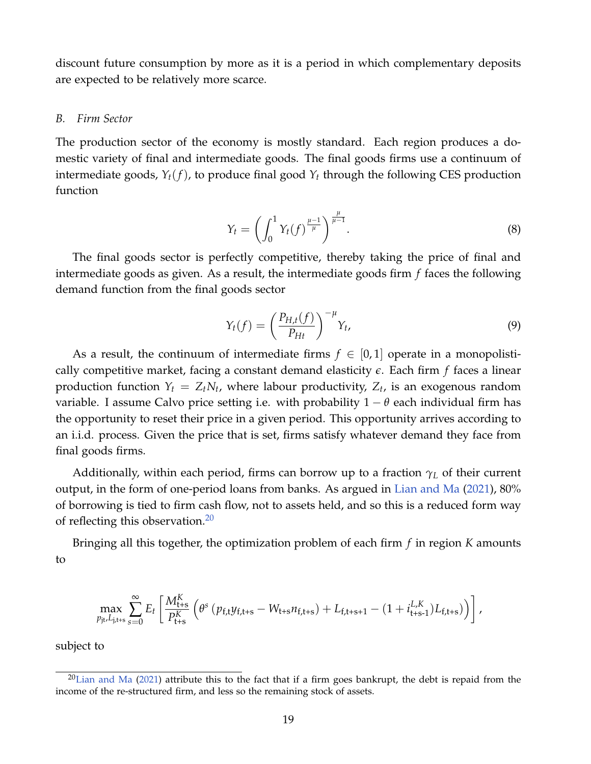discount future consumption by more as it is a period in which complementary deposits are expected to be relatively more scarce.

### B. Firm Sector

The production sector of the economy is mostly standard. Each region produces a domestic variety of final and intermediate goods. The final goods firms use a continuum of intermediate goods, $Y_t(f)$, to produce final good $Y_t$ through the following CES production function

$$
Y_t = \left( \int_0^1 Y_t(f)^{\frac{\mu-1}{\mu}} \right)^{\frac{\mu}{\mu-1}}. \tag{8}
$$

The final goods sector is perfectly competitive, thereby taking the price of final and intermediate goods as given. As a result, the intermediate goods firm $f$ faces the following demand function from the final goods sector

$$
Y_t(f) = \left( \frac{P_{H,t}(f)}{P_{Ht}} \right)^{-\mu} Y_t, \tag{9}
$$

As a result, the continuum of intermediate firms $f \in [0,1]$ operate in a monopolistically competitive market, facing a constant demand elasticity $\epsilon$. Each firm $f$ faces a linear production function $Y_t = Z_t N_t$, where labour productivity, $Z_t$, is an exogenous random variable. I assume Calvo price setting i.e. with probability $1-\theta$ each individual firm has the opportunity to reset their price in a given period. This opportunity arrives according to an i.i.d. process. Given the price that is set, firms satisfy whatever demand they face from final goods firms.

Additionally, within each period, firms can borrow up to a fraction $\gamma_L$ of their current output, in the form of one-period loans from banks. As argued in Lian and Ma (2021), 80% of borrowing is tied to firm cash flow, not to assets held, and so this is a reduced form way of reflecting this observation.[20]

Bringing all this together, the optimization problem of each firm $f$ in region $K$ amounts to

$$
\max_{p_{\mathrm{jt}}, L_{\mathrm{j,t+s}}} \sum_{s=0}^{\infty} E_t \left[ \frac{M^K_{\mathrm{t+s}}}{P^K_{\mathrm{t+s}}} \left( \theta^s \left( p_{\mathrm{f,t}} y_{\mathrm{f,t+s}} - W_{\mathrm{t+s}} n_{\mathrm{f,t+s}} \right) + L_{\mathrm{f,t+s+1}} - (1 + i^{L,K}_{\mathrm{t+s\text{-}1}}) L_{\mathrm{f,t+s}} \right) \right],
$$

subject to

[20] Lian and Ma (2021) attribute this to the fact that if a firm goes bankrupt, the debt is repaid from the income of the re-structured firm, and less so the remaining stock of assets.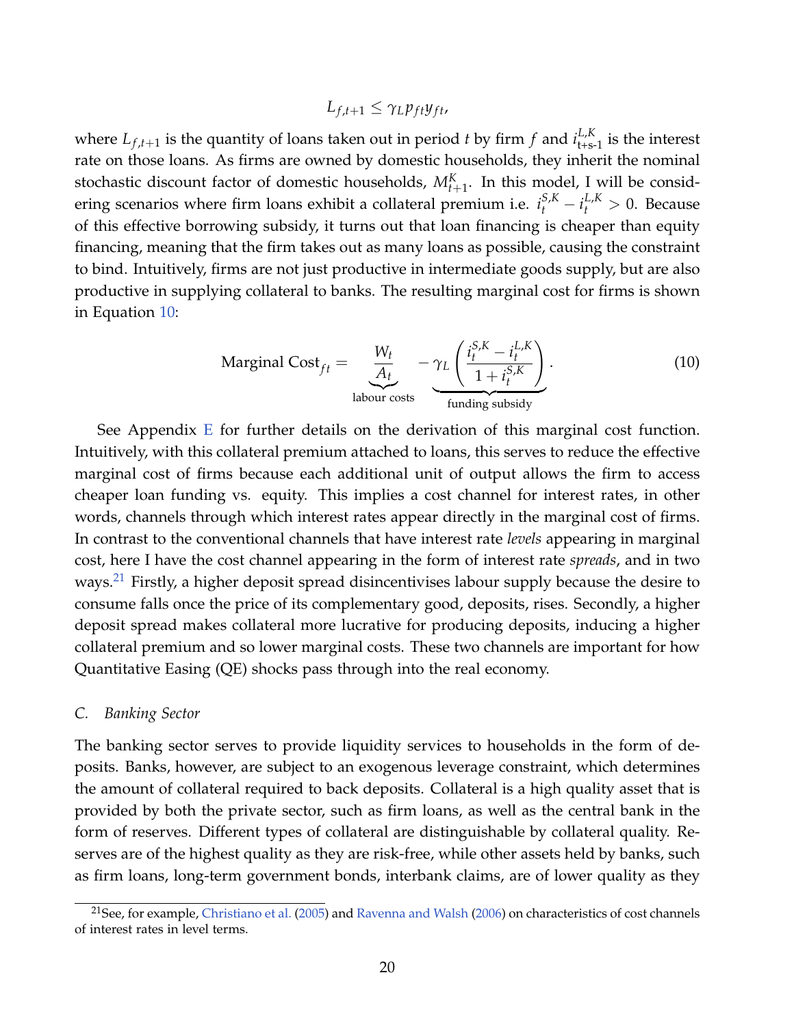$$L_{f,t+1} \leq \gamma_L p_{ft} y_{ft},$$

where $L_{f,t+1}$ is the quantity of loans taken out in period $t$ by firm $f$ and $i^{L,K}_{t+s-1}$ is the interest rate on those loans. As firms are owned by domestic households, they inherit the nominal stochastic discount factor of domestic households, $M^K_{t+1}$. In this model, I will be considering scenarios where firm loans exhibit a collateral premium i.e. $i^{S,K}_t - i^{L,K}_t > 0$. Because of this effective borrowing subsidy, it turns out that loan financing is cheaper than equity financing, meaning that the firm takes out as many loans as possible, causing the constraint to bind. Intuitively, firms are not just productive in intermediate goods supply, but are also productive in supplying collateral to banks. The resulting marginal cost for firms is shown in Equation 10:

$$\text{Marginal Cost}_{ft} = \underbrace{\frac{W_t}{A_t}}_{\text{labour costs}} - \underbrace{\gamma_L \left( \frac{i^{S,K}_t - i^{L,K}_t}{1 + i^{S,K}_t} \right)}_{\text{funding subsidy}}. \tag{10}$$

See Appendix E for further details on the derivation of this marginal cost function. Intuitively, with this collateral premium attached to loans, this serves to reduce the effective marginal cost of firms because each additional unit of output allows the firm to access cheaper loan funding vs. equity. This implies a cost channel for interest rates, in other words, channels through which interest rates appear directly in the marginal cost of firms. In contrast to the conventional channels that have interest rate *levels* appearing in marginal cost, here I have the cost channel appearing in the form of interest rate *spreads*, and in two ways.[21] Firstly, a higher deposit spread disincentivises labour supply because the desire to consume falls once the price of its complementary good, deposits, rises. Secondly, a higher deposit spread makes collateral more lucrative for producing deposits, inducing a higher collateral premium and so lower marginal costs. These two channels are important for how Quantitative Easing (QE) shocks pass through into the real economy.

### C. *Banking Sector*

The banking sector serves to provide liquidity services to households in the form of deposits. Banks, however, are subject to an exogenous leverage constraint, which determines the amount of collateral required to back deposits. Collateral is a high quality asset that is provided by both the private sector, such as firm loans, as well as the central bank in the form of reserves. Different types of collateral are distinguishable by collateral quality. Reserves are of the highest quality as they are risk-free, while other assets held by banks, such as firm loans, long-term government bonds, interbank claims, are of lower quality as they

[21] See, for example, Christiano et al. (2005) and Ravenna and Walsh (2006) on characteristics of cost channels of interest rates in level terms.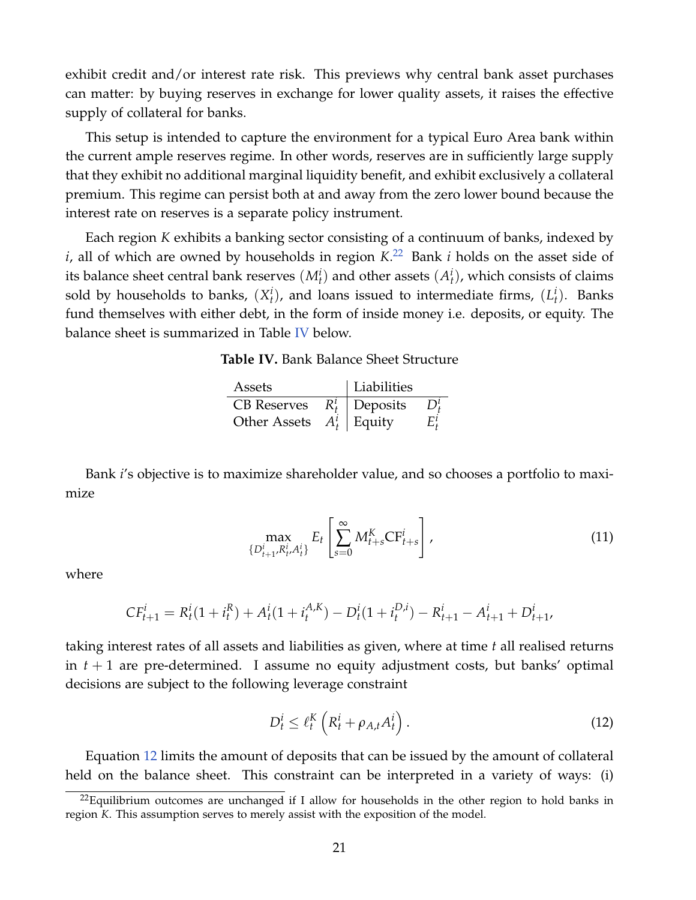exhibit credit and/or interest rate risk. This previews why central bank asset purchases can matter: by buying reserves in exchange for lower quality assets, it raises the effective supply of collateral for banks.

This setup is intended to capture the environment for a typical Euro Area bank within the current ample reserves regime. In other words, reserves are in sufficiently large supply that they exhibit no additional marginal liquidity benefit, and exhibit exclusively a collateral premium. This regime can persist both at and away from the zero lower bound because the interest rate on reserves is a separate policy instrument.

Each region $K$ exhibits a banking sector consisting of a continuum of banks, indexed by $i$, all of which are owned by households in region $K$.[22] Bank $i$ holds on the asset side of its balance sheet central bank reserves $(M_t^i)$ and other assets $(A_t^i)$, which consists of claims sold by households to banks, $(X_t^i)$, and loans issued to intermediate firms, $(L_t^i)$. Banks fund themselves with either debt, in the form of inside money i.e. deposits, or equity. The balance sheet is summarized in Table IV below.

**Table IV.** Bank Balance Sheet Structure

| Assets | | Liabilities | |
|---|---|---|---|
| CB Reserves | $R_t^i$ | Deposits | $D_t^i$ |
| Other Assets | $A_t^i$ | Equity | $E_t^i$ |

Bank $i$'s objective is to maximize shareholder value, and so chooses a portfolio to maximize

$$\max_{\{D_{t+1}^i, R_t^i, A_t^i\}} E_t \left[ \sum_{s=0}^{\infty} M_{t+s}^K \text{CF}_{t+s}^i \right], \tag{11}$$

where

$$CF_{t+1}^i = R_t^i(1 + i_t^R) + A_t^i(1 + i_t^{A,K}) - D_t^i(1 + i_t^{D,i}) - R_{t+1}^i - A_{t+1}^i + D_{t+1}^i,$$

taking interest rates of all assets and liabilities as given, where at time $t$ all realised returns in $t+1$ are pre-determined. I assume no equity adjustment costs, but banks' optimal decisions are subject to the following leverage constraint

$$D_t^i \leq \ell_t^K \left( R_t^i + \rho_{A,t} A_t^i \right). \tag{12}$$

Equation 12 limits the amount of deposits that can be issued by the amount of collateral held on the balance sheet. This constraint can be interpreted in a variety of ways: (i)

[22] Equilibrium outcomes are unchanged if I allow for households in the other region to hold banks in region $K$. This assumption serves to merely assist with the exposition of the model.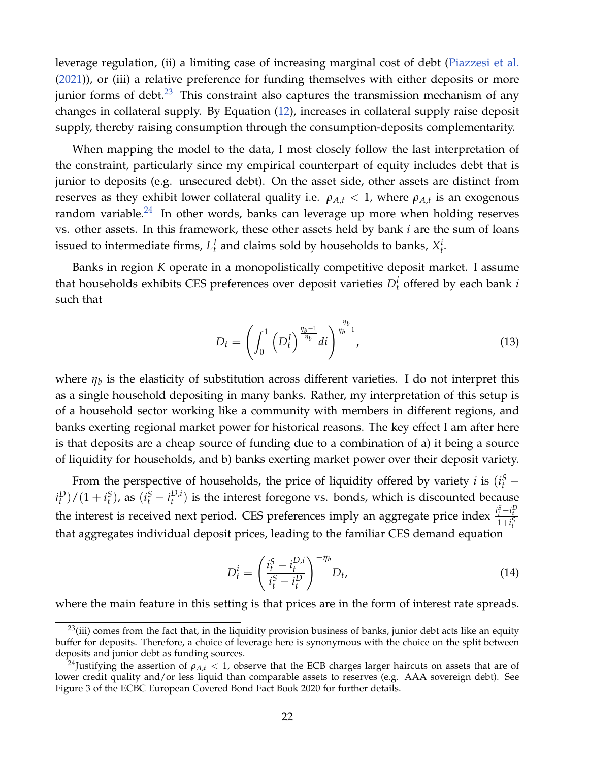leverage regulation, (ii) a limiting case of increasing marginal cost of debt (Piazzesi et al. (2021)), or (iii) a relative preference for funding themselves with either deposits or more junior forms of debt.[23] This constraint also captures the transmission mechanism of any changes in collateral supply. By Equation (12), increases in collateral supply raise deposit supply, thereby raising consumption through the consumption-deposits complementarity.

When mapping the model to the data, I most closely follow the last interpretation of the constraint, particularly since my empirical counterpart of equity includes debt that is junior to deposits (e.g. unsecured debt). On the asset side, other assets are distinct from reserves as they exhibit lower collateral quality i.e. $\rho_{A,t} < 1$, where $\rho_{A,t}$ is an exogenous random variable.[24] In other words, banks can leverage up more when holding reserves vs. other assets. In this framework, these other assets held by bank $i$ are the sum of loans issued to intermediate firms, $L_t^I$ and claims sold by households to banks, $X_t^i$.

Banks in region $K$ operate in a monopolistically competitive deposit market. I assume that households exhibits CES preferences over deposit varieties $D_t^i$ offered by each bank $i$ such that

$$D_t = \left( \int_0^1 \left( D_t^I \right)^{\frac{\eta_b - 1}{\eta_b}} di \right)^{\frac{\eta_b}{\eta_b - 1}}, \tag{13}$$

where $\eta_b$ is the elasticity of substitution across different varieties. I do not interpret this as a single household depositing in many banks. Rather, my interpretation of this setup is of a household sector working like a community with members in different regions, and banks exerting regional market power for historical reasons. The key effect I am after here is that deposits are a cheap source of funding due to a combination of a) it being a source of liquidity for households, and b) banks exerting market power over their deposit variety.

From the perspective of households, the price of liquidity offered by variety $i$ is $(i_t^S - i_t^D)/(1 + i_t^S)$, as $(i_t^S - i_t^{D,i})$ is the interest foregone vs. bonds, which is discounted because the interest is received next period. CES preferences imply an aggregate price index $\frac{i_t^S - i_t^D}{1 + i_t^S}$ that aggregates individual deposit prices, leading to the familiar CES demand equation

$$D_t^i = \left( \frac{i_t^S - i_t^{D,i}}{i_t^S - i_t^D} \right)^{-\eta_b} D_t, \tag{14}$$

where the main feature in this setting is that prices are in the form of interest rate spreads.

[23] (iii) comes from the fact that, in the liquidity provision business of banks, junior debt acts like an equity buffer for deposits. Therefore, a choice of leverage here is synonymous with the choice on the split between deposits and junior debt as funding sources.

[24] Justifying the assertion of $\rho_{A,t} < 1$, observe that the ECB charges larger haircuts on assets that are of lower credit quality and/or less liquid than comparable assets to reserves (e.g. AAA sovereign debt). See Figure 3 of the ECBC European Covered Bond Fact Book 2020 for further details.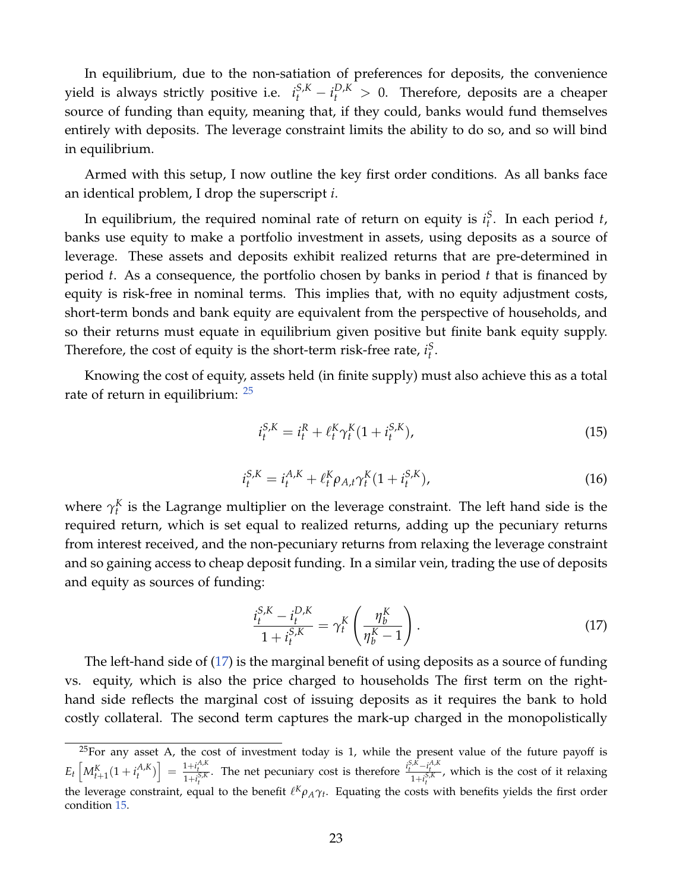In equilibrium, due to the non-satiation of preferences for deposits, the convenience yield is always strictly positive i.e. $i_t^{S,K} - i_t^{D,K} > 0$. Therefore, deposits are a cheaper source of funding than equity, meaning that, if they could, banks would fund themselves entirely with deposits. The leverage constraint limits the ability to do so, and so will bind in equilibrium.

Armed with this setup, I now outline the key first order conditions. As all banks face an identical problem, I drop the superscript $i$.

In equilibrium, the required nominal rate of return on equity is $i_t^S$. In each period $t$, banks use equity to make a portfolio investment in assets, using deposits as a source of leverage. These assets and deposits exhibit realized returns that are pre-determined in period $t$. As a consequence, the portfolio chosen by banks in period $t$ that is financed by equity is risk-free in nominal terms. This implies that, with no equity adjustment costs, short-term bonds and bank equity are equivalent from the perspective of households, and so their returns must equate in equilibrium given positive but finite bank equity supply. Therefore, the cost of equity is the short-term risk-free rate, $i_t^S$.

Knowing the cost of equity, assets held (in finite supply) must also achieve this as a total rate of return in equilibrium: [25]

$$i_t^{S,K} = i_t^R + \ell_t^K \gamma_t^K (1 + i_t^{S,K}), \tag{15}$$

$$i_t^{S,K} = i_t^{A,K} + \ell_t^K \rho_{A,t} \gamma_t^K (1 + i_t^{S,K}), \tag{16}$$

where $\gamma_t^K$ is the Lagrange multiplier on the leverage constraint. The left hand side is the required return, which is set equal to realized returns, adding up the pecuniary returns from interest received, and the non-pecuniary returns from relaxing the leverage constraint and so gaining access to cheap deposit funding. In a similar vein, trading the use of deposits and equity as sources of funding:

$$\frac{i_t^{S,K} - i_t^{D,K}}{1 + i_t^{S,K}} = \gamma_t^K \left( \frac{\eta_b^K}{\eta_b^K - 1} \right). \tag{17}$$

The left-hand side of (17) is the marginal benefit of using deposits as a source of funding vs. equity, which is also the price charged to households The first term on the right-hand side reflects the marginal cost of issuing deposits as it requires the bank to hold costly collateral. The second term captures the mark-up charged in the monopolistically

[25] For any asset A, the cost of investment today is 1, while the present value of the future payoff is $E_t\left[M_{t+1}^K(1 + i_t^{A,K})\right] = \frac{1+i_t^{A,K}}{1+i_t^{S,K}}$. The net pecuniary cost is therefore $\frac{i_t^{S,K} - i_t^{A,K}}{1+i_t^{S,K}}$, which is the cost of it relaxing the leverage constraint, equal to the benefit $\ell^K \rho_A \gamma_t$. Equating the costs with benefits yields the first order condition 15.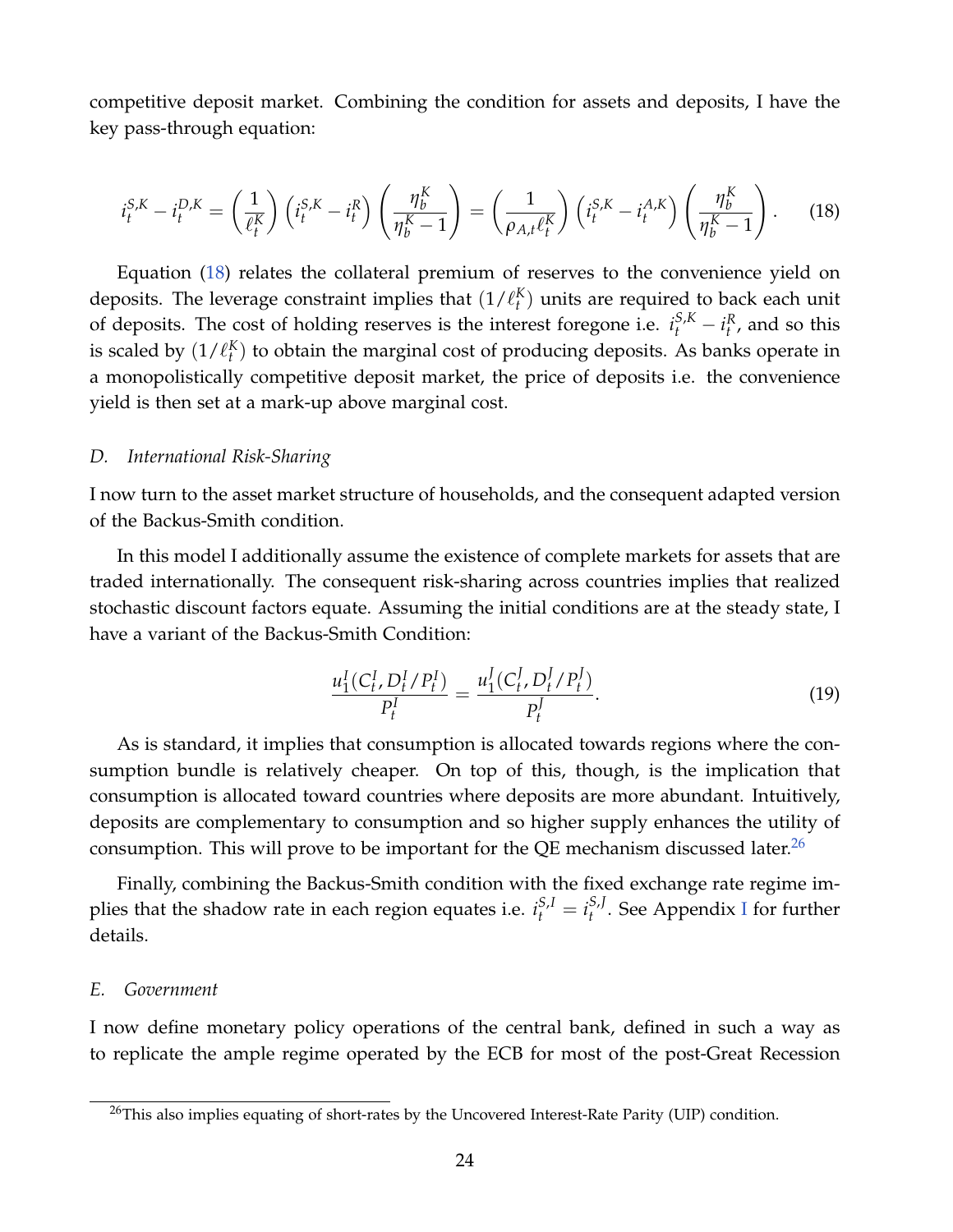competitive deposit market. Combining the condition for assets and deposits, I have the key pass-through equation:

$$i_t^{S,K} - i_t^{D,K} = \left(\frac{1}{\ell_t^K}\right)\left(i_t^{S,K} - i_t^R\right)\left(\frac{\eta_b^K}{\eta_b^K - 1}\right) = \left(\frac{1}{\rho_{A,t}\ell_t^K}\right)\left(i_t^{S,K} - i_t^{A,K}\right)\left(\frac{\eta_b^K}{\eta_b^K - 1}\right). \quad (18)$$

Equation (18) relates the collateral premium of reserves to the convenience yield on deposits. The leverage constraint implies that $(1/\ell_t^K)$ units are required to back each unit of deposits. The cost of holding reserves is the interest foregone i.e. $i_t^{S,K} - i_t^R$, and so this is scaled by $(1/\ell_t^K)$ to obtain the marginal cost of producing deposits. As banks operate in a monopolistically competitive deposit market, the price of deposits i.e. the convenience yield is then set at a mark-up above marginal cost.

### *D. International Risk-Sharing*

I now turn to the asset market structure of households, and the consequent adapted version of the Backus-Smith condition.

In this model I additionally assume the existence of complete markets for assets that are traded internationally. The consequent risk-sharing across countries implies that realized stochastic discount factors equate. Assuming the initial conditions are at the steady state, I have a variant of the Backus-Smith Condition:

$$\frac{u_1^I(C_t^I, D_t^I/P_t^I)}{P_t^I} = \frac{u_1^J(C_t^J, D_t^J/P_t^J)}{P_t^J}. \quad (19)$$

As is standard, it implies that consumption is allocated towards regions where the consumption bundle is relatively cheaper. On top of this, though, is the implication that consumption is allocated toward countries where deposits are more abundant. Intuitively, deposits are complementary to consumption and so higher supply enhances the utility of consumption. This will prove to be important for the QE mechanism discussed later.[26]

Finally, combining the Backus-Smith condition with the fixed exchange rate regime implies that the shadow rate in each region equates i.e. $i_t^{S,I} = i_t^{S,J}$. See Appendix I for further details.

### *E. Government*

I now define monetary policy operations of the central bank, defined in such a way as to replicate the ample regime operated by the ECB for most of the post-Great Recession

[26] This also implies equating of short-rates by the Uncovered Interest-Rate Parity (UIP) condition.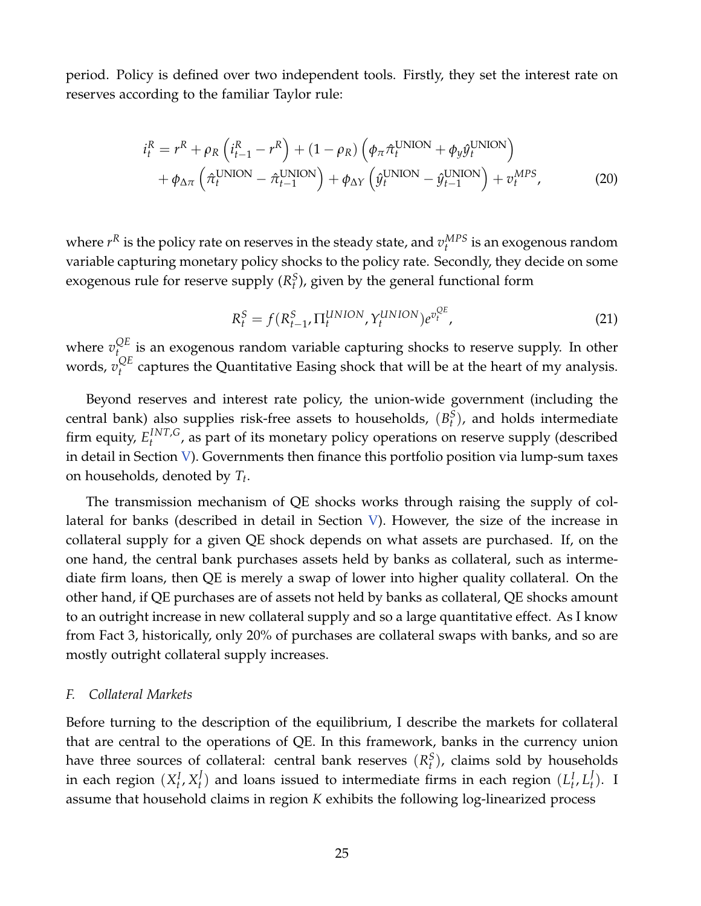period. Policy is defined over two independent tools. Firstly, they set the interest rate on reserves according to the familiar Taylor rule:

$$
\begin{aligned}
i_t^R = r^R &+ \rho_R \left( i_{t-1}^R - r^R \right) + (1 - \rho_R) \left( \phi_\pi \hat{\pi}_t^{\text{UNION}} + \phi_y \hat{y}_t^{\text{UNION}} \right) \\
&+ \phi_{\Delta\pi} \left( \hat{\pi}_t^{\text{UNION}} - \hat{\pi}_{t-1}^{\text{UNION}} \right) + \phi_{\Delta Y} \left( \hat{y}_t^{\text{UNION}} - \hat{y}_{t-1}^{\text{UNION}} \right) + v_t^{MPS},
\end{aligned} \tag{20}
$$

where $r^R$ is the policy rate on reserves in the steady state, and $v_t^{MPS}$ is an exogenous random variable capturing monetary policy shocks to the policy rate. Secondly, they decide on some exogenous rule for reserve supply ($R_t^S$), given by the general functional form

$$
R_t^S = f(R_{t-1}^S, \Pi_t^{UNION}, Y_t^{UNION}) e^{v_t^{QE}}, \tag{21}
$$

where $v_t^{QE}$ is an exogenous random variable capturing shocks to reserve supply. In other words, $v_t^{QE}$ captures the Quantitative Easing shock that will be at the heart of my analysis.

Beyond reserves and interest rate policy, the union-wide government (including the central bank) also supplies risk-free assets to households, ($B_t^S$), and holds intermediate firm equity, $E_t^{INT,G}$, as part of its monetary policy operations on reserve supply (described in detail in Section V). Governments then finance this portfolio position via lump-sum taxes on households, denoted by $T_t$.

The transmission mechanism of QE shocks works through raising the supply of collateral for banks (described in detail in Section V). However, the size of the increase in collateral supply for a given QE shock depends on what assets are purchased. If, on the one hand, the central bank purchases assets held by banks as collateral, such as intermediate firm loans, then QE is merely a swap of lower into higher quality collateral. On the other hand, if QE purchases are of assets not held by banks as collateral, QE shocks amount to an outright increase in new collateral supply and so a large quantitative effect. As I know from Fact 3, historically, only 20% of purchases are collateral swaps with banks, and so are mostly outright collateral supply increases.

*F. Collateral Markets*

Before turning to the description of the equilibrium, I describe the markets for collateral that are central to the operations of QE. In this framework, banks in the currency union have three sources of collateral: central bank reserves ($R_t^S$), claims sold by households in each region ($X_t^I, X_t^J$) and loans issued to intermediate firms in each region ($L_t^I, L_t^J$). I assume that household claims in region $K$ exhibits the following log-linearized process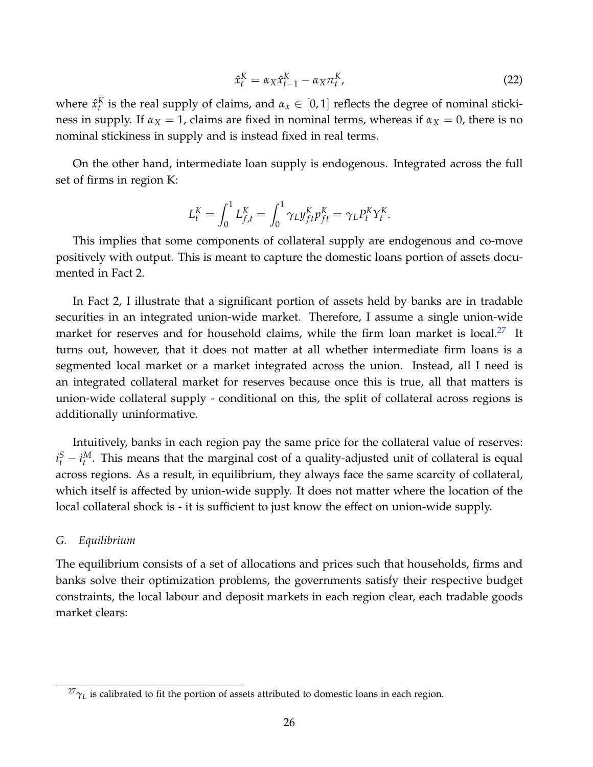$$\hat{x}_t^K = \alpha_X \hat{x}_{t-1}^K - \alpha_X \pi_t^K, \tag{22}$$

where $\hat{x}_t^K$ is the real supply of claims, and $\alpha_x \in [0,1]$ reflects the degree of nominal stickiness in supply. If $\alpha_X = 1$, claims are fixed in nominal terms, whereas if $\alpha_X = 0$, there is no nominal stickiness in supply and is instead fixed in real terms.

On the other hand, intermediate loan supply is endogenous. Integrated across the full set of firms in region K:

$$L_t^K = \int_0^1 L_{f,t}^K = \int_0^1 \gamma_L y_{ft}^K p_{ft}^K = \gamma_L P_t^K Y_t^K.$$

This implies that some components of collateral supply are endogenous and co-move positively with output. This is meant to capture the domestic loans portion of assets documented in Fact 2.

In Fact 2, I illustrate that a significant portion of assets held by banks are in tradable securities in an integrated union-wide market. Therefore, I assume a single union-wide market for reserves and for household claims, while the firm loan market is local.[27] It turns out, however, that it does not matter at all whether intermediate firm loans is a segmented local market or a market integrated across the union. Instead, all I need is an integrated collateral market for reserves because once this is true, all that matters is union-wide collateral supply - conditional on this, the split of collateral across regions is additionally uninformative.

Intuitively, banks in each region pay the same price for the collateral value of reserves: $i_t^S - i_t^M$. This means that the marginal cost of a quality-adjusted unit of collateral is equal across regions. As a result, in equilibrium, they always face the same scarcity of collateral, which itself is affected by union-wide supply. It does not matter where the location of the local collateral shock is - it is sufficient to just know the effect on union-wide supply.

*G. Equilibrium*

The equilibrium consists of a set of allocations and prices such that households, firms and banks solve their optimization problems, the governments satisfy their respective budget constraints, the local labour and deposit markets in each region clear, each tradable goods market clears:

[27] $\gamma_L$ is calibrated to fit the portion of assets attributed to domestic loans in each region.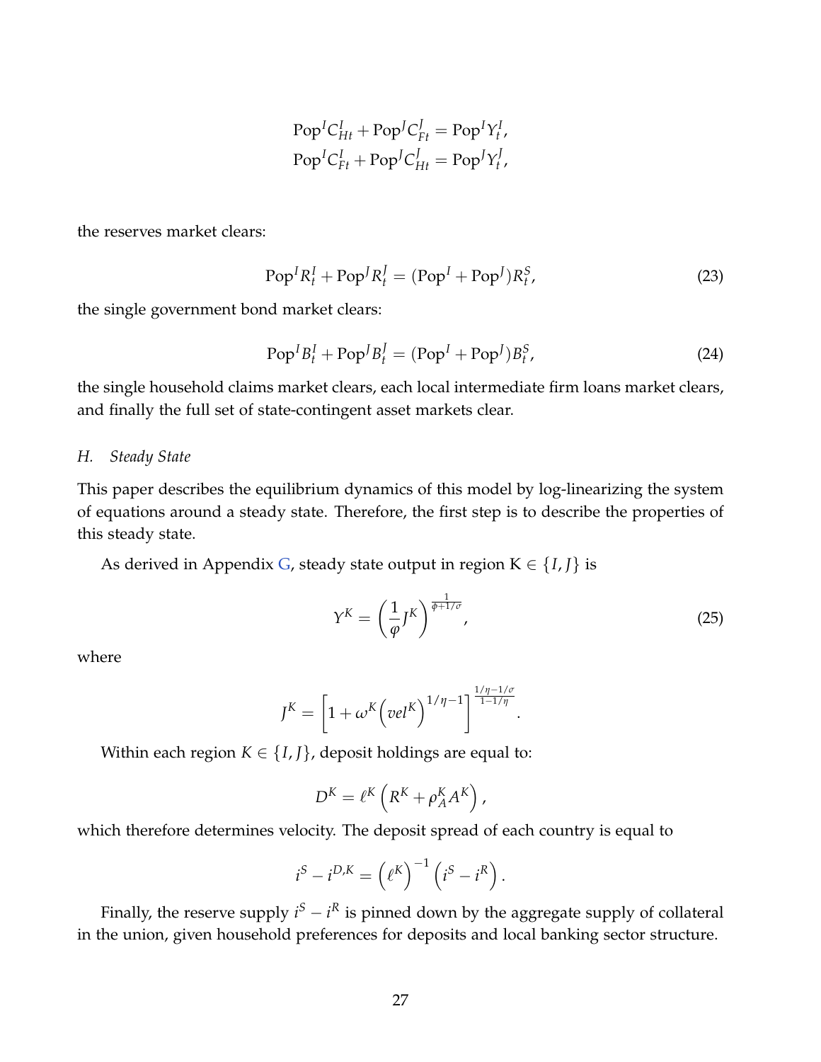$$\text{Pop}^I C^I_{Ht} + \text{Pop}^J C^J_{Ft} = \text{Pop}^I Y^I_t,$$
$$\text{Pop}^I C^I_{Ft} + \text{Pop}^J C^J_{Ht} = \text{Pop}^J Y^J_t,$$

the reserves market clears:

$$\text{Pop}^I R^I_t + \text{Pop}^J R^J_t = (\text{Pop}^I + \text{Pop}^J) R^S_t, \tag{23}$$

the single government bond market clears:

$$\text{Pop}^I B^I_t + \text{Pop}^J B^J_t = (\text{Pop}^I + \text{Pop}^J) B^S_t, \tag{24}$$

the single household claims market clears, each local intermediate firm loans market clears, and finally the full set of state-contingent asset markets clear.

### H. Steady State

This paper describes the equilibrium dynamics of this model by log-linearizing the system of equations around a steady state. Therefore, the first step is to describe the properties of this steady state.

As derived in Appendix G, steady state output in region K $\in \{I, J\}$ is

$$Y^K = \left(\frac{1}{\varphi} J^K\right)^{\frac{1}{\varphi + 1/\sigma}}, \tag{25}$$

where

$$J^K = \left[1 + \omega^K \left(vel^K\right)^{1/\eta - 1}\right]^{\frac{1/\eta - 1/\sigma}{1 - 1/\eta}}.$$

Within each region $K \in \{I, J\}$, deposit holdings are equal to:

$$D^K = \ell^K \left(R^K + \rho^K_A A^K\right),$$

which therefore determines velocity. The deposit spread of each country is equal to

$$i^S - i^{D,K} = \left(\ell^K\right)^{-1} \left(i^S - i^R\right).$$

Finally, the reserve supply $i^S - i^R$ is pinned down by the aggregate supply of collateral in the union, given household preferences for deposits and local banking sector structure.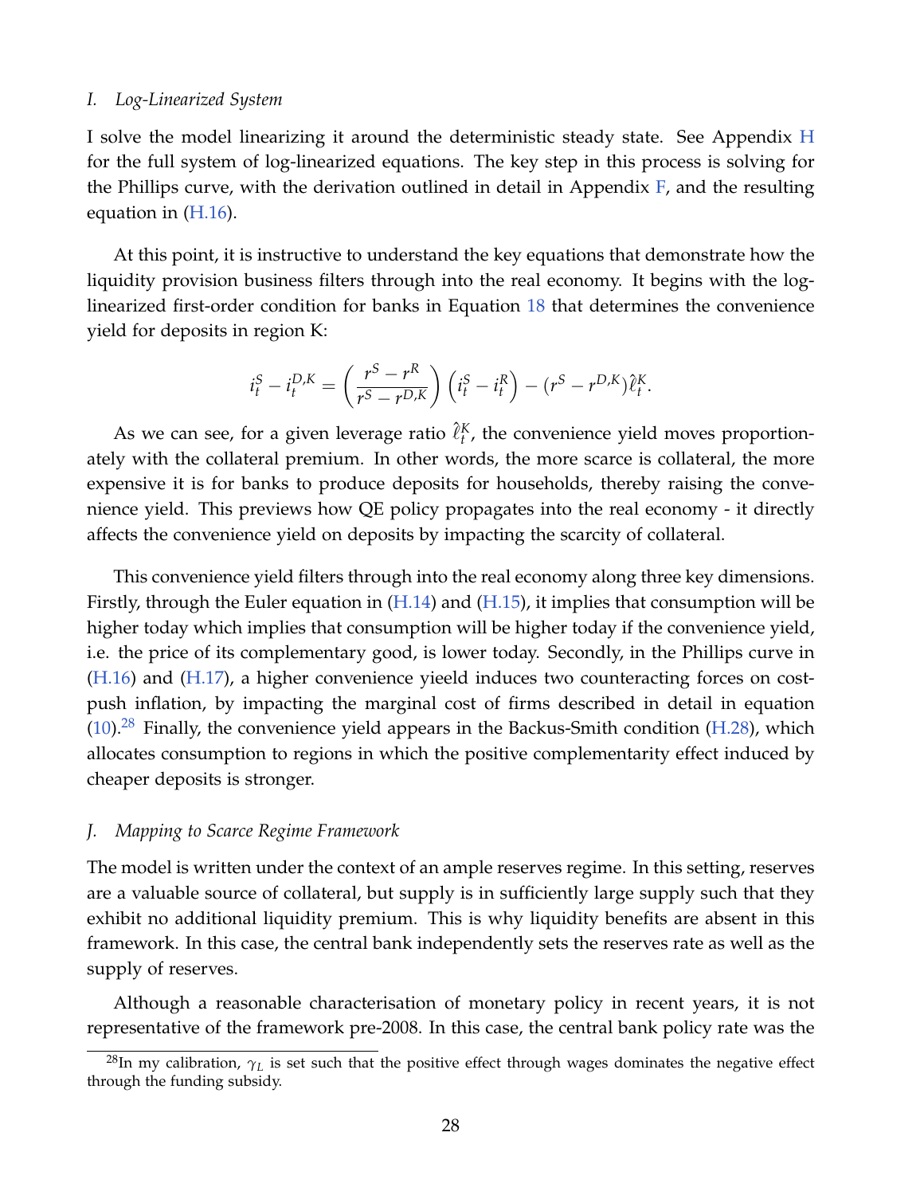*I. Log-Linearized System*

I solve the model linearizing it around the deterministic steady state. See Appendix H for the full system of log-linearized equations. The key step in this process is solving for the Phillips curve, with the derivation outlined in detail in Appendix F, and the resulting equation in (H.16).

At this point, it is instructive to understand the key equations that demonstrate how the liquidity provision business filters through into the real economy. It begins with the log-linearized first-order condition for banks in Equation 18 that determines the convenience yield for deposits in region K:

$$i_t^S - i_t^{D,K} = \left( \frac{r^S - r^R}{r^S - r^{D,K}} \right) \left( i_t^S - i_t^R \right) - (r^S - r^{D,K}) \hat{\ell}_t^K.$$

As we can see, for a given leverage ratio $\hat{\ell}_t^K$, the convenience yield moves proportionately with the collateral premium. In other words, the more scarce is collateral, the more expensive it is for banks to produce deposits for households, thereby raising the convenience yield. This previews how QE policy propagates into the real economy - it directly affects the convenience yield on deposits by impacting the scarcity of collateral.

This convenience yield filters through into the real economy along three key dimensions. Firstly, through the Euler equation in (H.14) and (H.15), it implies that consumption will be higher today which implies that consumption will be higher today if the convenience yield, i.e. the price of its complementary good, is lower today. Secondly, in the Phillips curve in (H.16) and (H.17), a higher convenience yieeld induces two counteracting forces on cost-push inflation, by impacting the marginal cost of firms described in detail in equation (10).[28] Finally, the convenience yield appears in the Backus-Smith condition (H.28), which allocates consumption to regions in which the positive complementarity effect induced by cheaper deposits is stronger.

*J. Mapping to Scarce Regime Framework*

The model is written under the context of an ample reserves regime. In this setting, reserves are a valuable source of collateral, but supply is in sufficiently large supply such that they exhibit no additional liquidity premium. This is why liquidity benefits are absent in this framework. In this case, the central bank independently sets the reserves rate as well as the supply of reserves.

Although a reasonable characterisation of monetary policy in recent years, it is not representative of the framework pre-2008. In this case, the central bank policy rate was the

[28] In my calibration, $\gamma_L$ is set such that the positive effect through wages dominates the negative effect through the funding subsidy.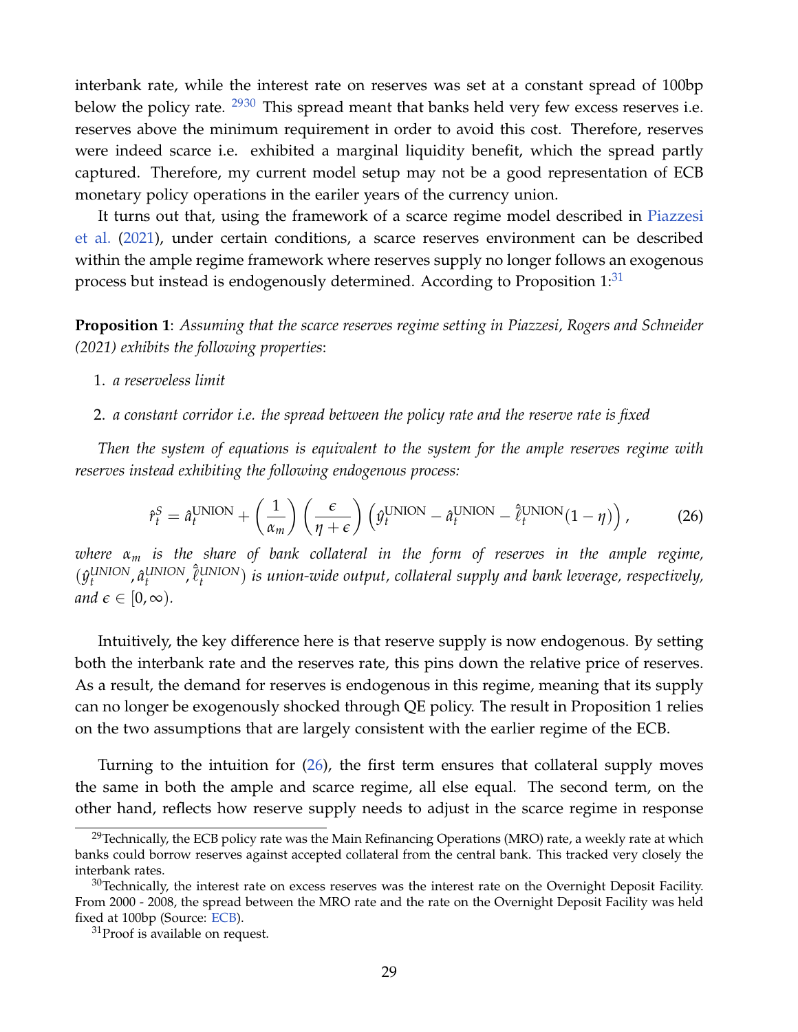interbank rate, while the interest rate on reserves was set at a constant spread of 100bp below the policy rate. [29][30] This spread meant that banks held very few excess reserves i.e. reserves above the minimum requirement in order to avoid this cost. Therefore, reserves were indeed scarce i.e. exhibited a marginal liquidity benefit, which the spread partly captured. Therefore, my current model setup may not be a good representation of ECB monetary policy operations in the eariler years of the currency union.

It turns out that, using the framework of a scarce regime model described in Piazzesi et al. (2021), under certain conditions, a scarce reserves environment can be described within the ample regime framework where reserves supply no longer follows an exogenous process but instead is endogenously determined. According to Proposition 1:[31]

**Proposition 1**: *Assuming that the scarce reserves regime setting in Piazzesi, Rogers and Schneider (2021) exhibits the following properties*:

1. *a reserveless limit*
2. *a constant corridor i.e. the spread between the policy rate and the reserve rate is fixed*

*Then the system of equations is equivalent to the system for the ample reserves regime with reserves instead exhibiting the following endogenous process:*

$$\hat{r}_t^S = \hat{a}_t^{\text{UNION}} + \left(\frac{1}{\alpha_m}\right)\left(\frac{\epsilon}{\eta+\epsilon}\right)\left(\hat{y}_t^{\text{UNION}} - \hat{a}_t^{\text{UNION}} - \hat{\ell}_t^{\text{UNION}}(1-\eta)\right), \tag{26}$$

*where $\alpha_m$ is the share of bank collateral in the form of reserves in the ample regime, $(\hat{y}_t^{UNION}, \hat{a}_t^{UNION}, \hat{\ell}_t^{UNION})$ is union-wide output, collateral supply and bank leverage, respectively, and $\epsilon \in [0, \infty)$.*

Intuitively, the key difference here is that reserve supply is now endogenous. By setting both the interbank rate and the reserves rate, this pins down the relative price of reserves. As a result, the demand for reserves is endogenous in this regime, meaning that its supply can no longer be exogenously shocked through QE policy. The result in Proposition 1 relies on the two assumptions that are largely consistent with the earlier regime of the ECB.

Turning to the intuition for (26), the first term ensures that collateral supply moves the same in both the ample and scarce regime, all else equal. The second term, on the other hand, reflects how reserve supply needs to adjust in the scarce regime in response

[29] Technically, the ECB policy rate was the Main Refinancing Operations (MRO) rate, a weekly rate at which banks could borrow reserves against accepted collateral from the central bank. This tracked very closely the interbank rates.

[30] Technically, the interest rate on excess reserves was the interest rate on the Overnight Deposit Facility. From 2000 - 2008, the spread between the MRO rate and the rate on the Overnight Deposit Facility was held fixed at 100bp (Source: ECB).

[31] Proof is available on request.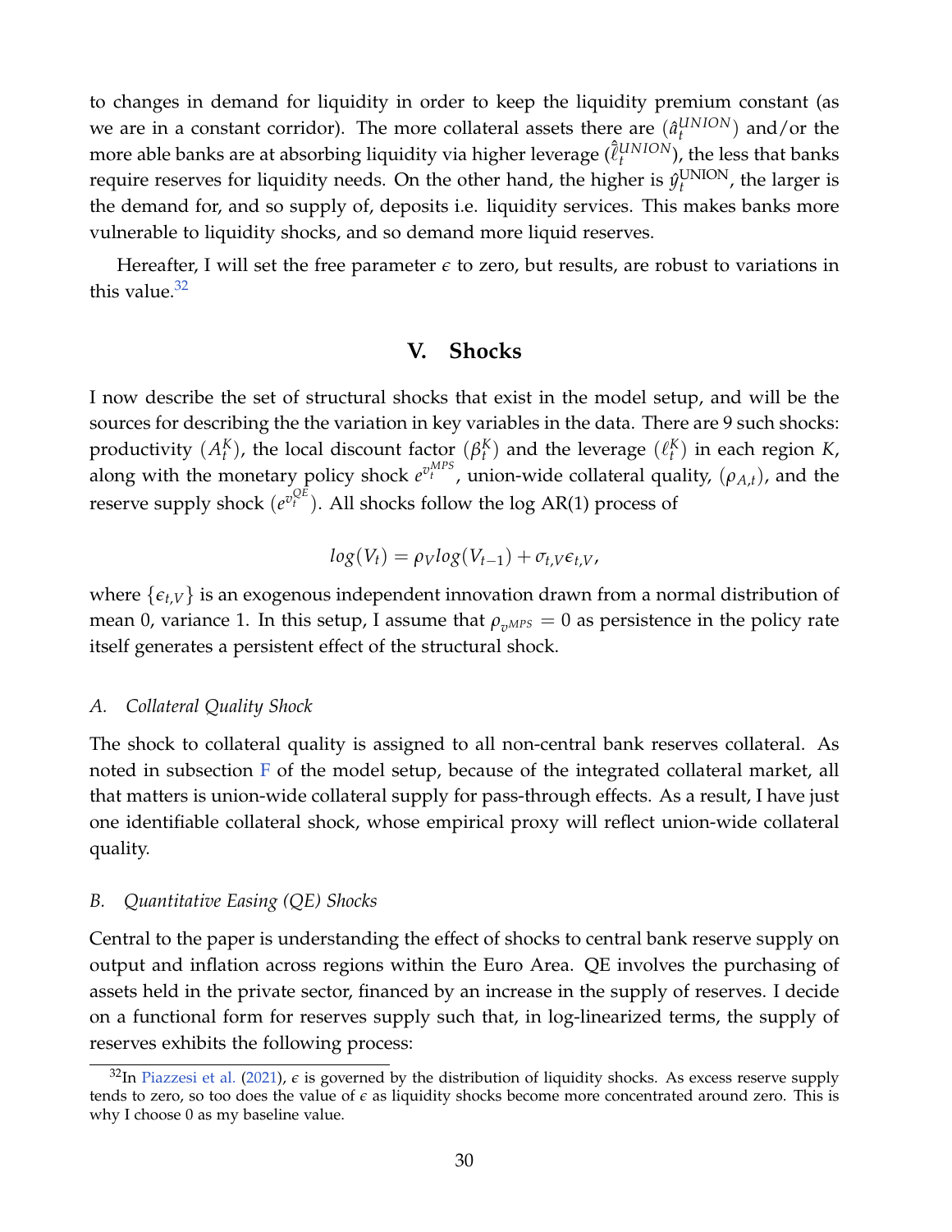to changes in demand for liquidity in order to keep the liquidity premium constant (as we are in a constant corridor). The more collateral assets there are ($\hat{a}_t^{UNION}$) and/or the more able banks are at absorbing liquidity via higher leverage ($\hat{\ell}_t^{UNION}$), the less that banks require reserves for liquidity needs. On the other hand, the higher is $\hat{y}_t^{\text{UNION}}$, the larger is the demand for, and so supply of, deposits i.e. liquidity services. This makes banks more vulnerable to liquidity shocks, and so demand more liquid reserves.

Hereafter, I will set the free parameter $\epsilon$ to zero, but results, are robust to variations in this value.[32]

## V. Shocks

I now describe the set of structural shocks that exist in the model setup, and will be the sources for describing the the variation in key variables in the data. There are 9 such shocks: productivity ($A_t^K$), the local discount factor ($\beta_t^K$) and the leverage ($\ell_t^K$) in each region $K$, along with the monetary policy shock $e^{v_t^{MPS}}$, union-wide collateral quality, ($\rho_{A,t}$), and the reserve supply shock ($e^{v_t^{QE}}$). All shocks follow the log AR(1) process of

$$log(V_t) = \rho_V log(V_{t-1}) + \sigma_{t,V}\epsilon_{t,V},$$

where $\{\epsilon_{t,V}\}$ is an exogenous independent innovation drawn from a normal distribution of mean 0, variance 1. In this setup, I assume that $\rho_{v^{MPS}} = 0$ as persistence in the policy rate itself generates a persistent effect of the structural shock.

### *A. Collateral Quality Shock*

The shock to collateral quality is assigned to all non-central bank reserves collateral. As noted in subsection F of the model setup, because of the integrated collateral market, all that matters is union-wide collateral supply for pass-through effects. As a result, I have just one identifiable collateral shock, whose empirical proxy will reflect union-wide collateral quality.

### *B. Quantitative Easing (QE) Shocks*

Central to the paper is understanding the effect of shocks to central bank reserve supply on output and inflation across regions within the Euro Area. QE involves the purchasing of assets held in the private sector, financed by an increase in the supply of reserves. I decide on a functional form for reserves supply such that, in log-linearized terms, the supply of reserves exhibits the following process:

[32] In Piazzesi et al. (2021), $\epsilon$ is governed by the distribution of liquidity shocks. As excess reserve supply tends to zero, so too does the value of $\epsilon$ as liquidity shocks become more concentrated around zero. This is why I choose 0 as my baseline value.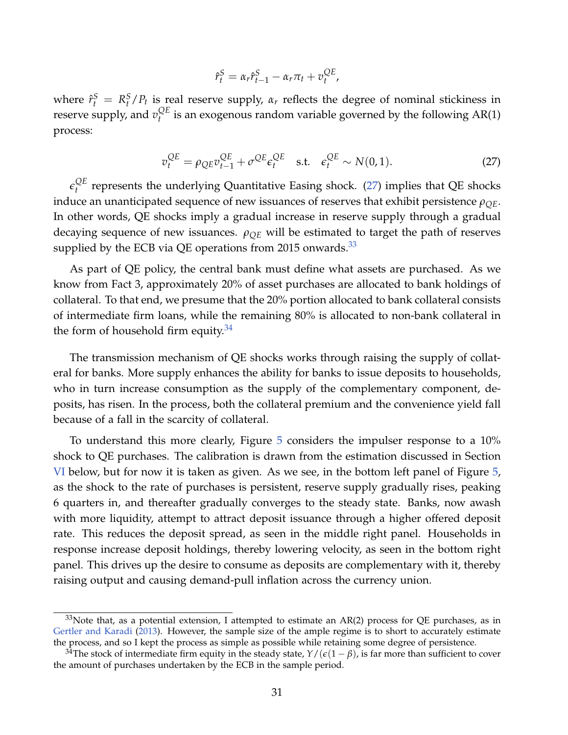$$\hat{r}_t^S = \alpha_r \hat{r}_{t-1}^S - \alpha_r \pi_t + v_t^{QE},$$

where $\hat{r}_t^S = R_t^S / P_t$ is real reserve supply, $\alpha_r$ reflects the degree of nominal stickiness in reserve supply, and $v_t^{QE}$ is an exogenous random variable governed by the following AR(1) process:

$$v_t^{QE} = \rho_{QE} v_{t-1}^{QE} + \sigma^{QE} \epsilon_t^{QE} \quad \text{s.t.} \quad \epsilon_t^{QE} \sim N(0,1). \tag{27}$$

$\epsilon_t^{QE}$ represents the underlying Quantitative Easing shock. (27) implies that QE shocks induce an unanticipated sequence of new issuances of reserves that exhibit persistence $\rho_{QE}$. In other words, QE shocks imply a gradual increase in reserve supply through a gradual decaying sequence of new issuances. $\rho_{QE}$ will be estimated to target the path of reserves supplied by the ECB via QE operations from 2015 onwards.[33]

As part of QE policy, the central bank must define what assets are purchased. As we know from Fact 3, approximately 20% of asset purchases are allocated to bank holdings of collateral. To that end, we presume that the 20% portion allocated to bank collateral consists of intermediate firm loans, while the remaining 80% is allocated to non-bank collateral in the form of household firm equity.[34]

The transmission mechanism of QE shocks works through raising the supply of collateral for banks. More supply enhances the ability for banks to issue deposits to households, who in turn increase consumption as the supply of the complementary component, deposits, has risen. In the process, both the collateral premium and the convenience yield fall because of a fall in the scarcity of collateral.

To understand this more clearly, Figure 5 considers the impulser response to a 10% shock to QE purchases. The calibration is drawn from the estimation discussed in Section VI below, but for now it is taken as given. As we see, in the bottom left panel of Figure 5, as the shock to the rate of purchases is persistent, reserve supply gradually rises, peaking 6 quarters in, and thereafter gradually converges to the steady state. Banks, now awash with more liquidity, attempt to attract deposit issuance through a higher offered deposit rate. This reduces the deposit spread, as seen in the middle right panel. Households in response increase deposit holdings, thereby lowering velocity, as seen in the bottom right panel. This drives up the desire to consume as deposits are complementary with it, thereby raising output and causing demand-pull inflation across the currency union.

[33] Note that, as a potential extension, I attempted to estimate an AR(2) process for QE purchases, as in Gertler and Karadi (2013). However, the sample size of the ample regime is to short to accurately estimate the process, and so I kept the process as simple as possible while retaining some degree of persistence.

[34] The stock of intermediate firm equity in the steady state, $Y/(\epsilon(1-\beta)$, is far more than sufficient to cover the amount of purchases undertaken by the ECB in the sample period.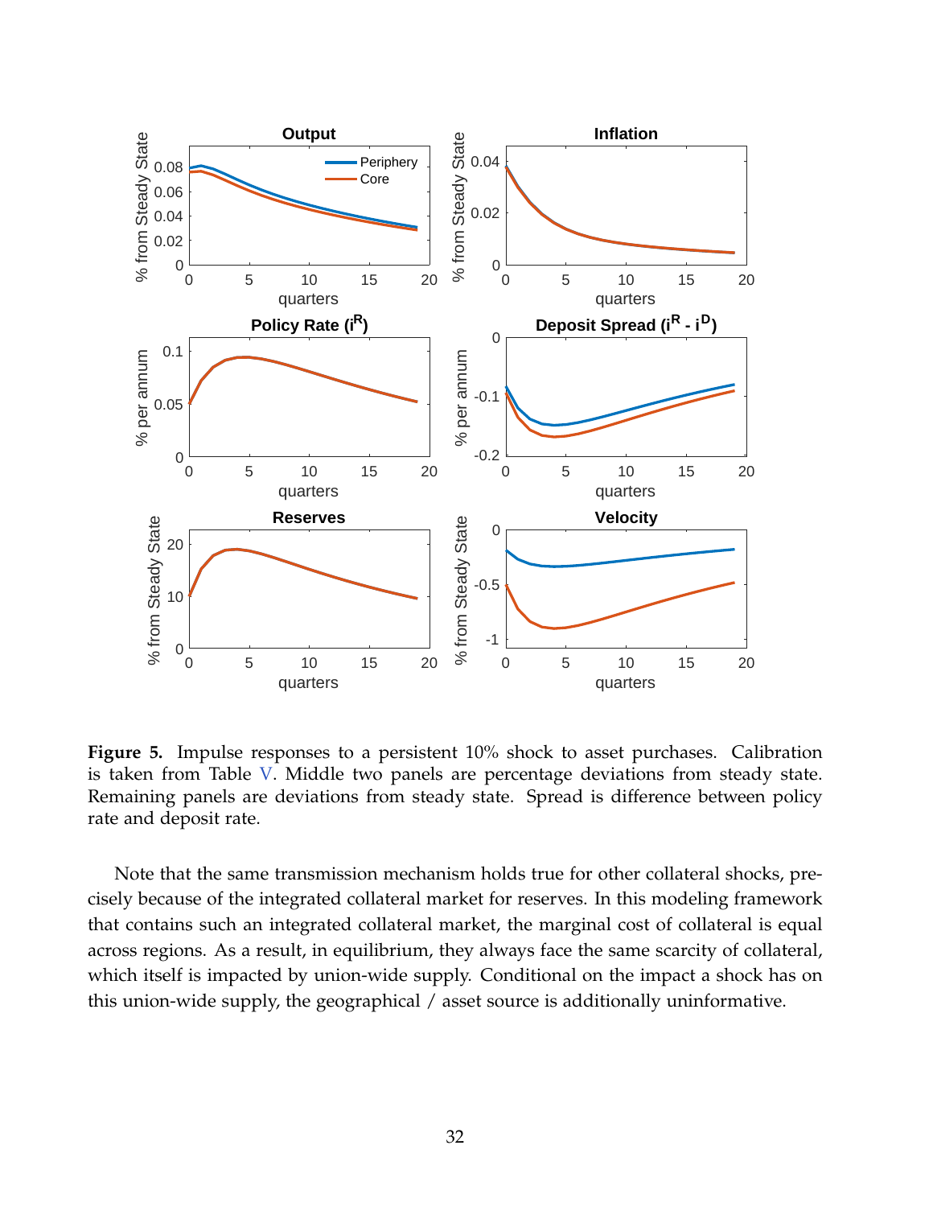**Figure 5.** Impulse responses to a persistent 10% shock to asset purchases. Calibration is taken from Table V. Middle two panels are percentage deviations from steady state. Remaining panels are deviations from steady state. Spread is difference between policy rate and deposit rate.

Note that the same transmission mechanism holds true for other collateral shocks, precisely because of the integrated collateral market for reserves. In this modeling framework that contains such an integrated collateral market, the marginal cost of collateral is equal across regions. As a result, in equilibrium, they always face the same scarcity of collateral, which itself is impacted by union-wide supply. Conditional on the impact a shock has on this union-wide supply, the geographical / asset source is additionally uninformative.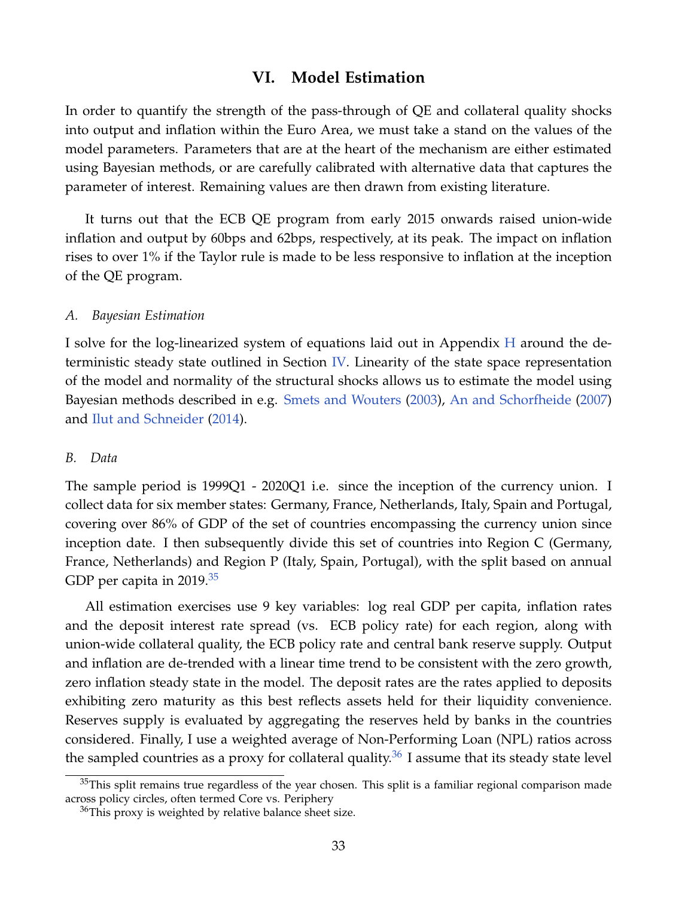## VI. Model Estimation

In order to quantify the strength of the pass-through of QE and collateral quality shocks into output and inflation within the Euro Area, we must take a stand on the values of the model parameters. Parameters that are at the heart of the mechanism are either estimated using Bayesian methods, or are carefully calibrated with alternative data that captures the parameter of interest. Remaining values are then drawn from existing literature.

It turns out that the ECB QE program from early 2015 onwards raised union-wide inflation and output by 60bps and 62bps, respectively, at its peak. The impact on inflation rises to over 1% if the Taylor rule is made to be less responsive to inflation at the inception of the QE program.

### *A. Bayesian Estimation*

I solve for the log-linearized system of equations laid out in Appendix H around the deterministic steady state outlined in Section IV. Linearity of the state space representation of the model and normality of the structural shocks allows us to estimate the model using Bayesian methods described in e.g. Smets and Wouters (2003), An and Schorfheide (2007) and Ilut and Schneider (2014).

### *B. Data*

The sample period is 1999Q1 - 2020Q1 i.e. since the inception of the currency union. I collect data for six member states: Germany, France, Netherlands, Italy, Spain and Portugal, covering over 86% of GDP of the set of countries encompassing the currency union since inception date. I then subsequently divide this set of countries into Region C (Germany, France, Netherlands) and Region P (Italy, Spain, Portugal), with the split based on annual GDP per capita in 2019.[35]

All estimation exercises use 9 key variables: log real GDP per capita, inflation rates and the deposit interest rate spread (vs. ECB policy rate) for each region, along with union-wide collateral quality, the ECB policy rate and central bank reserve supply. Output and inflation are de-trended with a linear time trend to be consistent with the zero growth, zero inflation steady state in the model. The deposit rates are the rates applied to deposits exhibiting zero maturity as this best reflects assets held for their liquidity convenience. Reserves supply is evaluated by aggregating the reserves held by banks in the countries considered. Finally, I use a weighted average of Non-Performing Loan (NPL) ratios across the sampled countries as a proxy for collateral quality.[36] I assume that its steady state level

[35] This split remains true regardless of the year chosen. This split is a familiar regional comparison made across policy circles, often termed Core vs. Periphery

[36] This proxy is weighted by relative balance sheet size.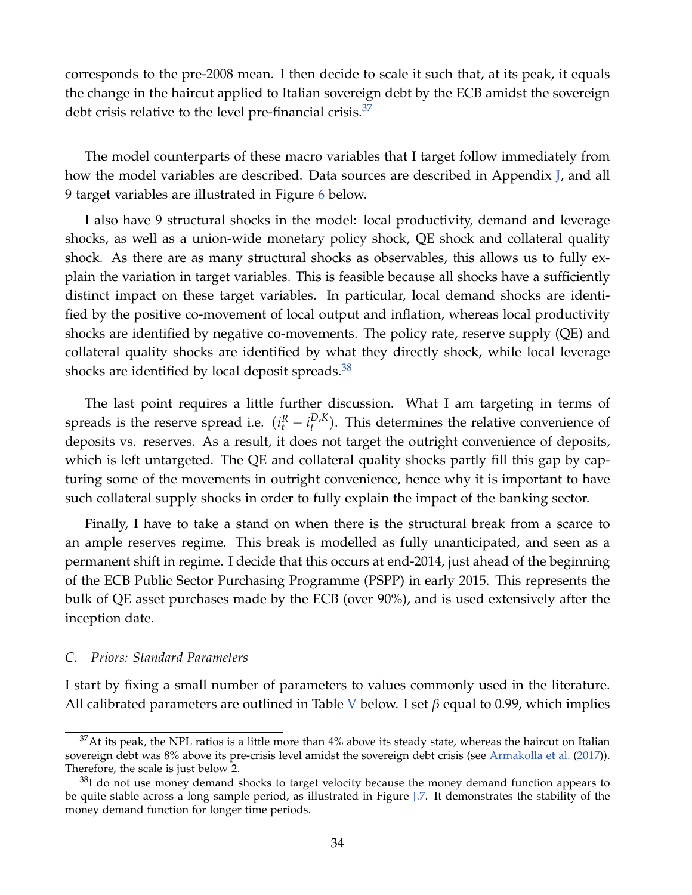corresponds to the pre-2008 mean. I then decide to scale it such that, at its peak, it equals the change in the haircut applied to Italian sovereign debt by the ECB amidst the sovereign debt crisis relative to the level pre-financial crisis.[37]

The model counterparts of these macro variables that I target follow immediately from how the model variables are described. Data sources are described in Appendix J, and all 9 target variables are illustrated in Figure 6 below.

I also have 9 structural shocks in the model: local productivity, demand and leverage shocks, as well as a union-wide monetary policy shock, QE shock and collateral quality shock. As there are as many structural shocks as observables, this allows us to fully explain the variation in target variables. This is feasible because all shocks have a sufficiently distinct impact on these target variables. In particular, local demand shocks are identified by the positive co-movement of local output and inflation, whereas local productivity shocks are identified by negative co-movements. The policy rate, reserve supply (QE) and collateral quality shocks are identified by what they directly shock, while local leverage shocks are identified by local deposit spreads.[38]

The last point requires a little further discussion. What I am targeting in terms of spreads is the reserve spread i.e. $(i_t^R - i_t^{D,K})$. This determines the relative convenience of deposits vs. reserves. As a result, it does not target the outright convenience of deposits, which is left untargeted. The QE and collateral quality shocks partly fill this gap by capturing some of the movements in outright convenience, hence why it is important to have such collateral supply shocks in order to fully explain the impact of the banking sector.

Finally, I have to take a stand on when there is the structural break from a scarce to an ample reserves regime. This break is modelled as fully unanticipated, and seen as a permanent shift in regime. I decide that this occurs at end-2014, just ahead of the beginning of the ECB Public Sector Purchasing Programme (PSPP) in early 2015. This represents the bulk of QE asset purchases made by the ECB (over 90%), and is used extensively after the inception date.

### *C. Priors: Standard Parameters*

I start by fixing a small number of parameters to values commonly used in the literature. All calibrated parameters are outlined in Table V below. I set $\beta$ equal to 0.99, which implies

[37] At its peak, the NPL ratios is a little more than 4% above its steady state, whereas the haircut on Italian sovereign debt was 8% above its pre-crisis level amidst the sovereign debt crisis (see Armakolla et al. (2017)). Therefore, the scale is just below 2.

[38] I do not use money demand shocks to target velocity because the money demand function appears to be quite stable across a long sample period, as illustrated in Figure J.7. It demonstrates the stability of the money demand function for longer time periods.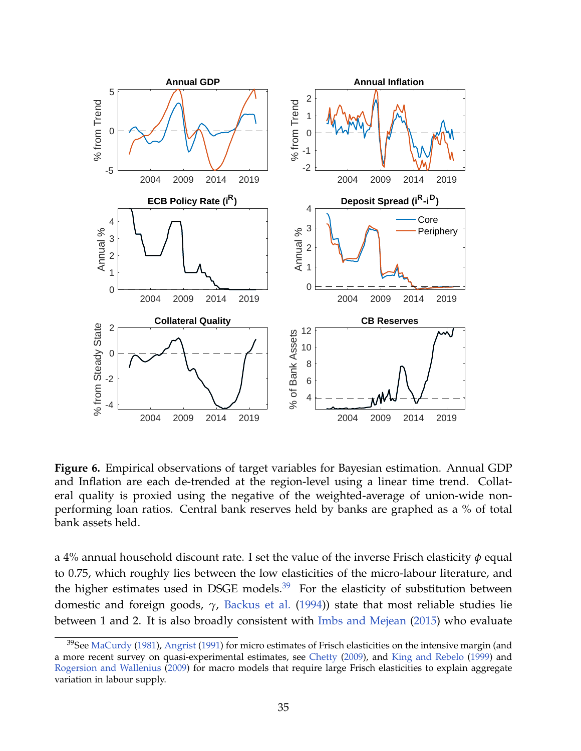**Figure 6.** Empirical observations of target variables for Bayesian estimation. Annual GDP and Inflation are each de-trended at the region-level using a linear time trend. Collateral quality is proxied using the negative of the weighted-average of union-wide non-performing loan ratios. Central bank reserves held by banks are graphed as a % of total bank assets held.

a 4% annual household discount rate. I set the value of the inverse Frisch elasticity $\phi$ equal to 0.75, which roughly lies between the low elasticities of the micro-labour literature, and the higher estimates used in DSGE models.[39] For the elasticity of substitution between domestic and foreign goods, $\gamma$, Backus et al. (1994)) state that most reliable studies lie between 1 and 2. It is also broadly consistent with Imbs and Mejean (2015) who evaluate

[39] See MaCurdy (1981), Angrist (1991) for micro estimates of Frisch elasticities on the intensive margin (and a more recent survey on quasi-experimental estimates, see Chetty (2009), and King and Rebelo (1999) and Rogerson and Wallenius (2009) for macro models that require large Frisch elasticities to explain aggregate variation in labour supply.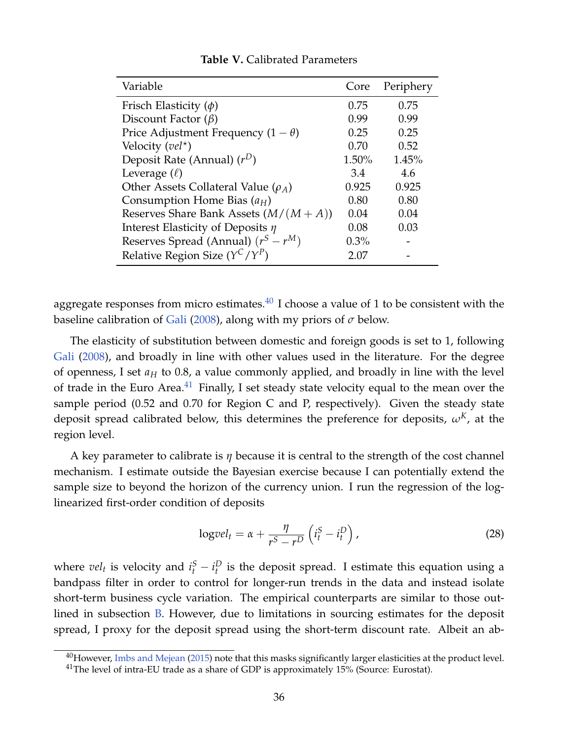**Table V.** Calibrated Parameters

| Variable | Core | Periphery |
|---|---|---|
| Frisch Elasticity ($\phi$) | 0.75 | 0.75 |
| Discount Factor ($\beta$) | 0.99 | 0.99 |
| Price Adjustment Frequency ($1-\theta$) | 0.25 | 0.25 |
| Velocity ($vel^{\star}$) | 0.70 | 0.52 |
| Deposit Rate (Annual) ($r^D$) | 1.50% | 1.45% |
| Leverage ($\ell$) | 3.4 | 4.6 |
| Other Assets Collateral Value ($\rho_A$) | 0.925 | 0.925 |
| Consumption Home Bias ($a_H$) | 0.80 | 0.80 |
| Reserves Share Bank Assets ($M/(M+A)$) | 0.04 | 0.04 |
| Interest Elasticity of Deposits $\eta$ | 0.08 | 0.03 |
| Reserves Spread (Annual) ($r^S - r^M$) | 0.3% | - |
| Relative Region Size ($Y^C/Y^P$) | 2.07 | - |

aggregate responses from micro estimates.[40] I choose a value of 1 to be consistent with the baseline calibration of Gali (2008), along with my priors of $\sigma$ below.

The elasticity of substitution between domestic and foreign goods is set to 1, following Gali (2008), and broadly in line with other values used in the literature. For the degree of openness, I set $a_H$ to 0.8, a value commonly applied, and broadly in line with the level of trade in the Euro Area.[41] Finally, I set steady state velocity equal to the mean over the sample period (0.52 and 0.70 for Region C and P, respectively). Given the steady state deposit spread calibrated below, this determines the preference for deposits, $\omega^K$, at the region level.

A key parameter to calibrate is $\eta$ because it is central to the strength of the cost channel mechanism. I estimate outside the Bayesian exercise because I can potentially extend the sample size to beyond the horizon of the currency union. I run the regression of the log-linearized first-order condition of deposits

$$\log vel_t = \alpha + \frac{\eta}{r^S - r^D}\left(i_t^S - i_t^D\right), \tag{28}$$

where $vel_t$ is velocity and $i_t^S - i_t^D$ is the deposit spread. I estimate this equation using a bandpass filter in order to control for longer-run trends in the data and instead isolate short-term business cycle variation. The empirical counterparts are similar to those outlined in subsection B. However, due to limitations in sourcing estimates for the deposit spread, I proxy for the deposit spread using the short-term discount rate. Albeit an ab-

[40] However, Imbs and Mejean (2015) note that this masks significantly larger elasticities at the product level.

[41] The level of intra-EU trade as a share of GDP is approximately 15% (Source: Eurostat).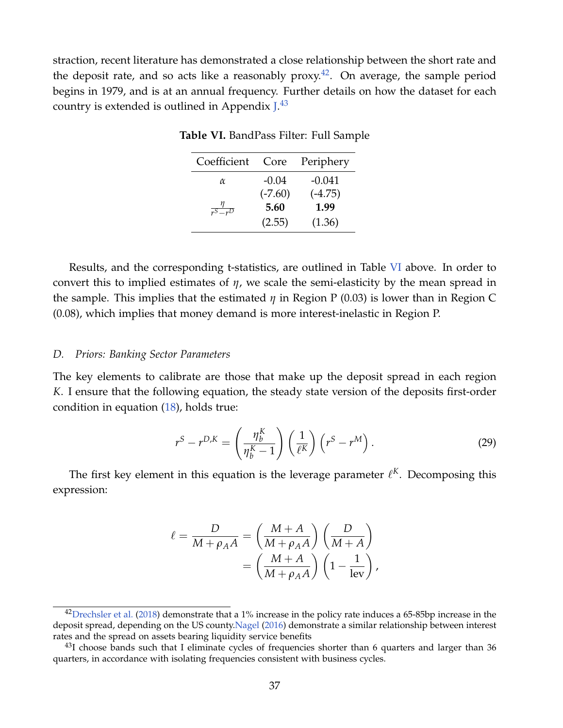straction, recent literature has demonstrated a close relationship between the short rate and the deposit rate, and so acts like a reasonably proxy.[42]. On average, the sample period begins in 1979, and is at an annual frequency. Further details on how the dataset for each country is extended is outlined in Appendix J.[43]

**Table VI.** BandPass Filter: Full Sample

| Coefficient | Core | Periphery |
|---|---|---|
| $\alpha$ | -0.04 | -0.041 |
| | (-7.60) | (-4.75) |
| $\frac{\eta}{r^S - r^D}$ | **5.60** | **1.99** |
| | (2.55) | (1.36) |

Results, and the corresponding t-statistics, are outlined in Table VI above. In order to convert this to implied estimates of $\eta$, we scale the semi-elasticity by the mean spread in the sample. This implies that the estimated $\eta$ in Region P (0.03) is lower than in Region C (0.08), which implies that money demand is more interest-inelastic in Region P.

### *D. Priors: Banking Sector Parameters*

The key elements to calibrate are those that make up the deposit spread in each region $K$. I ensure that the following equation, the steady state version of the deposits first-order condition in equation (18), holds true:

$$r^S - r^{D,K} = \left(\frac{\eta_b^K}{\eta_b^K - 1}\right)\left(\frac{1}{\ell^K}\right)\left(r^S - r^M\right). \tag{29}$$

The first key element in this equation is the leverage parameter $\ell^K$. Decomposing this expression:

$$\begin{aligned}
\ell = \frac{D}{M + \rho_A A} &= \left(\frac{M + A}{M + \rho_A A}\right)\left(\frac{D}{M + A}\right) \\
&= \left(\frac{M + A}{M + \rho_A A}\right)\left(1 - \frac{1}{\text{lev}}\right),
\end{aligned}$$

---

[42] Drechsler et al. (2018) demonstrate that a 1% increase in the policy rate induces a 65-85bp increase in the deposit spread, depending on the US county. Nagel (2016) demonstrate a similar relationship between interest rates and the spread on assets bearing liquidity service benefits

[43] I choose bands such that I eliminate cycles of frequencies shorter than 6 quarters and larger than 36 quarters, in accordance with isolating frequencies consistent with business cycles.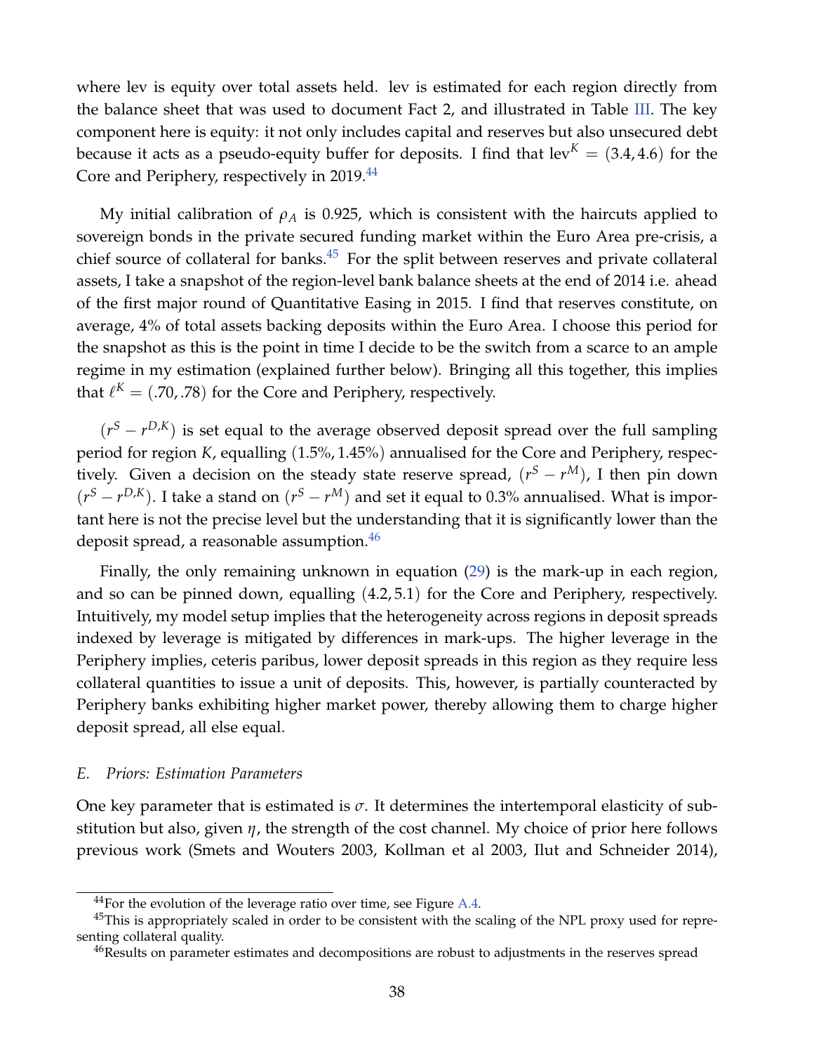where lev is equity over total assets held. lev is estimated for each region directly from the balance sheet that was used to document Fact 2, and illustrated in Table III. The key component here is equity: it not only includes capital and reserves but also unsecured debt because it acts as a pseudo-equity buffer for deposits. I find that $\text{lev}^K = (3.4, 4.6)$ for the Core and Periphery, respectively in 2019.[44]

My initial calibration of $\rho_A$ is 0.925, which is consistent with the haircuts applied to sovereign bonds in the private secured funding market within the Euro Area pre-crisis, a chief source of collateral for banks.[45] For the split between reserves and private collateral assets, I take a snapshot of the region-level bank balance sheets at the end of 2014 i.e. ahead of the first major round of Quantitative Easing in 2015. I find that reserves constitute, on average, 4% of total assets backing deposits within the Euro Area. I choose this period for the snapshot as this is the point in time I decide to be the switch from a scarce to an ample regime in my estimation (explained further below). Bringing all this together, this implies that $\ell^K = (.70, .78)$ for the Core and Periphery, respectively.

$(r^S - r^{D,K})$ is set equal to the average observed deposit spread over the full sampling period for region $K$, equalling $(1.5\%, 1.45\%)$ annualised for the Core and Periphery, respectively. Given a decision on the steady state reserve spread, $(r^S - r^M)$, I then pin down $(r^S - r^{D,K})$. I take a stand on $(r^S - r^M)$ and set it equal to 0.3% annualised. What is important here is not the precise level but the understanding that it is significantly lower than the deposit spread, a reasonable assumption.[46]

Finally, the only remaining unknown in equation (29) is the mark-up in each region, and so can be pinned down, equalling $(4.2, 5.1)$ for the Core and Periphery, respectively. Intuitively, my model setup implies that the heterogeneity across regions in deposit spreads indexed by leverage is mitigated by differences in mark-ups. The higher leverage in the Periphery implies, ceteris paribus, lower deposit spreads in this region as they require less collateral quantities to issue a unit of deposits. This, however, is partially counteracted by Periphery banks exhibiting higher market power, thereby allowing them to charge higher deposit spread, all else equal.

### *E. Priors: Estimation Parameters*

One key parameter that is estimated is $\sigma$. It determines the intertemporal elasticity of substitution but also, given $\eta$, the strength of the cost channel. My choice of prior here follows previous work (Smets and Wouters 2003, Kollman et al 2003, Ilut and Schneider 2014),

---

[44] For the evolution of the leverage ratio over time, see Figure A.4.

[45] This is appropriately scaled in order to be consistent with the scaling of the NPL proxy used for representing collateral quality.

[46] Results on parameter estimates and decompositions are robust to adjustments in the reserves spread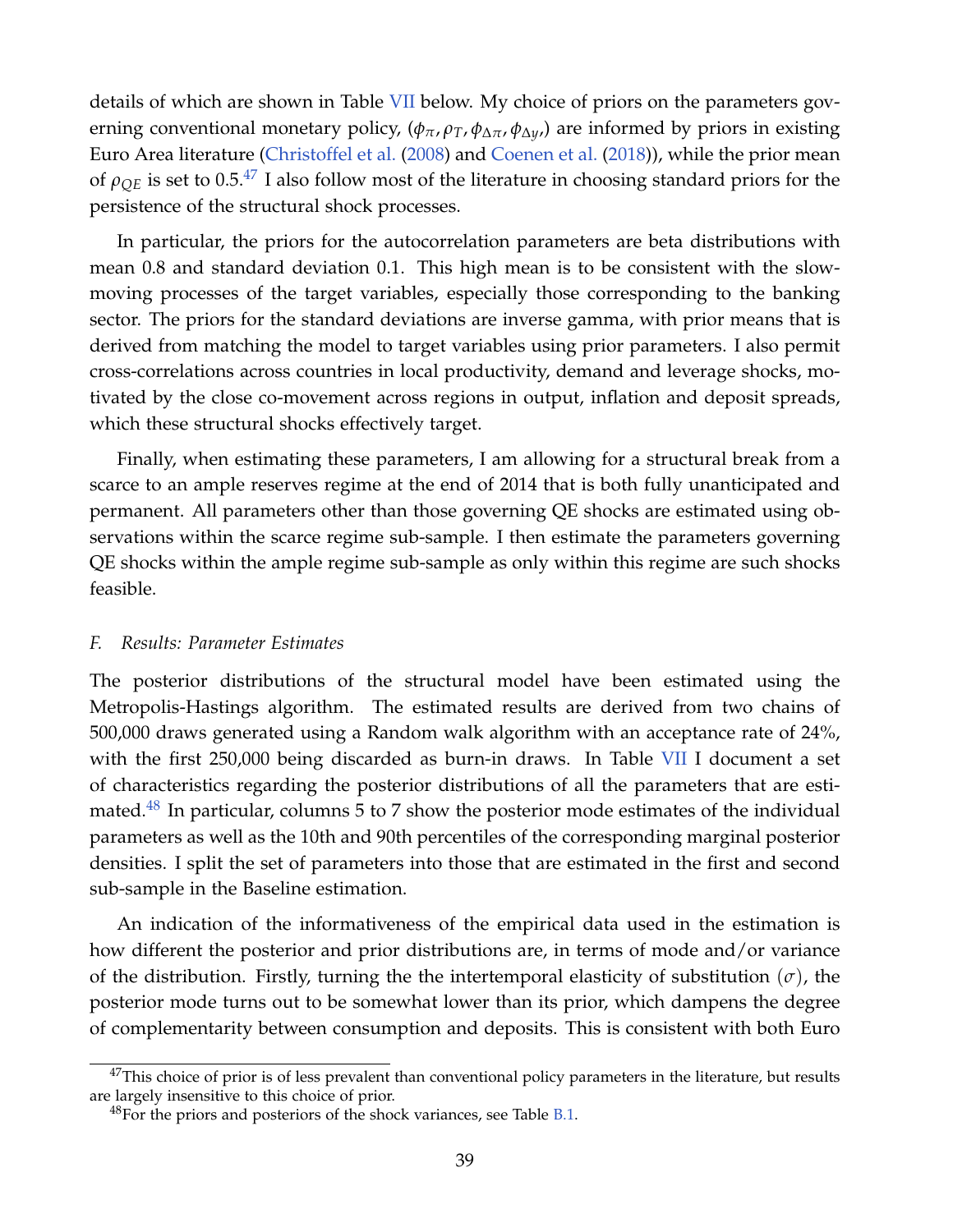details of which are shown in Table VII below. My choice of priors on the parameters governing conventional monetary policy, ($\phi_{\pi}, \rho_T, \phi_{\Delta\pi}, \phi_{\Delta y}$,) are informed by priors in existing Euro Area literature (Christoffel et al. (2008) and Coenen et al. (2018)), while the prior mean of $\rho_{QE}$ is set to 0.5.[47] I also follow most of the literature in choosing standard priors for the persistence of the structural shock processes.

In particular, the priors for the autocorrelation parameters are beta distributions with mean 0.8 and standard deviation 0.1. This high mean is to be consistent with the slow-moving processes of the target variables, especially those corresponding to the banking sector. The priors for the standard deviations are inverse gamma, with prior means that is derived from matching the model to target variables using prior parameters. I also permit cross-correlations across countries in local productivity, demand and leverage shocks, motivated by the close co-movement across regions in output, inflation and deposit spreads, which these structural shocks effectively target.

Finally, when estimating these parameters, I am allowing for a structural break from a scarce to an ample reserves regime at the end of 2014 that is both fully unanticipated and permanent. All parameters other than those governing QE shocks are estimated using observations within the scarce regime sub-sample. I then estimate the parameters governing QE shocks within the ample regime sub-sample as only within this regime are such shocks feasible.

### *F. Results: Parameter Estimates*

The posterior distributions of the structural model have been estimated using the Metropolis-Hastings algorithm. The estimated results are derived from two chains of 500,000 draws generated using a Random walk algorithm with an acceptance rate of 24%, with the first 250,000 being discarded as burn-in draws. In Table VII I document a set of characteristics regarding the posterior distributions of all the parameters that are estimated.[48] In particular, columns 5 to 7 show the posterior mode estimates of the individual parameters as well as the 10th and 90th percentiles of the corresponding marginal posterior densities. I split the set of parameters into those that are estimated in the first and second sub-sample in the Baseline estimation.

An indication of the informativeness of the empirical data used in the estimation is how different the posterior and prior distributions are, in terms of mode and/or variance of the distribution. Firstly, turning the the intertemporal elasticity of substitution ($\sigma$), the posterior mode turns out to be somewhat lower than its prior, which dampens the degree of complementarity between consumption and deposits. This is consistent with both Euro

[47] This choice of prior is of less prevalent than conventional policy parameters in the literature, but results are largely insensitive to this choice of prior.

[48] For the priors and posteriors of the shock variances, see Table B.1.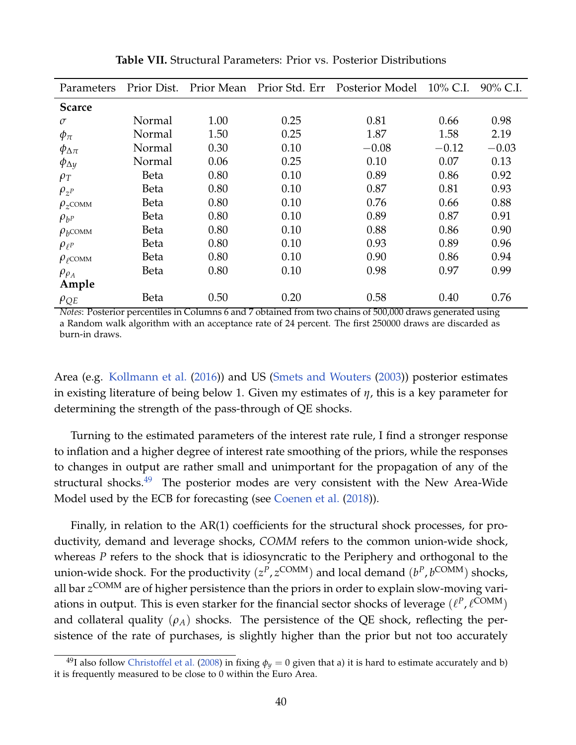**Table VII.** Structural Parameters: Prior vs. Posterior Distributions

| Parameters | Prior Dist. | Prior Mean | Prior Std. Err | Posterior Model | 10% C.I. | 90% C.I. |
|---|---|---|---|---|---|---|
| **Scarce** | | | | | | |
| $\sigma$ | Normal | 1.00 | 0.25 | 0.81 | 0.66 | 0.98 |
| $\phi_{\pi}$ | Normal | 1.50 | 0.25 | 1.87 | 1.58 | 2.19 |
| $\phi_{\Delta\pi}$ | Normal | 0.30 | 0.10 | $-0.08$ | $-0.12$ | $-0.03$ |
| $\phi_{\Delta y}$ | Normal | 0.06 | 0.25 | 0.10 | 0.07 | 0.13 |
| $\rho_T$ | Beta | 0.80 | 0.10 | 0.89 | 0.86 | 0.92 |
| $\rho_{z^P}$ | Beta | 0.80 | 0.10 | 0.87 | 0.81 | 0.93 |
| $\rho_{z^{\text{COMM}}}$ | Beta | 0.80 | 0.10 | 0.76 | 0.66 | 0.88 |
| $\rho_{b^P}$ | Beta | 0.80 | 0.10 | 0.89 | 0.87 | 0.91 |
| $\rho_{b^{\text{COMM}}}$ | Beta | 0.80 | 0.10 | 0.88 | 0.86 | 0.90 |
| $\rho_{\ell^P}$ | Beta | 0.80 | 0.10 | 0.93 | 0.89 | 0.96 |
| $\rho_{\ell^{\text{COMM}}}$ | Beta | 0.80 | 0.10 | 0.90 | 0.86 | 0.94 |
| $\rho_{\rho_A}$ | Beta | 0.80 | 0.10 | 0.98 | 0.97 | 0.99 |
| **Ample** | | | | | | |
| $\rho_{QE}$ | Beta | 0.50 | 0.20 | 0.58 | 0.40 | 0.76 |

*Notes*: Posterior percentiles in Columns 6 and 7 obtained from two chains of 500,000 draws generated using a Random walk algorithm with an acceptance rate of 24 percent. The first 250000 draws are discarded as burn-in draws.

Area (e.g. Kollmann et al. (2016)) and US (Smets and Wouters (2003)) posterior estimates in existing literature of being below 1. Given my estimates of $\eta$, this is a key parameter for determining the strength of the pass-through of QE shocks.

Turning to the estimated parameters of the interest rate rule, I find a stronger response to inflation and a higher degree of interest rate smoothing of the priors, while the responses to changes in output are rather small and unimportant for the propagation of any of the structural shocks.[49] The posterior modes are very consistent with the New Area-Wide Model used by the ECB for forecasting (see Coenen et al. (2018)).

Finally, in relation to the AR(1) coefficients for the structural shock processes, for productivity, demand and leverage shocks, *COMM* refers to the common union-wide shock, whereas *P* refers to the shock that is idiosyncratic to the Periphery and orthogonal to the union-wide shock. For the productivity ($z^P, z^{\text{COMM}}$) and local demand ($b^P, b^{\text{COMM}}$) shocks, all bar $z^{\text{COMM}}$ are of higher persistence than the priors in order to explain slow-moving variations in output. This is even starker for the financial sector shocks of leverage ($\ell^P, \ell^{\text{COMM}}$) and collateral quality ($\rho_A$) shocks. The persistence of the QE shock, reflecting the persistence of the rate of purchases, is slightly higher than the prior but not too accurately

[49] I also follow Christoffel et al. (2008) in fixing $\phi_y = 0$ given that a) it is hard to estimate accurately and b) it is frequently measured to be close to 0 within the Euro Area.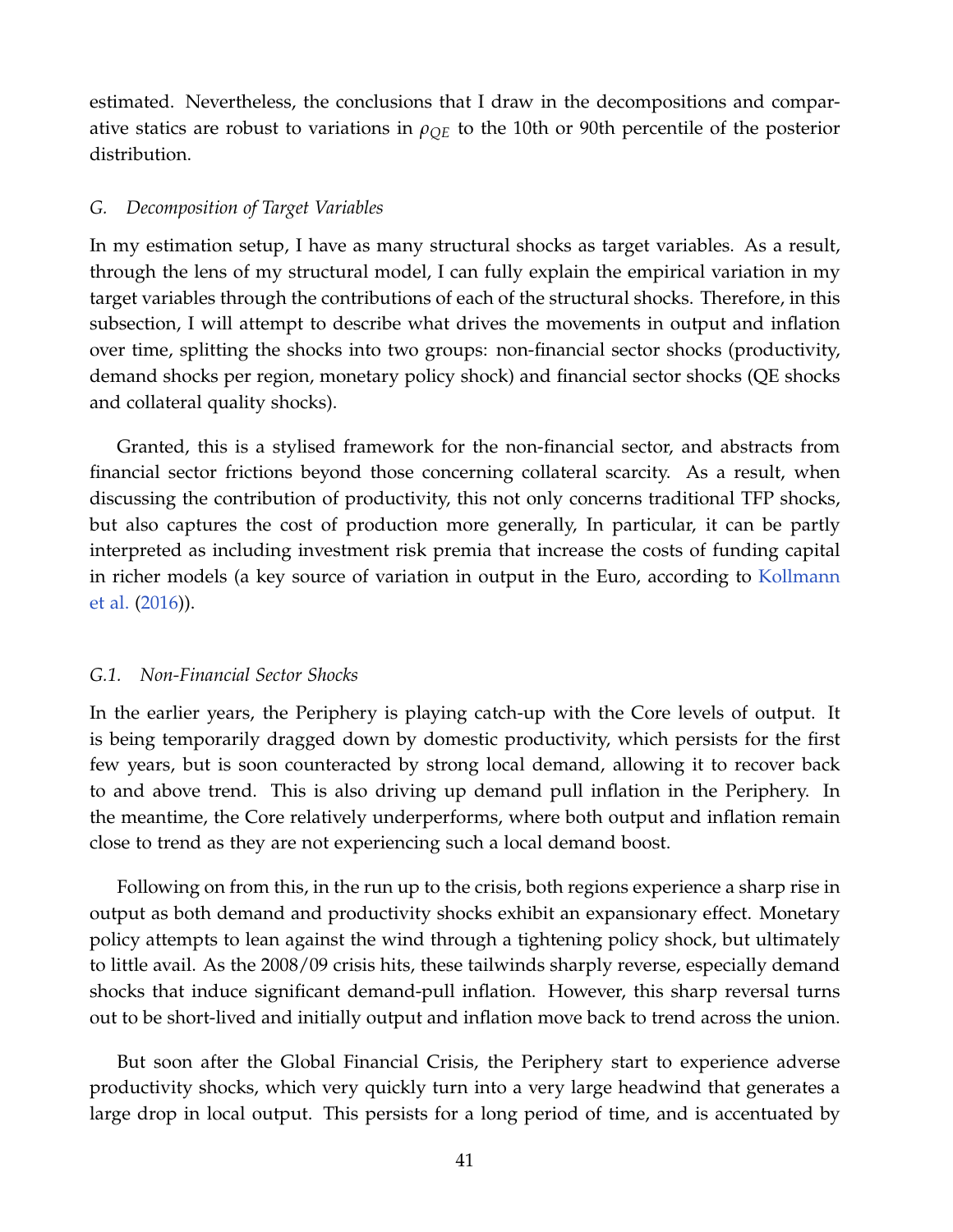estimated. Nevertheless, the conclusions that I draw in the decompositions and comparative statics are robust to variations in $\rho_{QE}$ to the 10th or 90th percentile of the posterior distribution.

### *G. Decomposition of Target Variables*

In my estimation setup, I have as many structural shocks as target variables. As a result, through the lens of my structural model, I can fully explain the empirical variation in my target variables through the contributions of each of the structural shocks. Therefore, in this subsection, I will attempt to describe what drives the movements in output and inflation over time, splitting the shocks into two groups: non-financial sector shocks (productivity, demand shocks per region, monetary policy shock) and financial sector shocks (QE shocks and collateral quality shocks).

Granted, this is a stylised framework for the non-financial sector, and abstracts from financial sector frictions beyond those concerning collateral scarcity. As a result, when discussing the contribution of productivity, this not only concerns traditional TFP shocks, but also captures the cost of production more generally, In particular, it can be partly interpreted as including investment risk premia that increase the costs of funding capital in richer models (a key source of variation in output in the Euro, according to Kollmann et al. (2016)).

#### *G.1. Non-Financial Sector Shocks*

In the earlier years, the Periphery is playing catch-up with the Core levels of output. It is being temporarily dragged down by domestic productivity, which persists for the first few years, but is soon counteracted by strong local demand, allowing it to recover back to and above trend. This is also driving up demand pull inflation in the Periphery. In the meantime, the Core relatively underperforms, where both output and inflation remain close to trend as they are not experiencing such a local demand boost.

Following on from this, in the run up to the crisis, both regions experience a sharp rise in output as both demand and productivity shocks exhibit an expansionary effect. Monetary policy attempts to lean against the wind through a tightening policy shock, but ultimately to little avail. As the 2008/09 crisis hits, these tailwinds sharply reverse, especially demand shocks that induce significant demand-pull inflation. However, this sharp reversal turns out to be short-lived and initially output and inflation move back to trend across the union.

But soon after the Global Financial Crisis, the Periphery start to experience adverse productivity shocks, which very quickly turn into a very large headwind that generates a large drop in local output. This persists for a long period of time, and is accentuated by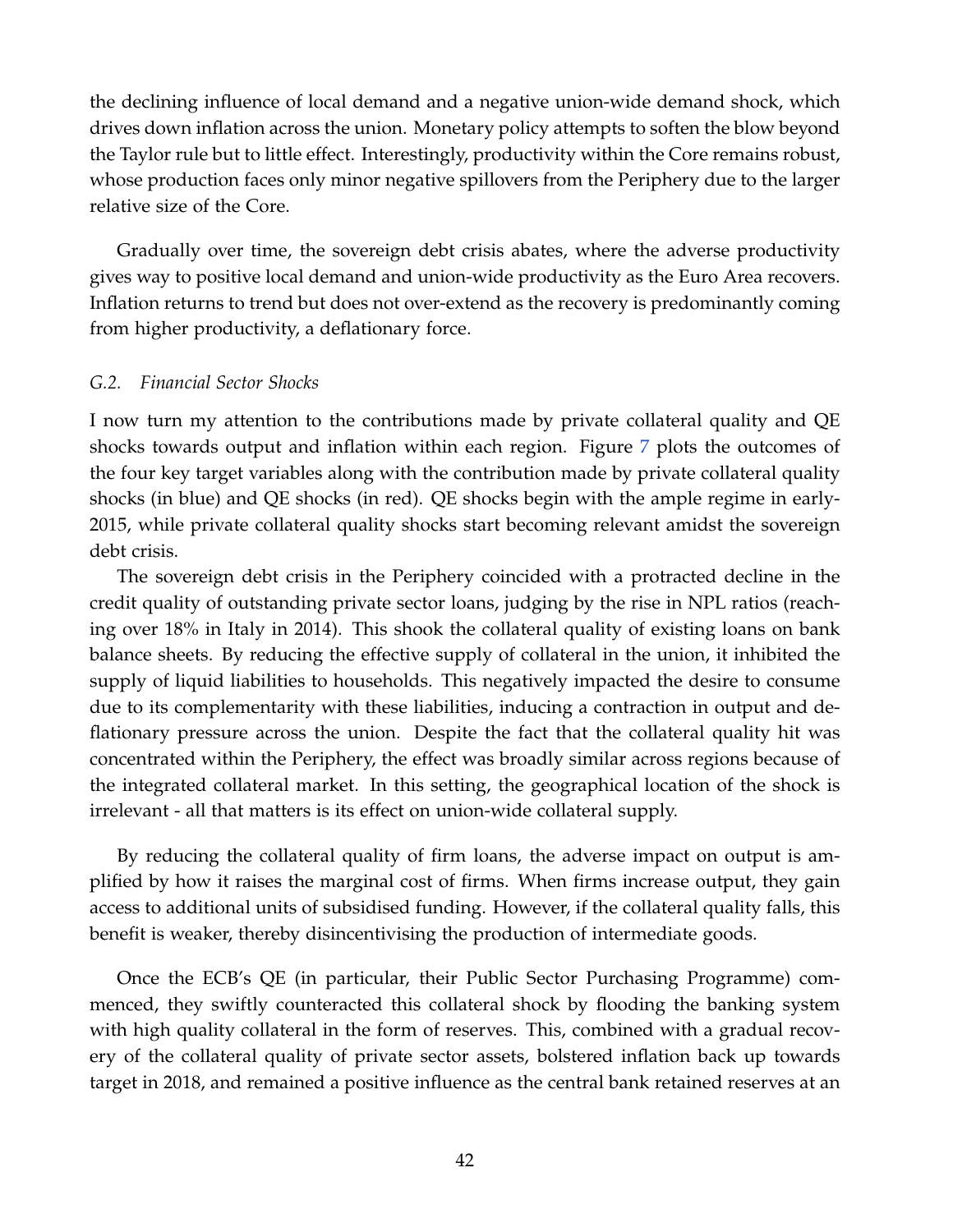the declining influence of local demand and a negative union-wide demand shock, which drives down inflation across the union. Monetary policy attempts to soften the blow beyond the Taylor rule but to little effect. Interestingly, productivity within the Core remains robust, whose production faces only minor negative spillovers from the Periphery due to the larger relative size of the Core.

Gradually over time, the sovereign debt crisis abates, where the adverse productivity gives way to positive local demand and union-wide productivity as the Euro Area recovers. Inflation returns to trend but does not over-extend as the recovery is predominantly coming from higher productivity, a deflationary force.

### *G.2. Financial Sector Shocks*

I now turn my attention to the contributions made by private collateral quality and QE shocks towards output and inflation within each region. Figure 7 plots the outcomes of the four key target variables along with the contribution made by private collateral quality shocks (in blue) and QE shocks (in red). QE shocks begin with the ample regime in early-2015, while private collateral quality shocks start becoming relevant amidst the sovereign debt crisis.

The sovereign debt crisis in the Periphery coincided with a protracted decline in the credit quality of outstanding private sector loans, judging by the rise in NPL ratios (reaching over 18% in Italy in 2014). This shook the collateral quality of existing loans on bank balance sheets. By reducing the effective supply of collateral in the union, it inhibited the supply of liquid liabilities to households. This negatively impacted the desire to consume due to its complementarity with these liabilities, inducing a contraction in output and deflationary pressure across the union. Despite the fact that the collateral quality hit was concentrated within the Periphery, the effect was broadly similar across regions because of the integrated collateral market. In this setting, the geographical location of the shock is irrelevant - all that matters is its effect on union-wide collateral supply.

By reducing the collateral quality of firm loans, the adverse impact on output is amplified by how it raises the marginal cost of firms. When firms increase output, they gain access to additional units of subsidised funding. However, if the collateral quality falls, this benefit is weaker, thereby disincentivising the production of intermediate goods.

Once the ECB's QE (in particular, their Public Sector Purchasing Programme) commenced, they swiftly counteracted this collateral shock by flooding the banking system with high quality collateral in the form of reserves. This, combined with a gradual recovery of the collateral quality of private sector assets, bolstered inflation back up towards target in 2018, and remained a positive influence as the central bank retained reserves at an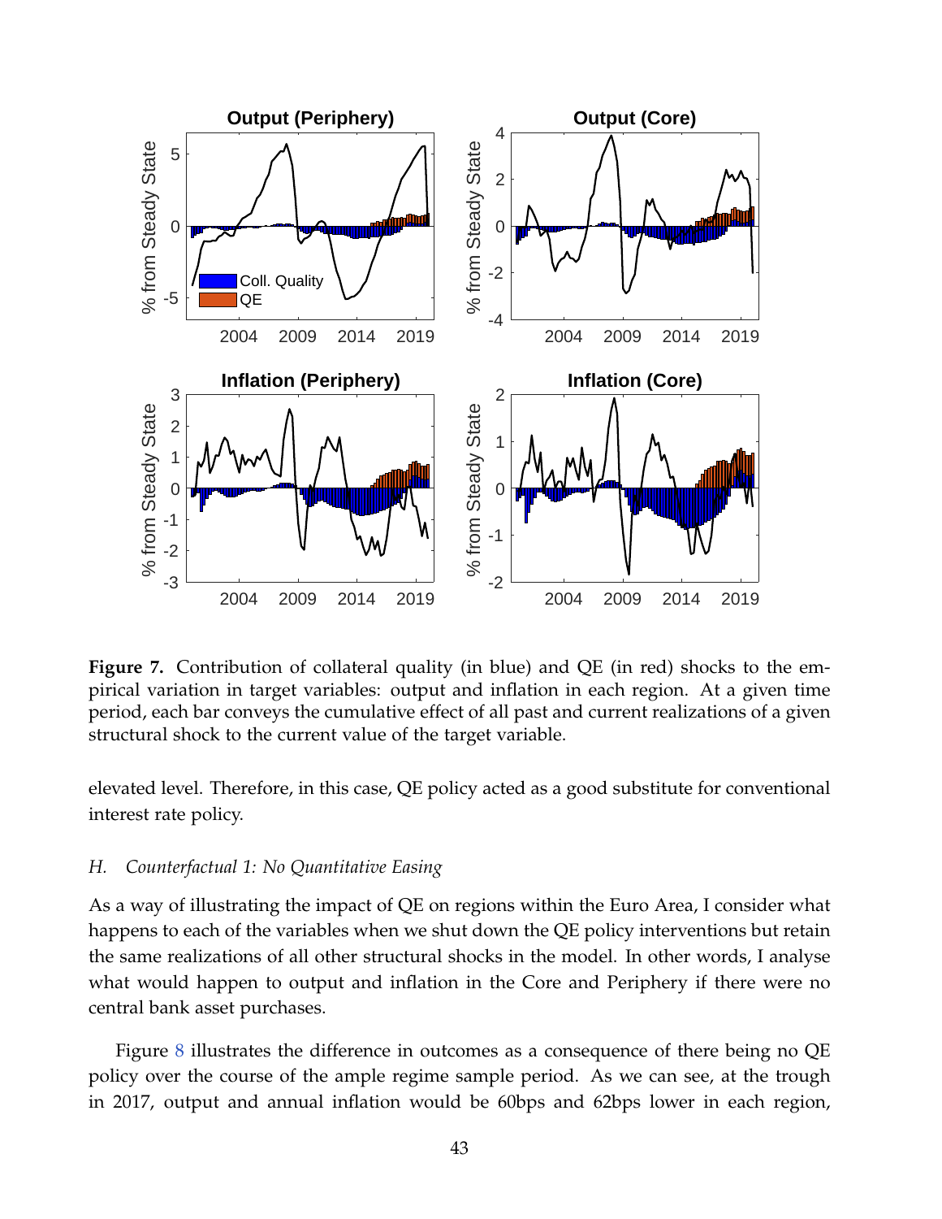**Figure 7.** Contribution of collateral quality (in blue) and QE (in red) shocks to the empirical variation in target variables: output and inflation in each region. At a given time period, each bar conveys the cumulative effect of all past and current realizations of a given structural shock to the current value of the target variable.

elevated level. Therefore, in this case, QE policy acted as a good substitute for conventional interest rate policy.

### *H. Counterfactual 1: No Quantitative Easing*

As a way of illustrating the impact of QE on regions within the Euro Area, I consider what happens to each of the variables when we shut down the QE policy interventions but retain the same realizations of all other structural shocks in the model. In other words, I analyse what would happen to output and inflation in the Core and Periphery if there were no central bank asset purchases.

Figure 8 illustrates the difference in outcomes as a consequence of there being no QE policy over the course of the ample regime sample period. As we can see, at the trough in 2017, output and annual inflation would be 60bps and 62bps lower in each region,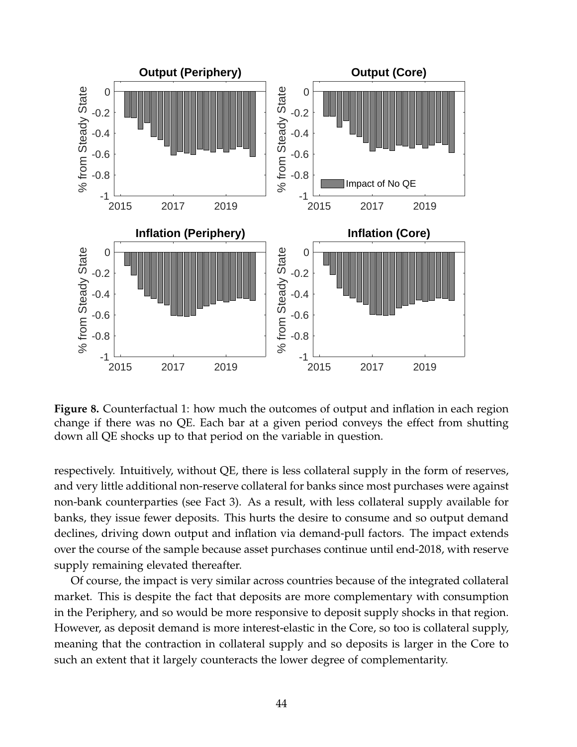**Figure 8.** Counterfactual 1: how much the outcomes of output and inflation in each region change if there was no QE. Each bar at a given period conveys the effect from shutting down all QE shocks up to that period on the variable in question.

respectively. Intuitively, without QE, there is less collateral supply in the form of reserves, and very little additional non-reserve collateral for banks since most purchases were against non-bank counterparties (see Fact 3). As a result, with less collateral supply available for banks, they issue fewer deposits. This hurts the desire to consume and so output demand declines, driving down output and inflation via demand-pull factors. The impact extends over the course of the sample because asset purchases continue until end-2018, with reserve supply remaining elevated thereafter.

Of course, the impact is very similar across countries because of the integrated collateral market. This is despite the fact that deposits are more complementary with consumption in the Periphery, and so would be more responsive to deposit supply shocks in that region. However, as deposit demand is more interest-elastic in the Core, so too is collateral supply, meaning that the contraction in collateral supply and so deposits is larger in the Core to such an extent that it largely counteracts the lower degree of complementarity.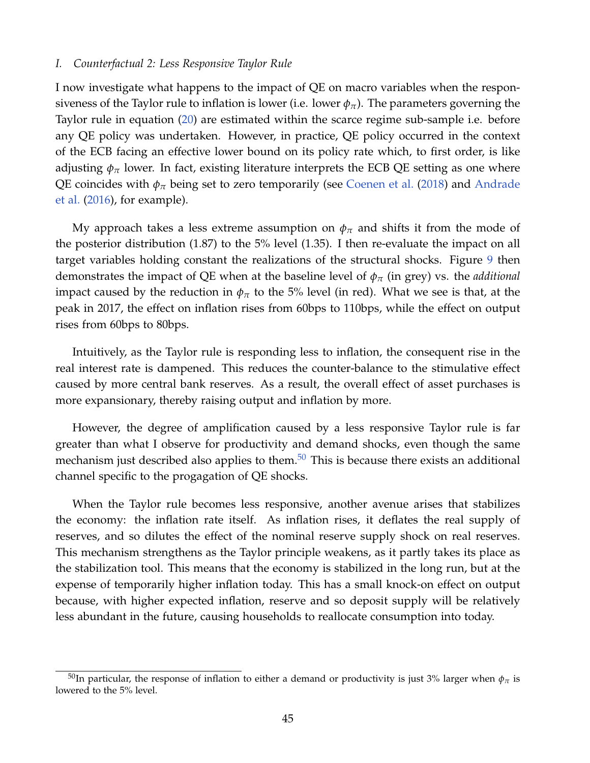### I. Counterfactual 2: Less Responsive Taylor Rule

I now investigate what happens to the impact of QE on macro variables when the responsiveness of the Taylor rule to inflation is lower (i.e. lower $\phi_\pi$). The parameters governing the Taylor rule in equation (20) are estimated within the scarce regime sub-sample i.e. before any QE policy was undertaken. However, in practice, QE policy occurred in the context of the ECB facing an effective lower bound on its policy rate which, to first order, is like adjusting $\phi_\pi$ lower. In fact, existing literature interprets the ECB QE setting as one where QE coincides with $\phi_\pi$ being set to zero temporarily (see Coenen et al. (2018) and Andrade et al. (2016), for example).

My approach takes a less extreme assumption on $\phi_\pi$ and shifts it from the mode of the posterior distribution (1.87) to the 5% level (1.35). I then re-evaluate the impact on all target variables holding constant the realizations of the structural shocks. Figure 9 then demonstrates the impact of QE when at the baseline level of $\phi_\pi$ (in grey) vs. the *additional* impact caused by the reduction in $\phi_\pi$ to the 5% level (in red). What we see is that, at the peak in 2017, the effect on inflation rises from 60bps to 110bps, while the effect on output rises from 60bps to 80bps.

Intuitively, as the Taylor rule is responding less to inflation, the consequent rise in the real interest rate is dampened. This reduces the counter-balance to the stimulative effect caused by more central bank reserves. As a result, the overall effect of asset purchases is more expansionary, thereby raising output and inflation by more.

However, the degree of amplification caused by a less responsive Taylor rule is far greater than what I observe for productivity and demand shocks, even though the same mechanism just described also applies to them.[50] This is because there exists an additional channel specific to the progagation of QE shocks.

When the Taylor rule becomes less responsive, another avenue arises that stabilizes the economy: the inflation rate itself. As inflation rises, it deflates the real supply of reserves, and so dilutes the effect of the nominal reserve supply shock on real reserves. This mechanism strengthens as the Taylor principle weakens, as it partly takes its place as the stabilization tool. This means that the economy is stabilized in the long run, but at the expense of temporarily higher inflation today. This has a small knock-on effect on output because, with higher expected inflation, reserve and so deposit supply will be relatively less abundant in the future, causing households to reallocate consumption into today.

[50] In particular, the response of inflation to either a demand or productivity is just 3% larger when $\phi_\pi$ is lowered to the 5% level.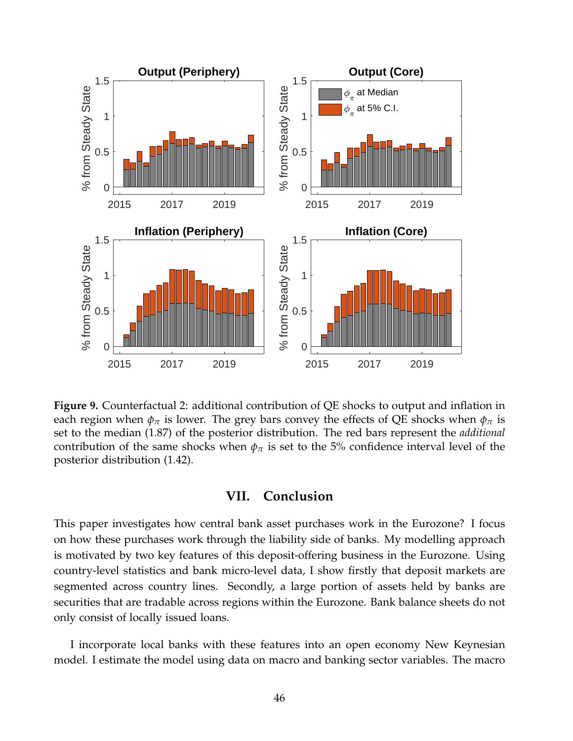**Figure 9.** Counterfactual 2: additional contribution of QE shocks to output and inflation in each region when $\phi_\pi$ is lower. The grey bars convey the effects of QE shocks when $\phi_\pi$ is set to the median (1.87) of the posterior distribution. The red bars represent the *additional* contribution of the same shocks when $\phi_\pi$ is set to the 5% confidence interval level of the posterior distribution (1.42).

## VII. Conclusion

This paper investigates how central bank asset purchases work in the Eurozone? I focus on how these purchases work through the liability side of banks. My modelling approach is motivated by two key features of this deposit-offering business in the Eurozone. Using country-level statistics and bank micro-level data, I show firstly that deposit markets are segmented across country lines. Secondly, a large portion of assets held by banks are securities that are tradable across regions within the Eurozone. Bank balance sheets do not only consist of locally issued loans.

I incorporate local banks with these features into an open economy New Keynesian model. I estimate the model using data on macro and banking sector variables. The macro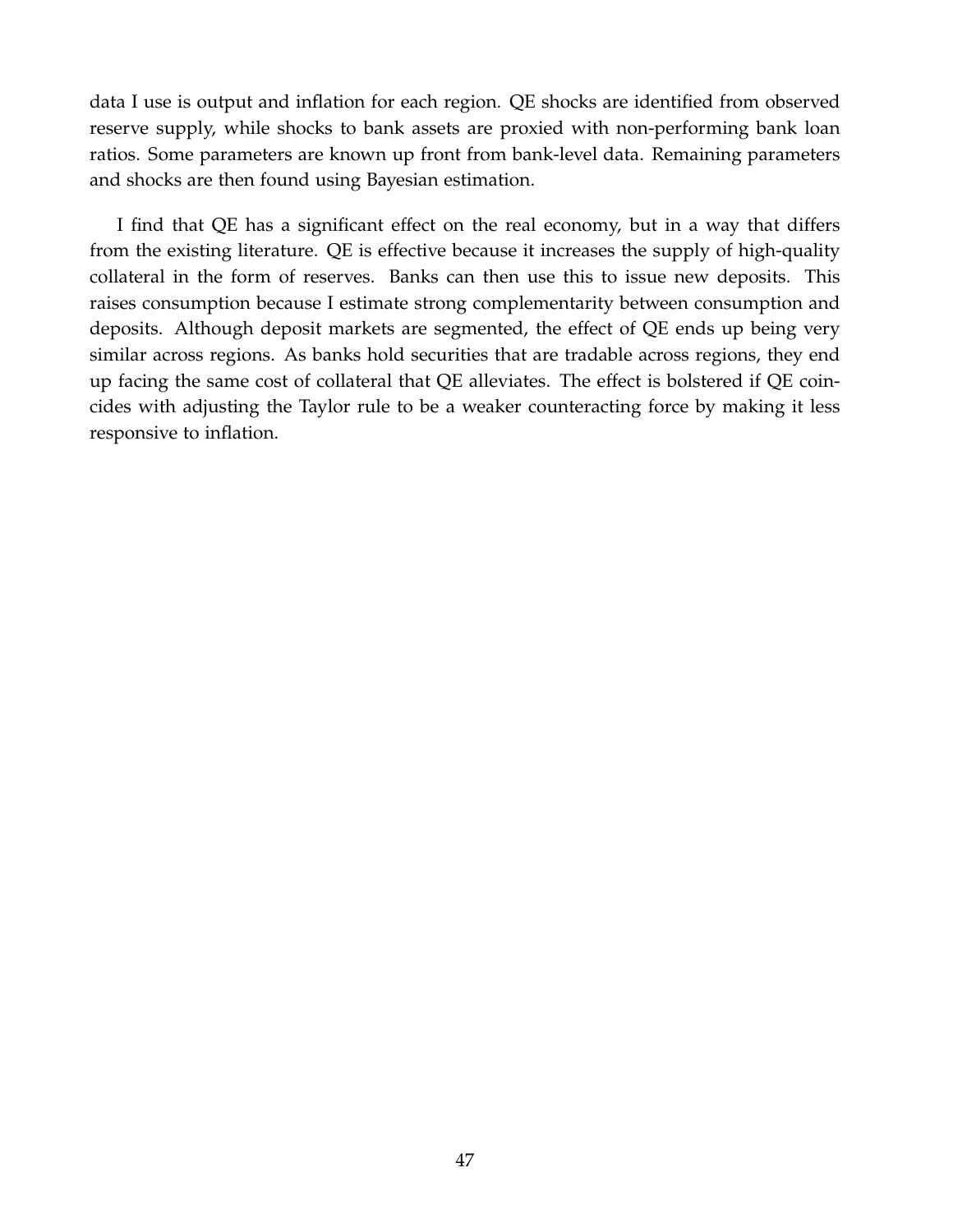data I use is output and inflation for each region. QE shocks are identified from observed reserve supply, while shocks to bank assets are proxied with non-performing bank loan ratios. Some parameters are known up front from bank-level data. Remaining parameters and shocks are then found using Bayesian estimation.

I find that QE has a significant effect on the real economy, but in a way that differs from the existing literature. QE is effective because it increases the supply of high-quality collateral in the form of reserves. Banks can then use this to issue new deposits. This raises consumption because I estimate strong complementarity between consumption and deposits. Although deposit markets are segmented, the effect of QE ends up being very similar across regions. As banks hold securities that are tradable across regions, they end up facing the same cost of collateral that QE alleviates. The effect is bolstered if QE coincides with adjusting the Taylor rule to be a weaker counteracting force by making it less responsive to inflation.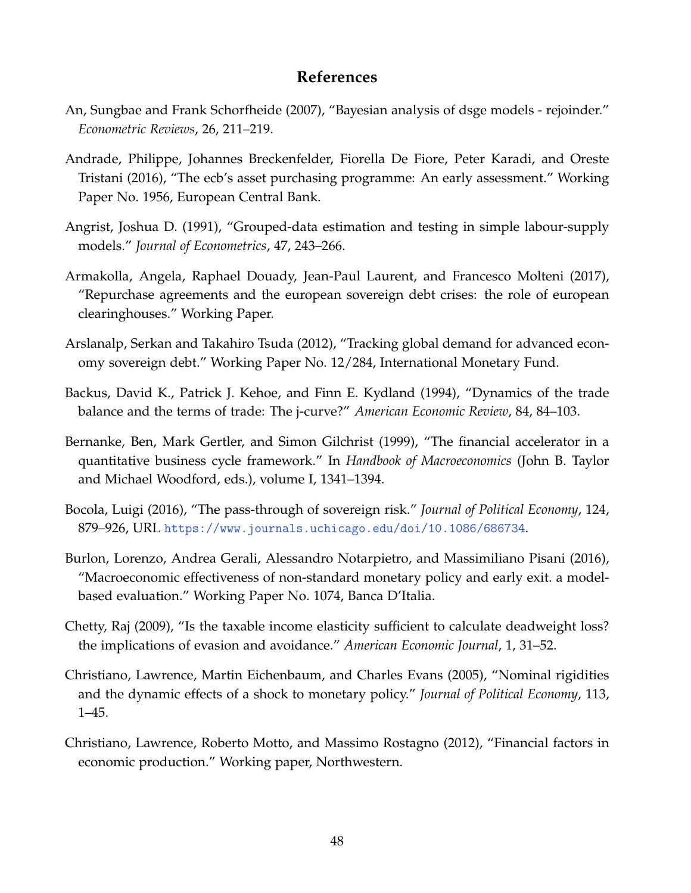# References

An, Sungbae and Frank Schorfheide (2007), "Bayesian analysis of dsge models - rejoinder." *Econometric Reviews*, 26, 211–219.

Andrade, Philippe, Johannes Breckenfelder, Fiorella De Fiore, Peter Karadi, and Oreste Tristani (2016), "The ecb's asset purchasing programme: An early assessment." Working Paper No. 1956, European Central Bank.

Angrist, Joshua D. (1991), "Grouped-data estimation and testing in simple labour-supply models." *Journal of Econometrics*, 47, 243–266.

Armakolla, Angela, Raphael Douady, Jean-Paul Laurent, and Francesco Molteni (2017), "Repurchase agreements and the european sovereign debt crises: the role of european clearinghouses." Working Paper.

Arslanalp, Serkan and Takahiro Tsuda (2012), "Tracking global demand for advanced economy sovereign debt." Working Paper No. 12/284, International Monetary Fund.

Backus, David K., Patrick J. Kehoe, and Finn E. Kydland (1994), "Dynamics of the trade balance and the terms of trade: The j-curve?" *American Economic Review*, 84, 84–103.

Bernanke, Ben, Mark Gertler, and Simon Gilchrist (1999), "The financial accelerator in a quantitative business cycle framework." In *Handbook of Macroeconomics* (John B. Taylor and Michael Woodford, eds.), volume I, 1341–1394.

Bocola, Luigi (2016), "The pass-through of sovereign risk." *Journal of Political Economy*, 124, 879–926, URL https://www.journals.uchicago.edu/doi/10.1086/686734.

Burlon, Lorenzo, Andrea Gerali, Alessandro Notarpietro, and Massimiliano Pisani (2016), "Macroeconomic effectiveness of non-standard monetary policy and early exit. a model-based evaluation." Working Paper No. 1074, Banca D'Italia.

Chetty, Raj (2009), "Is the taxable income elasticity sufficient to calculate deadweight loss? the implications of evasion and avoidance." *American Economic Journal*, 1, 31–52.

Christiano, Lawrence, Martin Eichenbaum, and Charles Evans (2005), "Nominal rigidities and the dynamic effects of a shock to monetary policy." *Journal of Political Economy*, 113, 1–45.

Christiano, Lawrence, Roberto Motto, and Massimo Rostagno (2012), "Financial factors in economic production." Working paper, Northwestern.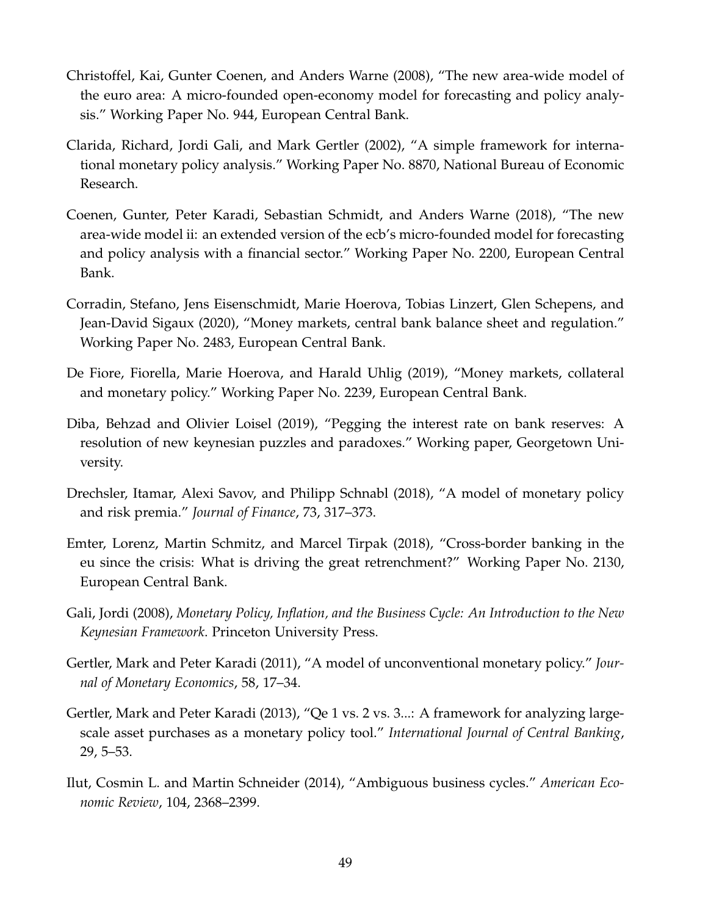Christoffel, Kai, Gunter Coenen, and Anders Warne (2008), "The new area-wide model of the euro area: A micro-founded open-economy model for forecasting and policy analysis." Working Paper No. 944, European Central Bank.

Clarida, Richard, Jordi Gali, and Mark Gertler (2002), "A simple framework for international monetary policy analysis." Working Paper No. 8870, National Bureau of Economic Research.

Coenen, Gunter, Peter Karadi, Sebastian Schmidt, and Anders Warne (2018), "The new area-wide model ii: an extended version of the ecb's micro-founded model for forecasting and policy analysis with a financial sector." Working Paper No. 2200, European Central Bank.

Corradin, Stefano, Jens Eisenschmidt, Marie Hoerova, Tobias Linzert, Glen Schepens, and Jean-David Sigaux (2020), "Money markets, central bank balance sheet and regulation." Working Paper No. 2483, European Central Bank.

De Fiore, Fiorella, Marie Hoerova, and Harald Uhlig (2019), "Money markets, collateral and monetary policy." Working Paper No. 2239, European Central Bank.

Diba, Behzad and Olivier Loisel (2019), "Pegging the interest rate on bank reserves: A resolution of new keynesian puzzles and paradoxes." Working paper, Georgetown University.

Drechsler, Itamar, Alexi Savov, and Philipp Schnabl (2018), "A model of monetary policy and risk premia." *Journal of Finance*, 73, 317–373.

Emter, Lorenz, Martin Schmitz, and Marcel Tirpak (2018), "Cross-border banking in the eu since the crisis: What is driving the great retrenchment?" Working Paper No. 2130, European Central Bank.

Gali, Jordi (2008), *Monetary Policy, Inflation, and the Business Cycle: An Introduction to the New Keynesian Framework*. Princeton University Press.

Gertler, Mark and Peter Karadi (2011), "A model of unconventional monetary policy." *Journal of Monetary Economics*, 58, 17–34.

Gertler, Mark and Peter Karadi (2013), "Qe 1 vs. 2 vs. 3...: A framework for analyzing large-scale asset purchases as a monetary policy tool." *International Journal of Central Banking*, 29, 5–53.

Ilut, Cosmin L. and Martin Schneider (2014), "Ambiguous business cycles." *American Economic Review*, 104, 2368–2399.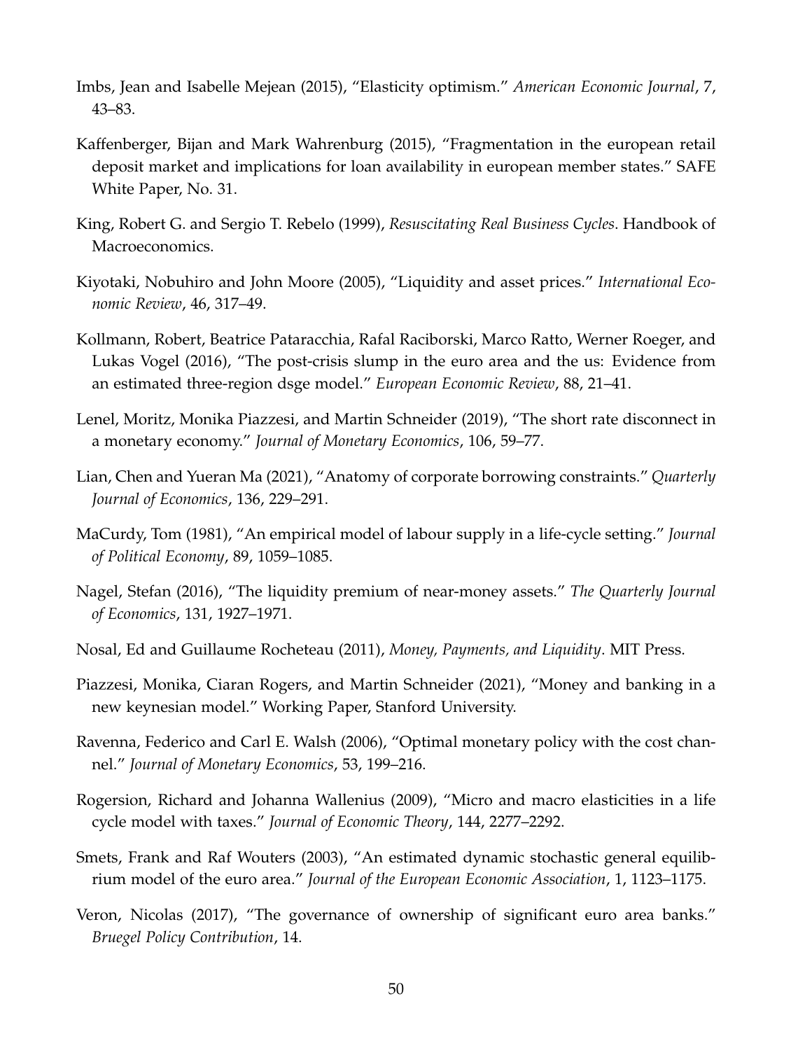Imbs, Jean and Isabelle Mejean (2015), "Elasticity optimism." *American Economic Journal*, 7, 43–83.

Kaffenberger, Bijan and Mark Wahrenburg (2015), "Fragmentation in the european retail deposit market and implications for loan availability in european member states." SAFE White Paper, No. 31.

King, Robert G. and Sergio T. Rebelo (1999), *Resuscitating Real Business Cycles*. Handbook of Macroeconomics.

Kiyotaki, Nobuhiro and John Moore (2005), "Liquidity and asset prices." *International Economic Review*, 46, 317–49.

Kollmann, Robert, Beatrice Pataracchia, Rafal Raciborski, Marco Ratto, Werner Roeger, and Lukas Vogel (2016), "The post-crisis slump in the euro area and the us: Evidence from an estimated three-region dsge model." *European Economic Review*, 88, 21–41.

Lenel, Moritz, Monika Piazzesi, and Martin Schneider (2019), "The short rate disconnect in a monetary economy." *Journal of Monetary Economics*, 106, 59–77.

Lian, Chen and Yueran Ma (2021), "Anatomy of corporate borrowing constraints." *Quarterly Journal of Economics*, 136, 229–291.

MaCurdy, Tom (1981), "An empirical model of labour supply in a life-cycle setting." *Journal of Political Economy*, 89, 1059–1085.

Nagel, Stefan (2016), "The liquidity premium of near-money assets." *The Quarterly Journal of Economics*, 131, 1927–1971.

Nosal, Ed and Guillaume Rocheteau (2011), *Money, Payments, and Liquidity*. MIT Press.

Piazzesi, Monika, Ciaran Rogers, and Martin Schneider (2021), "Money and banking in a new keynesian model." Working Paper, Stanford University.

Ravenna, Federico and Carl E. Walsh (2006), "Optimal monetary policy with the cost channel." *Journal of Monetary Economics*, 53, 199–216.

Rogerson, Richard and Johanna Wallenius (2009), "Micro and macro elasticities in a life cycle model with taxes." *Journal of Economic Theory*, 144, 2277–2292.

Smets, Frank and Raf Wouters (2003), "An estimated dynamic stochastic general equilibrium model of the euro area." *Journal of the European Economic Association*, 1, 1123–1175.

Veron, Nicolas (2017), "The governance of ownership of significant euro area banks." *Bruegel Policy Contribution*, 14.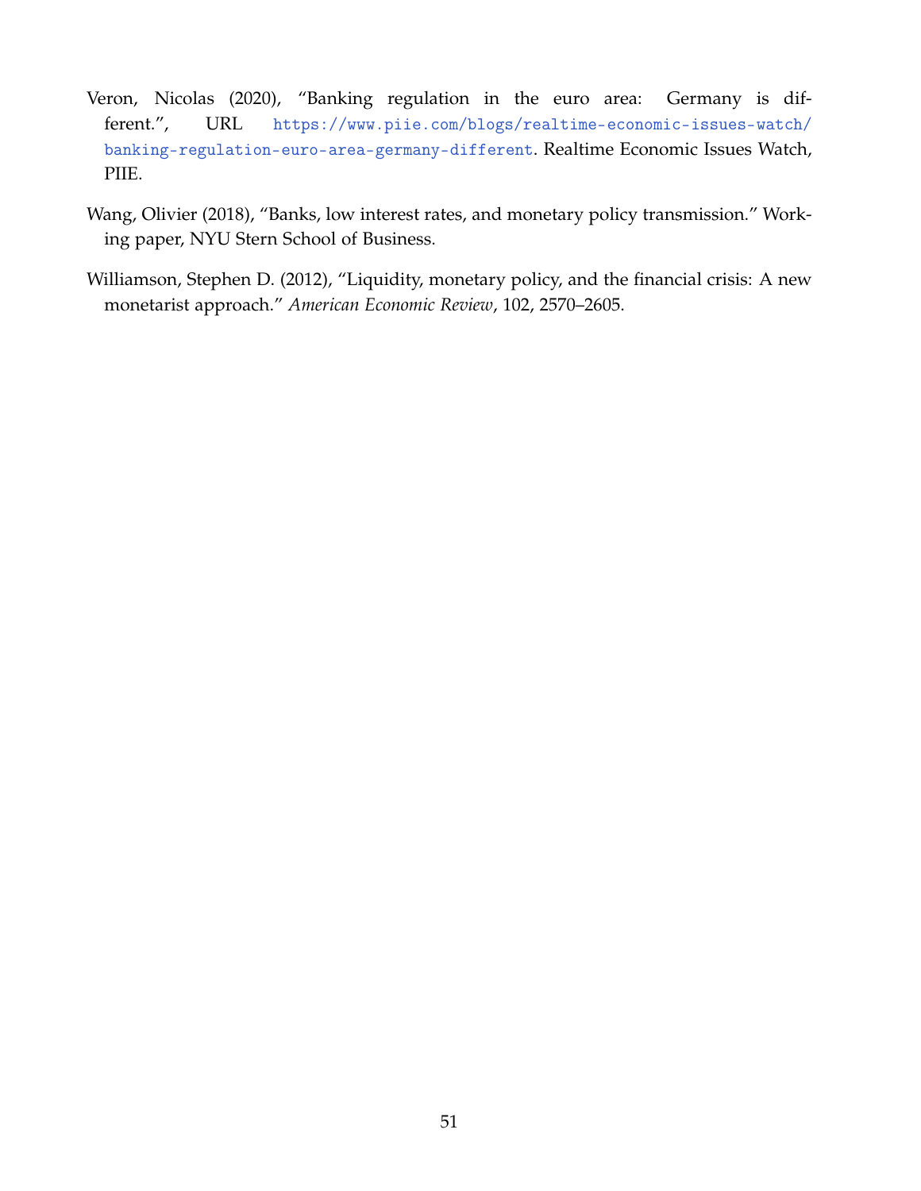Veron, Nicolas (2020), "Banking regulation in the euro area: Germany is different.", URL https://www.piie.com/blogs/realtime-economic-issues-watch/banking-regulation-euro-area-germany-different. Realtime Economic Issues Watch, PIIE.

Wang, Olivier (2018), "Banks, low interest rates, and monetary policy transmission." Working paper, NYU Stern School of Business.

Williamson, Stephen D. (2012), "Liquidity, monetary policy, and the financial crisis: A new monetarist approach." *American Economic Review*, 102, 2570–2605.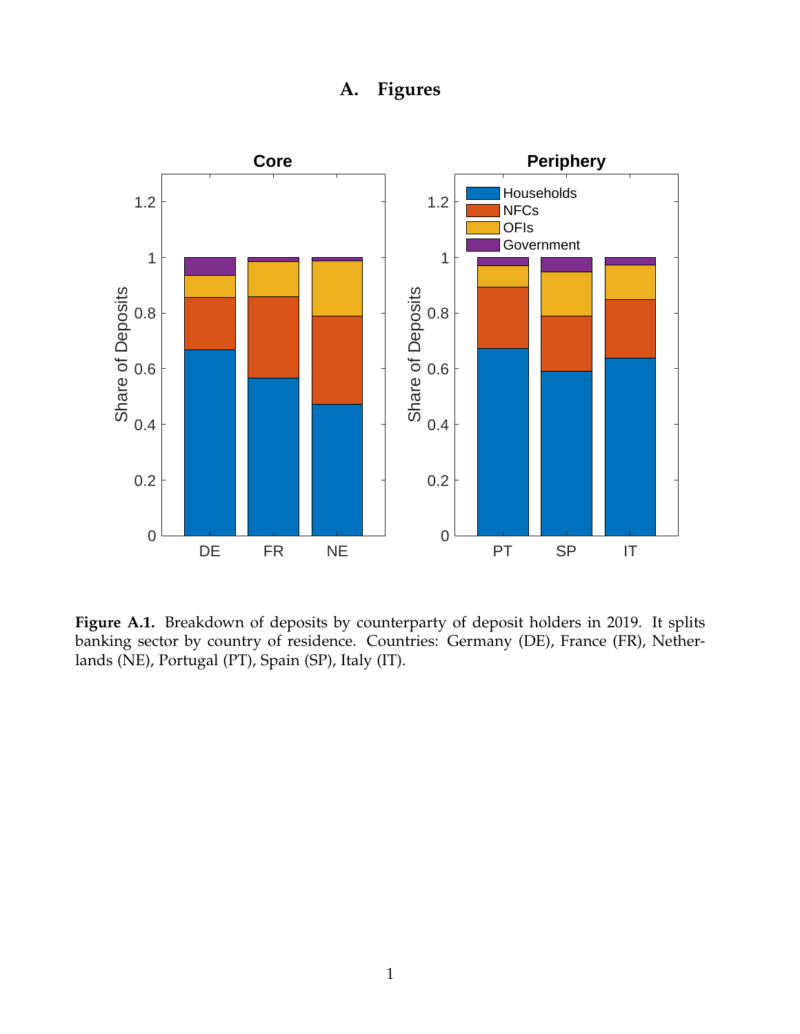# A. Figures

**Figure A.1.** Breakdown of deposits by counterparty of deposit holders in 2019. It splits banking sector by country of residence. Countries: Germany (DE), France (FR), Netherlands (NE), Portugal (PT), Spain (SP), Italy (IT).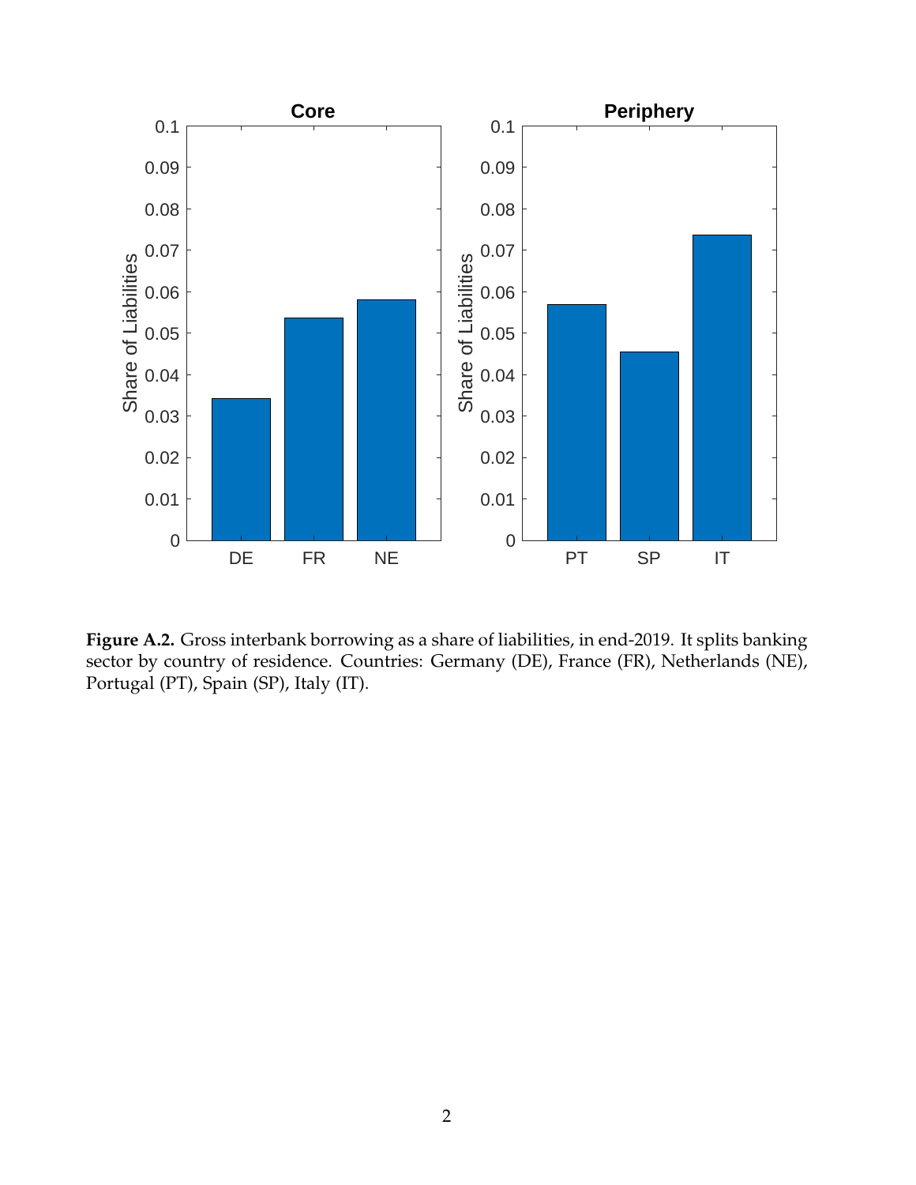**Figure A.2.** Gross interbank borrowing as a share of liabilities, in end-2019. It splits banking sector by country of residence. Countries: Germany (DE), France (FR), Netherlands (NE), Portugal (PT), Spain (SP), Italy (IT).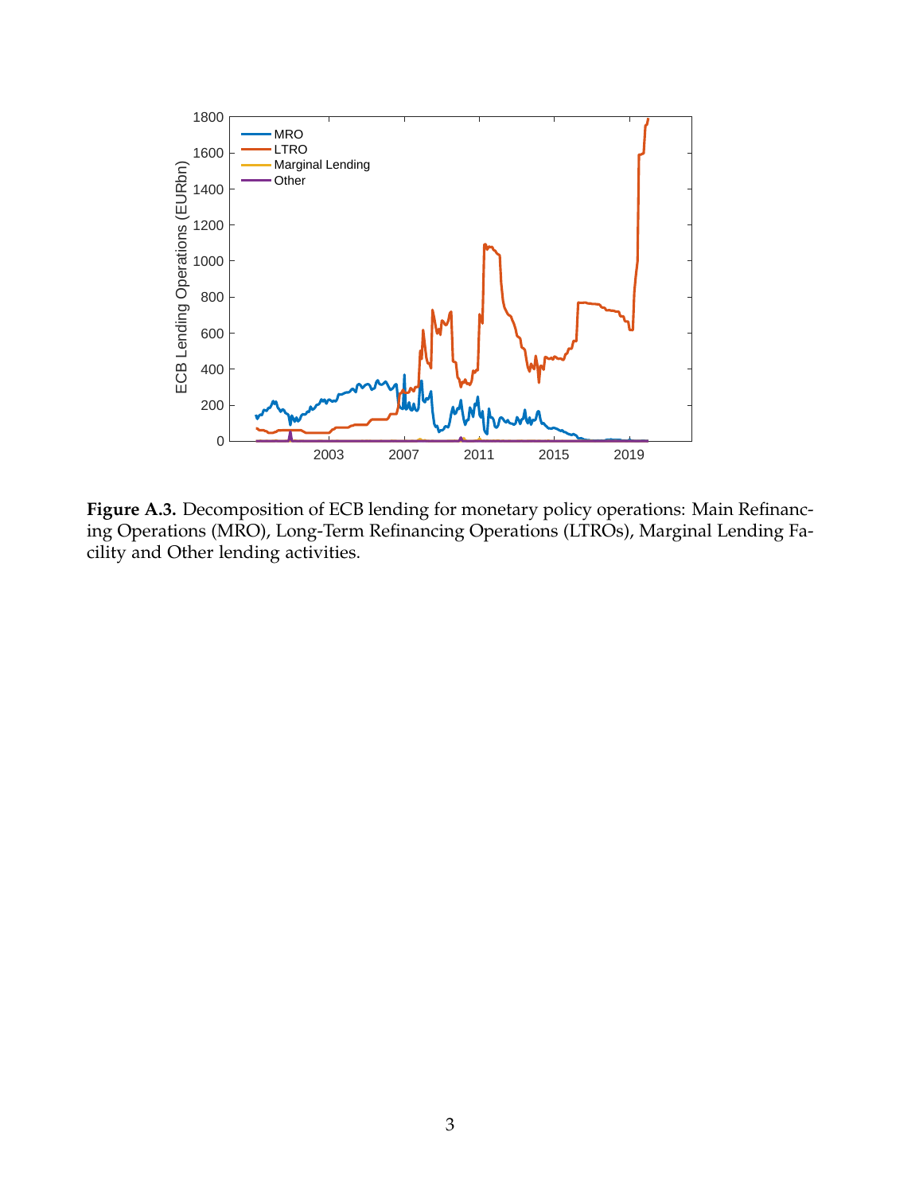**Figure A.3.** Decomposition of ECB lending for monetary policy operations: Main Refinancing Operations (MRO), Long-Term Refinancing Operations (LTROs), Marginal Lending Facility and Other lending activities.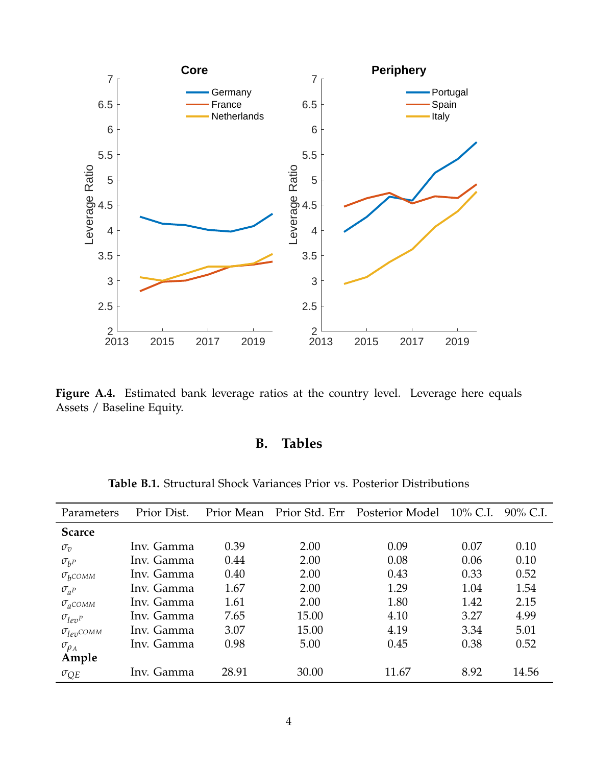**Figure A.4.** Estimated bank leverage ratios at the country level. Leverage here equals Assets / Baseline Equity.

## B. Tables

**Table B.1.** Structural Shock Variances Prior vs. Posterior Distributions

| Parameters | Prior Dist. | Prior Mean | Prior Std. Err | Posterior Model | 10% C.I. | 90% C.I. |
|---|---|---|---|---|---|---|
| **Scarce** | | | | | | |
| $\sigma_v$ | Inv. Gamma | 0.39 | 2.00 | 0.09 | 0.07 | 0.10 |
| $\sigma_{b^P}$ | Inv. Gamma | 0.44 | 2.00 | 0.08 | 0.06 | 0.10 |
| $\sigma_{b^{COMM}}$ | Inv. Gamma | 0.40 | 2.00 | 0.43 | 0.33 | 0.52 |
| $\sigma_{a^P}$ | Inv. Gamma | 1.67 | 2.00 | 1.29 | 1.04 | 1.54 |
| $\sigma_{a^{COMM}}$ | Inv. Gamma | 1.61 | 2.00 | 1.80 | 1.42 | 2.15 |
| $\sigma_{lev^P}$ | Inv. Gamma | 7.65 | 15.00 | 4.10 | 3.27 | 4.99 |
| $\sigma_{lev^{COMM}}$ | Inv. Gamma | 3.07 | 15.00 | 4.19 | 3.34 | 5.01 |
| $\sigma_{\rho_A}$ | Inv. Gamma | 0.98 | 5.00 | 0.45 | 0.38 | 0.52 |
| **Ample** | | | | | | |
| $\sigma_{QE}$ | Inv. Gamma | 28.91 | 30.00 | 11.67 | 8.92 | 14.56 |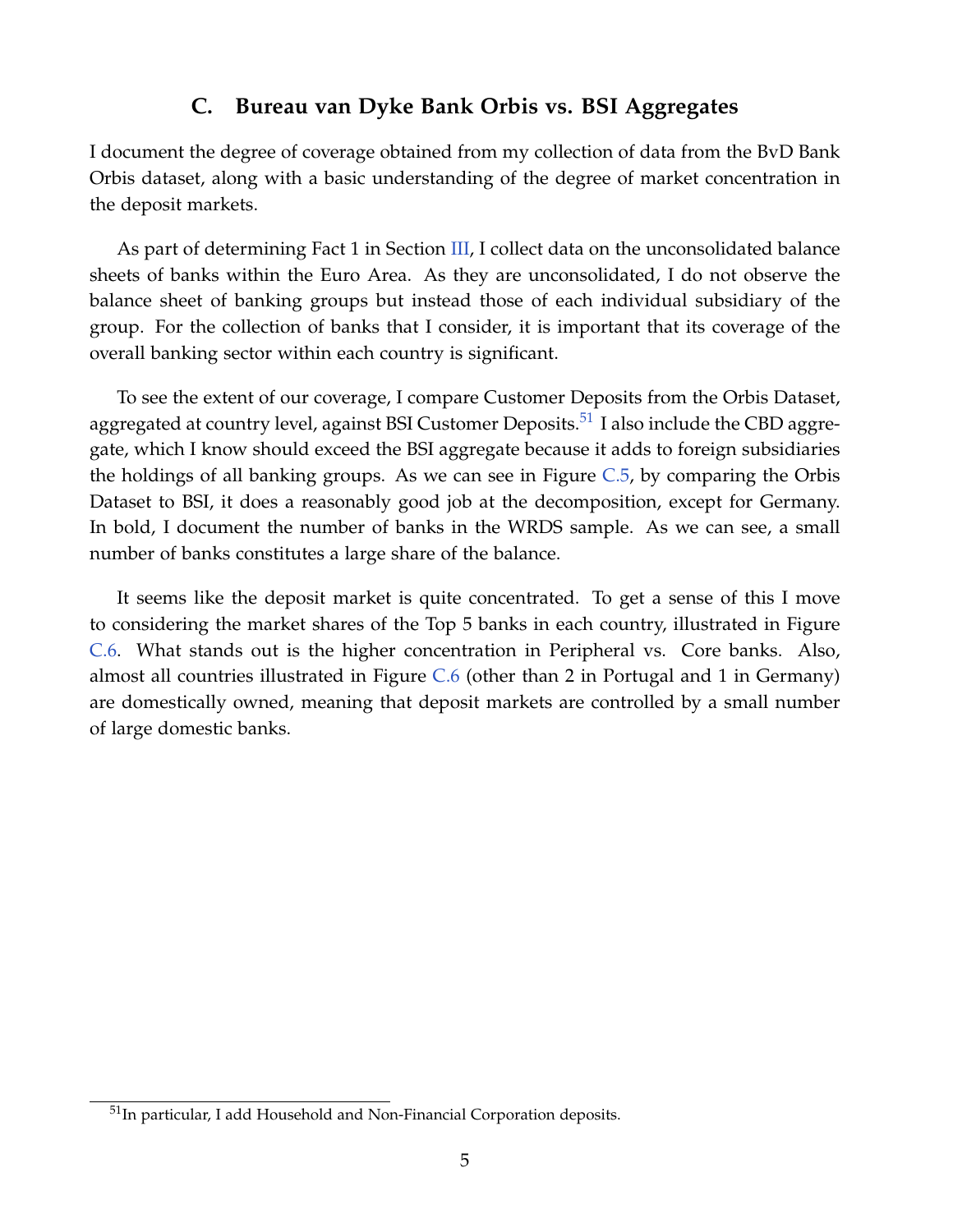## C. Bureau van Dyke Bank Orbis vs. BSI Aggregates

I document the degree of coverage obtained from my collection of data from the BvD Bank Orbis dataset, along with a basic understanding of the degree of market concentration in the deposit markets.

As part of determining Fact 1 in Section III, I collect data on the unconsolidated balance sheets of banks within the Euro Area. As they are unconsolidated, I do not observe the balance sheet of banking groups but instead those of each individual subsidiary of the group. For the collection of banks that I consider, it is important that its coverage of the overall banking sector within each country is significant.

To see the extent of our coverage, I compare Customer Deposits from the Orbis Dataset, aggregated at country level, against BSI Customer Deposits.[51] I also include the CBD aggregate, which I know should exceed the BSI aggregate because it adds to foreign subsidiaries the holdings of all banking groups. As we can see in Figure C.5, by comparing the Orbis Dataset to BSI, it does a reasonably good job at the decomposition, except for Germany. In bold, I document the number of banks in the WRDS sample. As we can see, a small number of banks constitutes a large share of the balance.

It seems like the deposit market is quite concentrated. To get a sense of this I move to considering the market shares of the Top 5 banks in each country, illustrated in Figure C.6. What stands out is the higher concentration in Peripheral vs. Core banks. Also, almost all countries illustrated in Figure C.6 (other than 2 in Portugal and 1 in Germany) are domestically owned, meaning that deposit markets are controlled by a small number of large domestic banks.

[51] In particular, I add Household and Non-Financial Corporation deposits.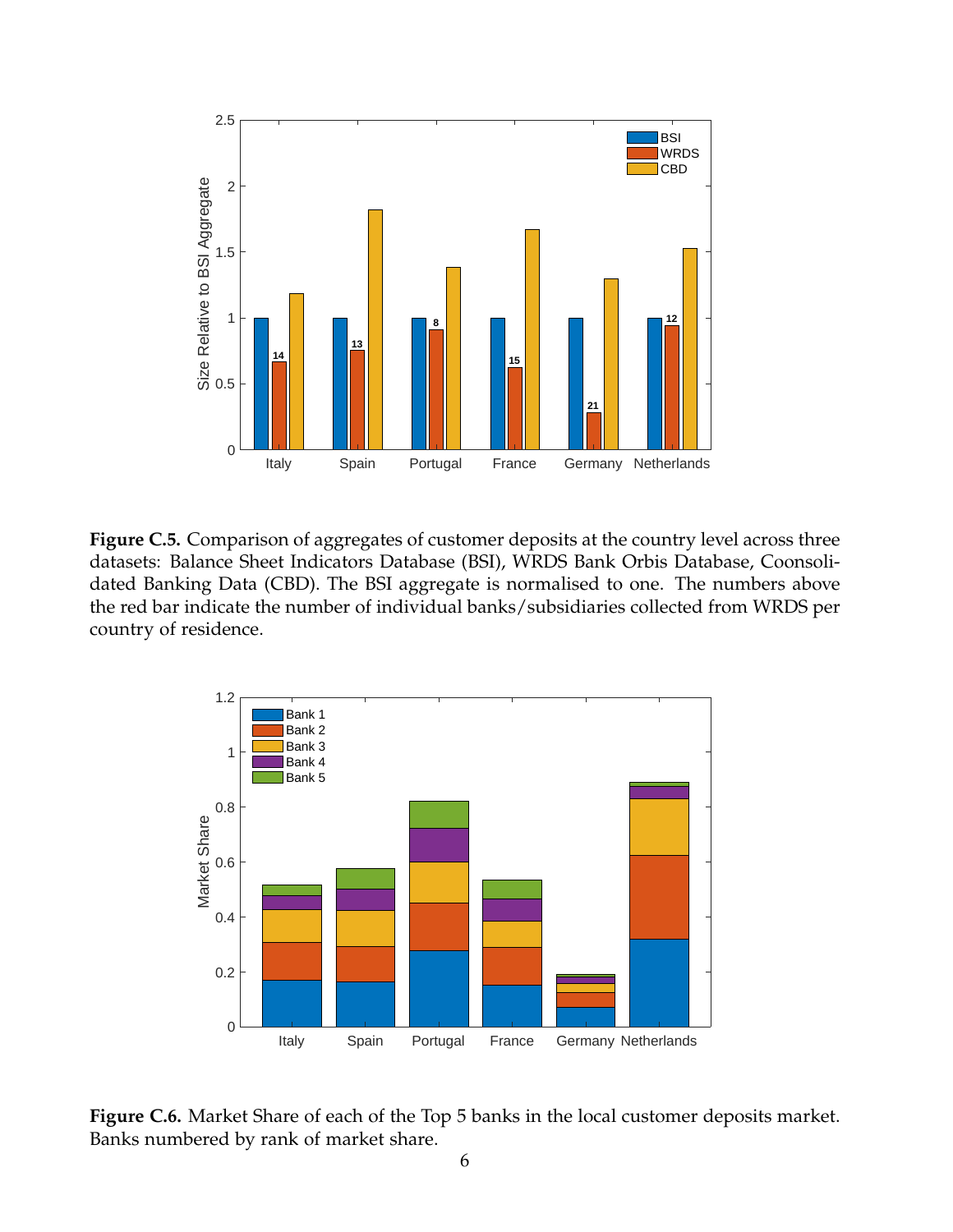**Figure C.5.** Comparison of aggregates of customer deposits at the country level across three datasets: Balance Sheet Indicators Database (BSI), WRDS Bank Orbis Database, Coonsolidated Banking Data (CBD). The BSI aggregate is normalised to one. The numbers above the red bar indicate the number of individual banks/subsidiaries collected from WRDS per country of residence.

**Figure C.6.** Market Share of each of the Top 5 banks in the local customer deposits market. Banks numbered by rank of market share.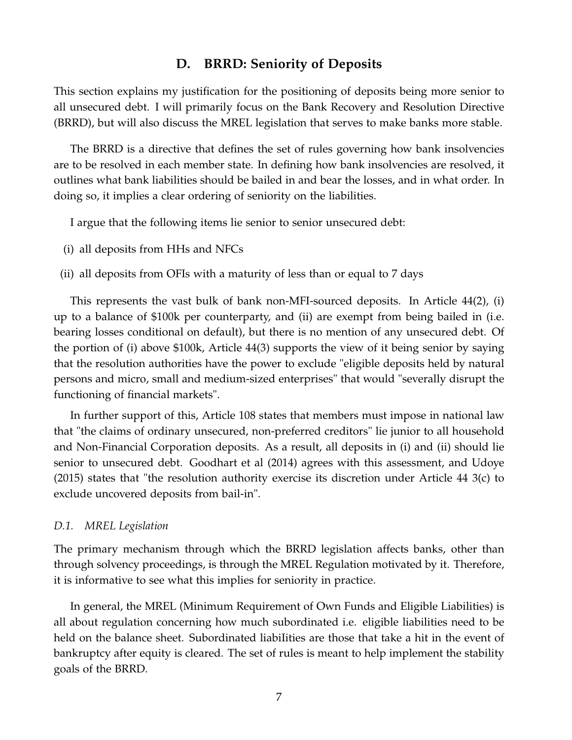## D. BRRD: Seniority of Deposits

This section explains my justification for the positioning of deposits being more senior to all unsecured debt. I will primarily focus on the Bank Recovery and Resolution Directive (BRRD), but will also discuss the MREL legislation that serves to make banks more stable.

The BRRD is a directive that defines the set of rules governing how bank insolvencies are to be resolved in each member state. In defining how bank insolvencies are resolved, it outlines what bank liabilities should be bailed in and bear the losses, and in what order. In doing so, it implies a clear ordering of seniority on the liabilities.

I argue that the following items lie senior to senior unsecured debt:

(i) all deposits from HHs and NFCs

(ii) all deposits from OFIs with a maturity of less than or equal to 7 days

This represents the vast bulk of bank non-MFI-sourced deposits. In Article 44(2), (i) up to a balance of \$100k per counterparty, and (ii) are exempt from being bailed in (i.e. bearing losses conditional on default), but there is no mention of any unsecured debt. Of the portion of (i) above \$100k, Article 44(3) supports the view of it being senior by saying that the resolution authorities have the power to exclude "eligible deposits held by natural persons and micro, small and medium-sized enterprises" that would "severally disrupt the functioning of financial markets".

In further support of this, Article 108 states that members must impose in national law that "the claims of ordinary unsecured, non-preferred creditors" lie junior to all household and Non-Financial Corporation deposits. As a result, all deposits in (i) and (ii) should lie senior to unsecured debt. Goodhart et al (2014) agrees with this assessment, and Udoye (2015) states that "the resolution authority exercise its discretion under Article 44 3(c) to exclude uncovered deposits from bail-in".

### *D.1. MREL Legislation*

The primary mechanism through which the BRRD legislation affects banks, other than through solvency proceedings, is through the MREL Regulation motivated by it. Therefore, it is informative to see what this implies for seniority in practice.

In general, the MREL (Minimum Requirement of Own Funds and Eligible Liabilities) is all about regulation concerning how much subordinated i.e. eligible liabilities need to be held on the balance sheet. Subordinated liabiIities are those that take a hit in the event of bankruptcy after equity is cleared. The set of rules is meant to help implement the stability goals of the BRRD.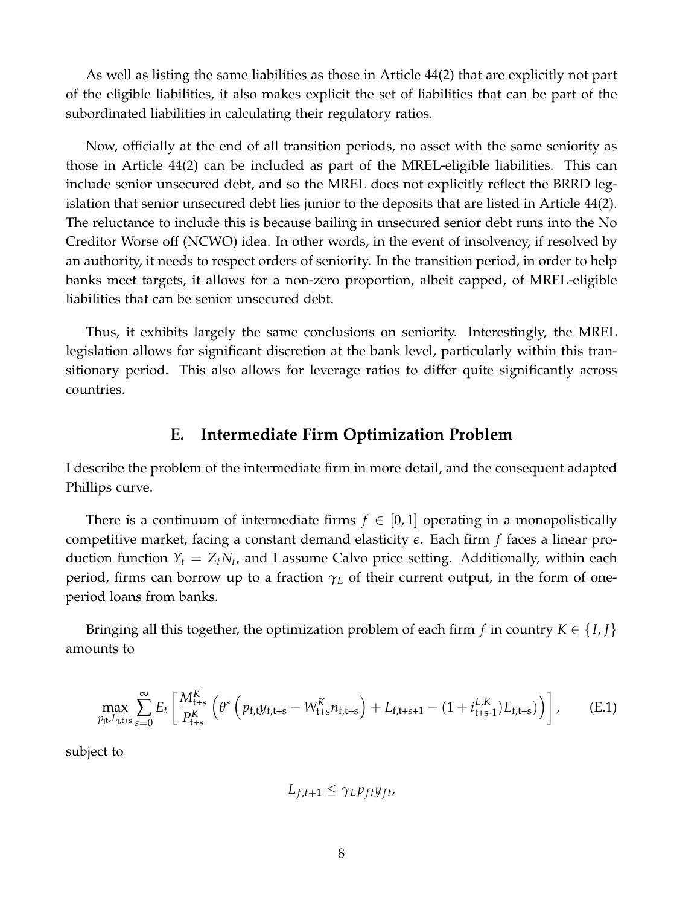As well as listing the same liabilities as those in Article 44(2) that are explicitly not part of the eligible liabilities, it also makes explicit the set of liabilities that can be part of the subordinated liabilities in calculating their regulatory ratios.

Now, officially at the end of all transition periods, no asset with the same seniority as those in Article 44(2) can be included as part of the MREL-eligible liabilities. This can include senior unsecured debt, and so the MREL does not explicitly reflect the BRRD legislation that senior unsecured debt lies junior to the deposits that are listed in Article 44(2). The reluctance to include this is because bailing in unsecured senior debt runs into the No Creditor Worse off (NCWO) idea. In other words, in the event of insolvency, if resolved by an authority, it needs to respect orders of seniority. In the transition period, in order to help banks meet targets, it allows for a non-zero proportion, albeit capped, of MREL-eligible liabilities that can be senior unsecured debt.

Thus, it exhibits largely the same conclusions on seniority. Interestingly, the MREL legislation allows for significant discretion at the bank level, particularly within this transitionary period. This also allows for leverage ratios to differ quite significantly across countries.

## E. Intermediate Firm Optimization Problem

I describe the problem of the intermediate firm in more detail, and the consequent adapted Phillips curve.

There is a continuum of intermediate firms $f \in [0,1]$ operating in a monopolistically competitive market, facing a constant demand elasticity $\epsilon$. Each firm $f$ faces a linear production function $Y_t = Z_t N_t$, and I assume Calvo price setting. Additionally, within each period, firms can borrow up to a fraction $\gamma_L$ of their current output, in the form of one-period loans from banks.

Bringing all this together, the optimization problem of each firm $f$ in country $K \in \{I, J\}$ amounts to

$$\max_{p_{\mathrm{jt}}, L_{\mathrm{j,t+s}}} \sum_{s=0}^{\infty} E_t \left[ \frac{M^K_{\mathrm{t+s}}}{P^K_{\mathrm{t+s}}} \left( \theta^s \left( p_{\mathrm{f,t}} y_{\mathrm{f,t+s}} - W^K_{\mathrm{t+s}} n_{\mathrm{f,t+s}} \right) + L_{\mathrm{f,t+s+1}} - (1 + i^{L,K}_{\mathrm{t+s-1}}) L_{\mathrm{f,t+s}} \right) \right], \tag{E.1}$$

subject to

$$L_{f,t+1} \leq \gamma_L p_{ft} y_{ft},$$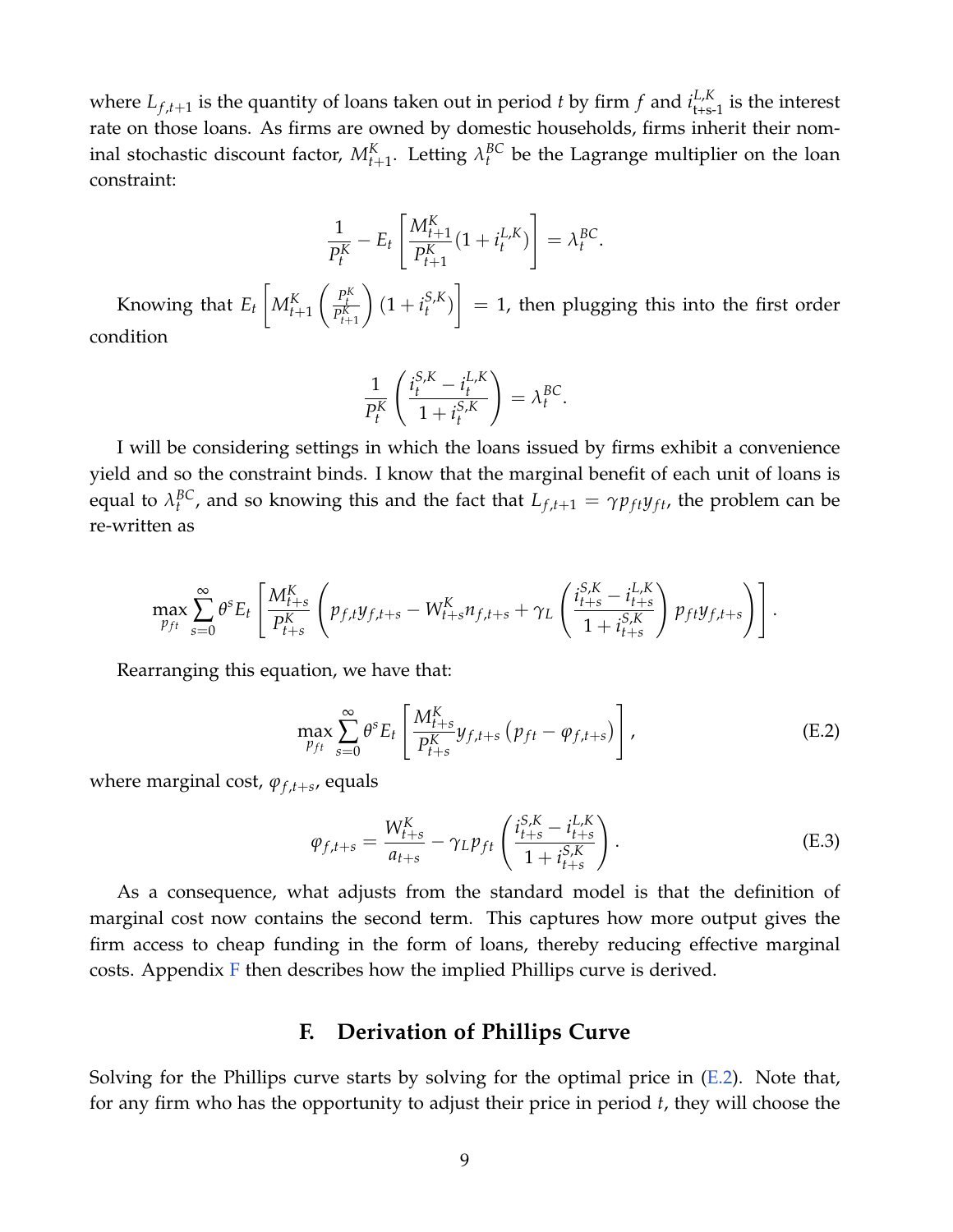where $L_{f,t+1}$ is the quantity of loans taken out in period $t$ by firm $f$ and $i^{L,K}_{t+s-1}$ is the interest rate on those loans. As firms are owned by domestic households, firms inherit their nominal stochastic discount factor, $M^K_{t+1}$. Letting $\lambda^{BC}_t$ be the Lagrange multiplier on the loan constraint:

$$\frac{1}{P^K_t} - E_t\left[\frac{M^K_{t+1}}{P^K_{t+1}}(1+i^{L,K}_t)\right] = \lambda^{BC}_t.$$

Knowing that $E_t\left[M^K_{t+1}\left(\frac{P^K_t}{P^K_{t+1}}\right)(1+i^{S,K}_t)\right] = 1$, then plugging this into the first order condition

$$\frac{1}{P^K_t}\left(\frac{i^{S,K}_t - i^{L,K}_t}{1+i^{S,K}_t}\right) = \lambda^{BC}_t.$$

I will be considering settings in which the loans issued by firms exhibit a convenience yield and so the constraint binds. I know that the marginal benefit of each unit of loans is equal to $\lambda^{BC}_t$, and so knowing this and the fact that $L_{f,t+1} = \gamma p_{ft} y_{ft}$, the problem can be re-written as

$$\max_{p_{ft}} \sum_{s=0}^{\infty} \theta^s E_t\left[\frac{M^K_{t+s}}{P^K_{t+s}}\left(p_{f,t}y_{f,t+s} - W^K_{t+s}n_{f,t+s} + \gamma_L\left(\frac{i^{S,K}_{t+s} - i^{L,K}_{t+s}}{1+i^{S,K}_{t+s}}\right)p_{ft}y_{f,t+s}\right)\right].$$

Rearranging this equation, we have that:

$$\max_{p_{ft}} \sum_{s=0}^{\infty} \theta^s E_t\left[\frac{M^K_{t+s}}{P^K_{t+s}}y_{f,t+s}\left(p_{ft} - \varphi_{f,t+s}\right)\right], \tag{E.2}$$

where marginal cost, $\varphi_{f,t+s}$, equals

$$\varphi_{f,t+s} = \frac{W^K_{t+s}}{a_{t+s}} - \gamma_L p_{ft}\left(\frac{i^{S,K}_{t+s} - i^{L,K}_{t+s}}{1+i^{S,K}_{t+s}}\right). \tag{E.3}$$

As a consequence, what adjusts from the standard model is that the definition of marginal cost now contains the second term. This captures how more output gives the firm access to cheap funding in the form of loans, thereby reducing effective marginal costs. Appendix F then describes how the implied Phillips curve is derived.

## F. Derivation of Phillips Curve

Solving for the Phillips curve starts by solving for the optimal price in (E.2). Note that, for any firm who has the opportunity to adjust their price in period $t$, they will choose the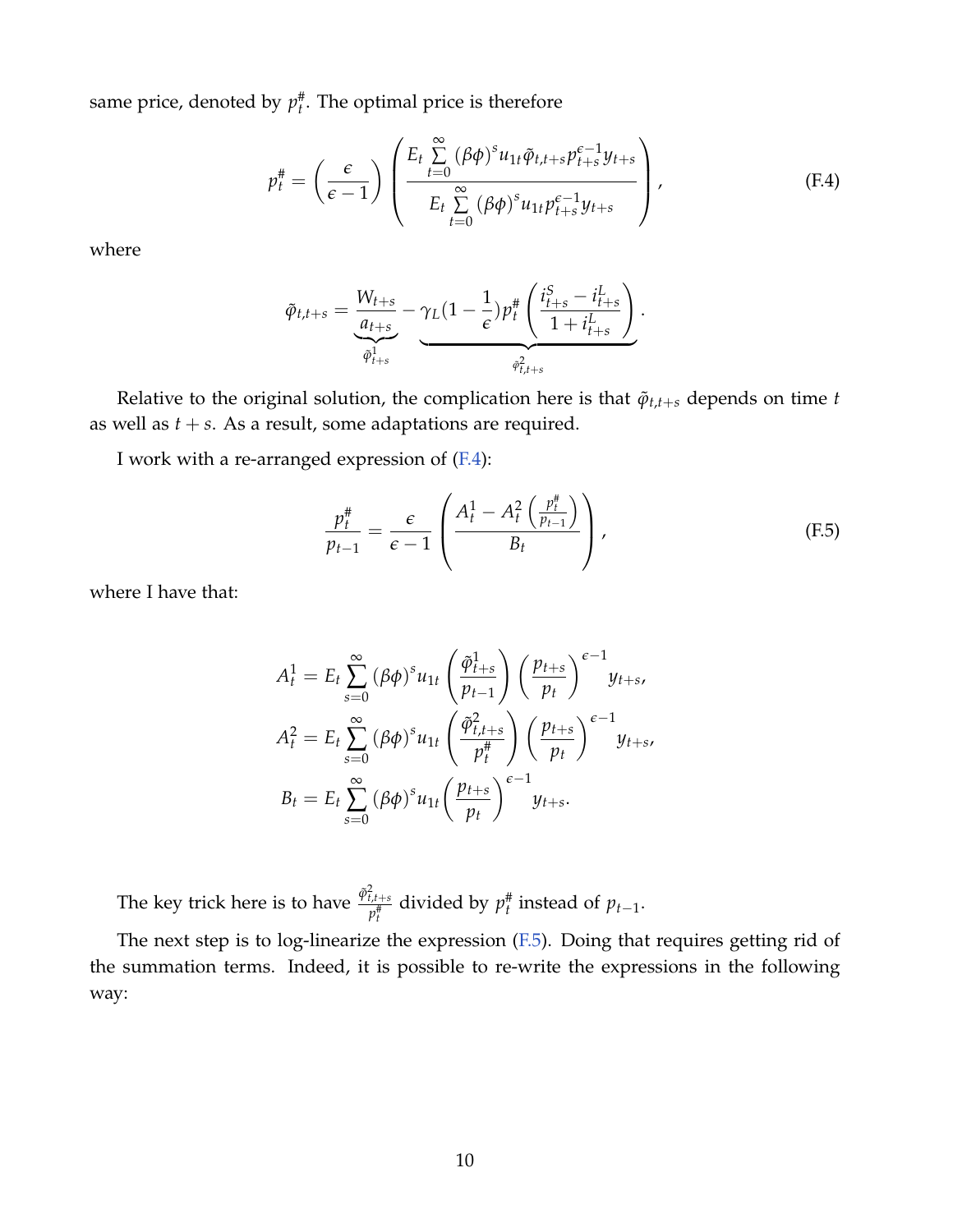same price, denoted by $p_t^\#$. The optimal price is therefore

$$p_t^\# = \left(\frac{\epsilon}{\epsilon - 1}\right) \left( \frac{E_t \sum_{t=0}^{\infty} (\beta\phi)^s u_{1t} \tilde{\varphi}_{t,t+s} p_{t+s}^{\epsilon-1} y_{t+s}}{E_t \sum_{t=0}^{\infty} (\beta\phi)^s u_{1t} p_{t+s}^{\epsilon-1} y_{t+s}} \right), \tag{F.4}$$

where

$$\tilde{\varphi}_{t,t+s} = \underbrace{\frac{W_{t+s}}{a_{t+s}}}_{\tilde{\varphi}_{t+s}^1} - \underbrace{\gamma_L (1 - \frac{1}{\epsilon}) p_t^\# \left( \frac{i_{t+s}^S - i_{t+s}^L}{1 + i_{t+s}^L} \right)}_{\tilde{\varphi}_{t,t+s}^2}.$$

Relative to the original solution, the complication here is that $\tilde{\varphi}_{t,t+s}$ depends on time $t$ as well as $t+s$. As a result, some adaptations are required.

I work with a re-arranged expression of (F.4):

$$\frac{p_t^\#}{p_{t-1}} = \frac{\epsilon}{\epsilon - 1} \left( \frac{A_t^1 - A_t^2 \left( \frac{p_t^\#}{p_{t-1}} \right)}{B_t} \right), \tag{F.5}$$

where I have that:

$$A_t^1 = E_t \sum_{s=0}^{\infty} (\beta\phi)^s u_{1t} \left( \frac{\tilde{\varphi}_{t+s}^1}{p_{t-1}} \right) \left( \frac{p_{t+s}}{p_t} \right)^{\epsilon-1} y_{t+s},$$

$$A_t^2 = E_t \sum_{s=0}^{\infty} (\beta\phi)^s u_{1t} \left( \frac{\tilde{\varphi}_{t,t+s}^2}{p_t^\#} \right) \left( \frac{p_{t+s}}{p_t} \right)^{\epsilon-1} y_{t+s},$$

$$B_t = E_t \sum_{s=0}^{\infty} (\beta\phi)^s u_{1t} \left( \frac{p_{t+s}}{p_t} \right)^{\epsilon-1} y_{t+s}.$$

The key trick here is to have $\frac{\tilde{\varphi}_{t,t+s}^2}{p_t^\#}$ divided by $p_t^\#$ instead of $p_{t-1}$.

The next step is to log-linearize the expression (F.5). Doing that requires getting rid of the summation terms. Indeed, it is possible to re-write the expressions in the following way: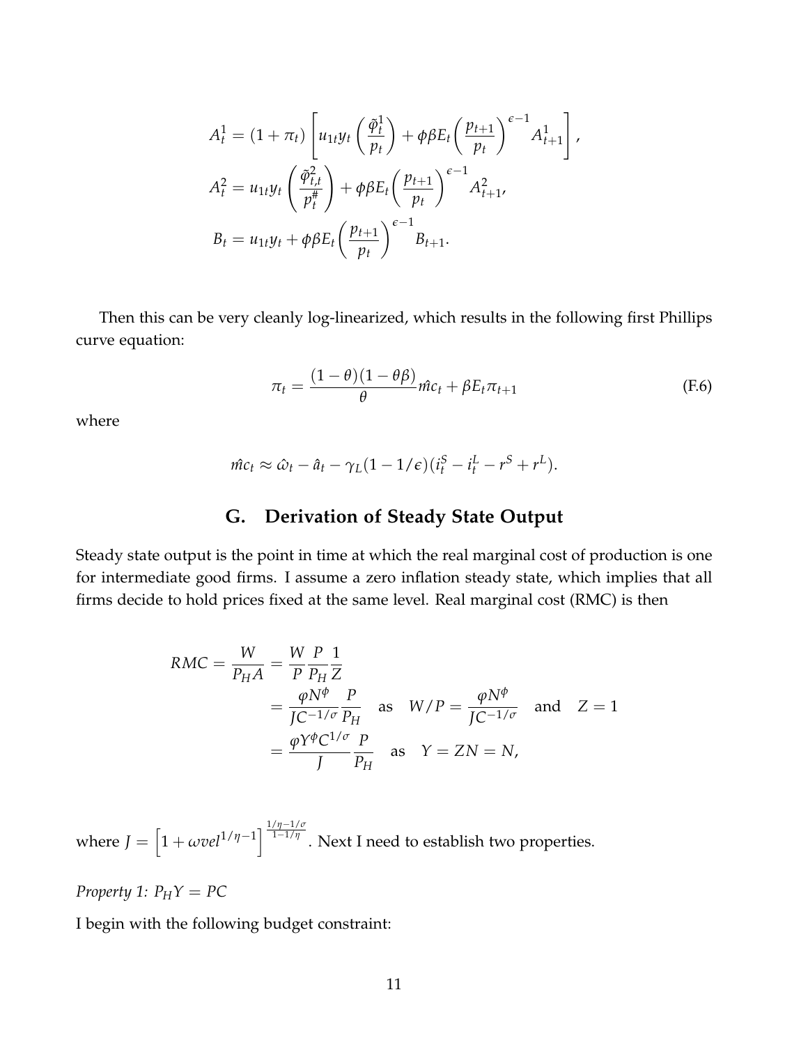$$A_t^1 = (1+\pi_t)\left[u_{1t}y_t\left(\frac{\tilde{\varphi}_t^1}{p_t}\right) + \phi\beta E_t\left(\frac{p_{t+1}}{p_t}\right)^{\epsilon-1} A_{t+1}^1\right],$$

$$A_t^2 = u_{1t}y_t\left(\frac{\tilde{\varphi}_{t,t}^2}{p_t^{\#}}\right) + \phi\beta E_t\left(\frac{p_{t+1}}{p_t}\right)^{\epsilon-1} A_{t+1}^2,$$

$$B_t = u_{1t}y_t + \phi\beta E_t\left(\frac{p_{t+1}}{p_t}\right)^{\epsilon-1} B_{t+1}.$$

Then this can be very cleanly log-linearized, which results in the following first Phillips curve equation:

$$\pi_t = \frac{(1-\theta)(1-\theta\beta)}{\theta}\hat{mc}_t + \beta E_t \pi_{t+1} \tag{F.6}$$

where

$$\hat{mc}_t \approx \hat{\omega}_t - \hat{a}_t - \gamma_L(1-1/\epsilon)(i_t^S - i_t^L - r^S + r^L).$$

## G. Derivation of Steady State Output

Steady state output is the point in time at which the real marginal cost of production is one for intermediate good firms. I assume a zero inflation steady state, which implies that all firms decide to hold prices fixed at the same level. Real marginal cost (RMC) is then

$$\begin{aligned}
RMC = \frac{W}{P_H A} &= \frac{W}{P}\frac{P}{P_H}\frac{1}{Z} \\
&= \frac{\varphi N^{\phi}}{JC^{-1/\sigma}}\frac{P}{P_H} \quad \text{as} \quad W/P = \frac{\varphi N^{\phi}}{JC^{-1/\sigma}} \quad \text{and} \quad Z = 1 \\
&= \frac{\varphi Y^{\phi} C^{1/\sigma}}{J}\frac{P}{P_H} \quad \text{as} \quad Y = ZN = N,
\end{aligned}$$

where $J = \left[1 + \omega vel^{1/\eta - 1}\right]^{\frac{1/\eta - 1/\sigma}{1-1/\eta}}$. Next I need to establish two properties.

*Property 1: $P_H Y = PC$*

I begin with the following budget constraint: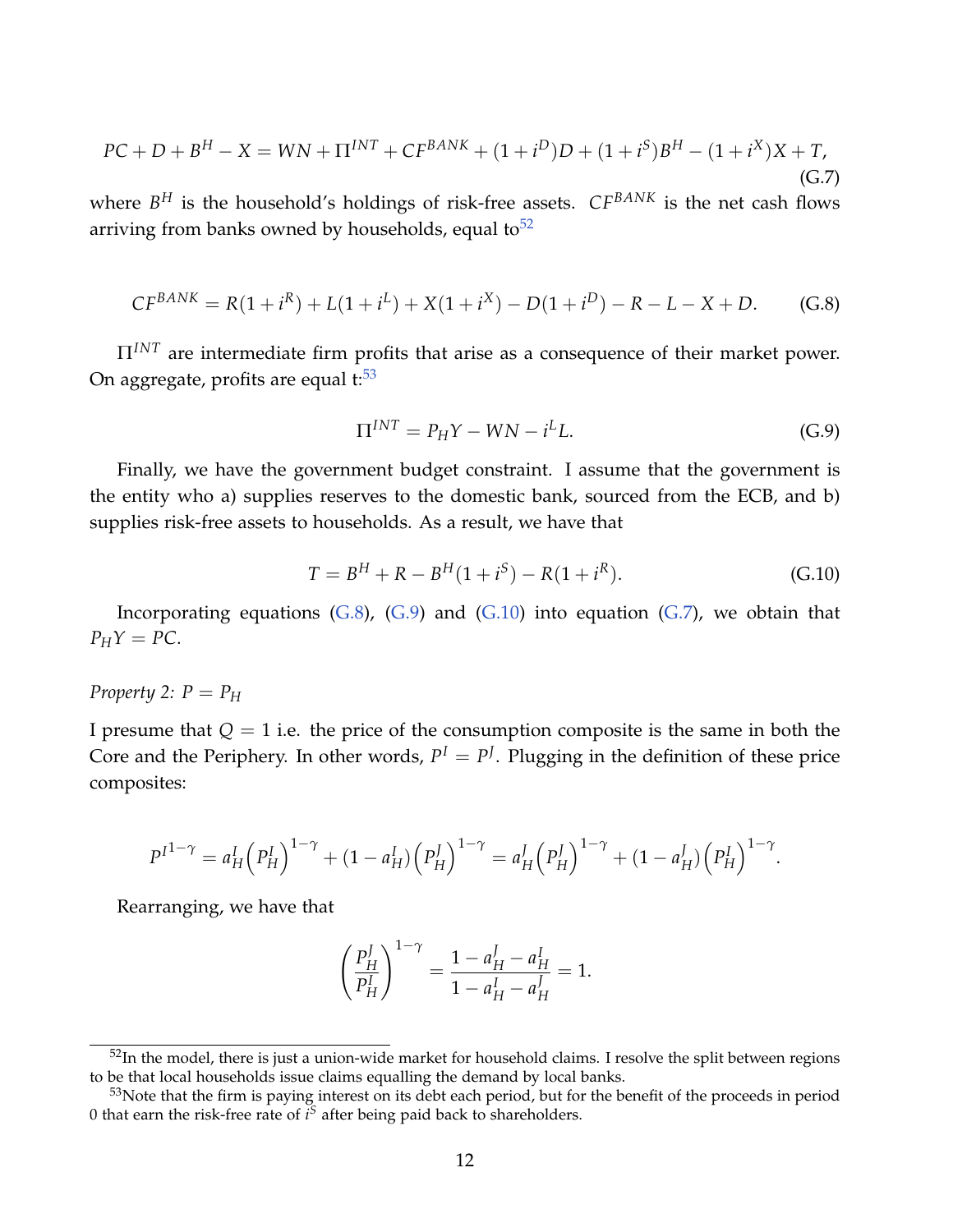$$PC + D + B^H - X = WN + \Pi^{INT} + CF^{BANK} + (1 + i^D)D + (1 + i^S)B^H - (1 + i^X)X + T, \tag{G.7}$$

where $B^H$ is the household's holdings of risk-free assets. $CF^{BANK}$ is the net cash flows arriving from banks owned by households, equal to[52]

$$CF^{BANK} = R(1 + i^R) + L(1 + i^L) + X(1 + i^X) - D(1 + i^D) - R - L - X + D. \tag{G.8}$$

$\Pi^{INT}$ are intermediate firm profits that arise as a consequence of their market power. On aggregate, profits are equal t:[53]

$$\Pi^{INT} = P_H Y - WN - i^L L. \tag{G.9}$$

Finally, we have the government budget constraint. I assume that the government is the entity who a) supplies reserves to the domestic bank, sourced from the ECB, and b) supplies risk-free assets to households. As a result, we have that

$$T = B^H + R - B^H(1 + i^S) - R(1 + i^R). \tag{G.10}$$

Incorporating equations (G.8), (G.9) and (G.10) into equation (G.7), we obtain that $P_H Y = PC$.

*Property 2: $P = P_H$*

I presume that $Q = 1$ i.e. the price of the consumption composite is the same in both the Core and the Periphery. In other words, $P^I = P^J$. Plugging in the definition of these price composites:

$${P^I}^{1-\gamma} = a_H^I \left(P_H^I\right)^{1-\gamma} + (1 - a_H^I)\left(P_H^J\right)^{1-\gamma} = a_H^J \left(P_H^J\right)^{1-\gamma} + (1 - a_H^J)\left(P_H^I\right)^{1-\gamma}.$$

Rearranging, we have that

$$\left(\frac{P_H^J}{P_H^I}\right)^{1-\gamma} = \frac{1 - a_H^J - a_H^I}{1 - a_H^I - a_H^J} = 1.$$

[52] In the model, there is just a union-wide market for household claims. I resolve the split between regions to be that local households issue claims equalling the demand by local banks.

[53] Note that the firm is paying interest on its debt each period, but for the benefit of the proceeds in period 0 that earn the risk-free rate of $i^S$ after being paid back to shareholders.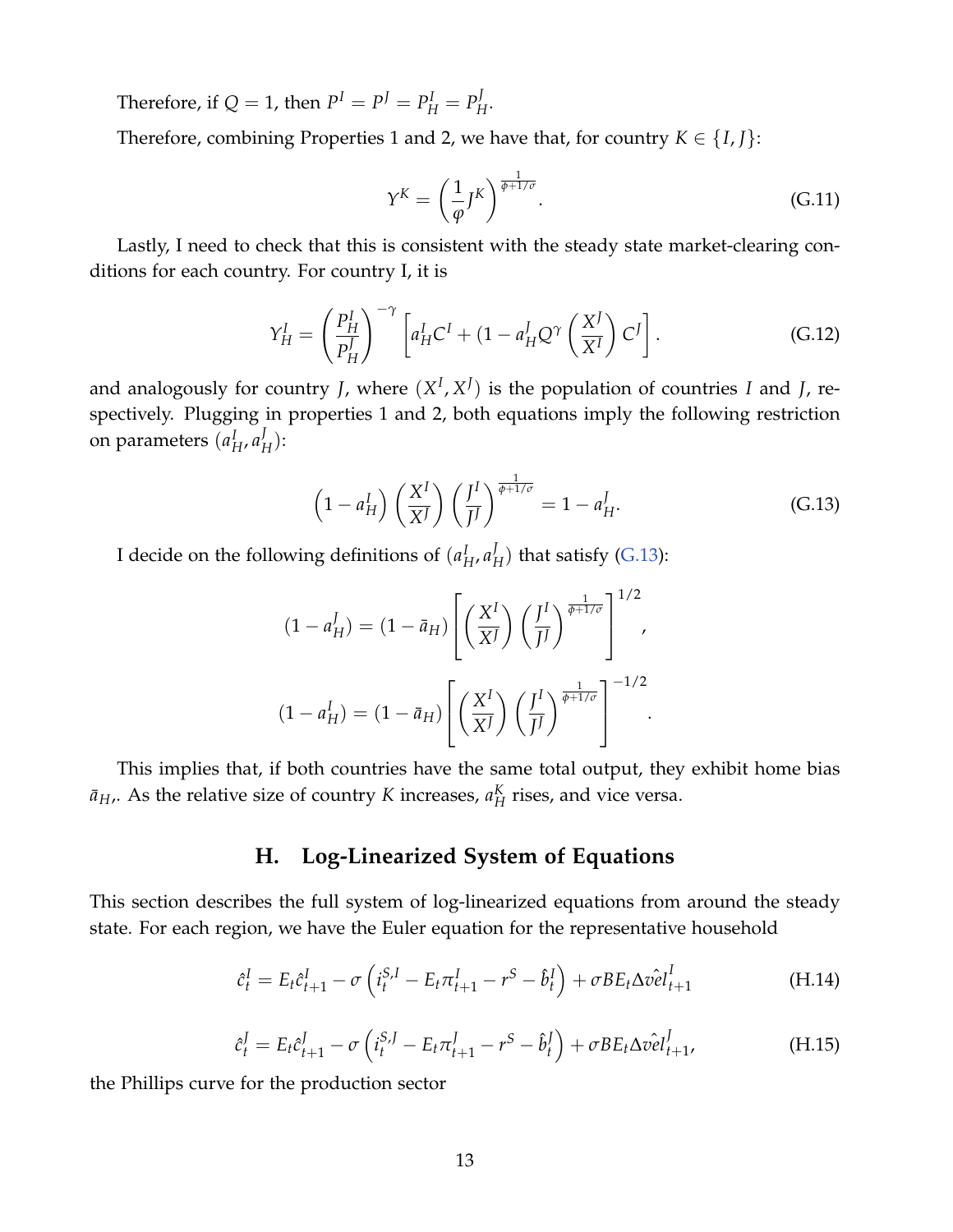Therefore, if $Q = 1$, then $P^I = P^J = P^I_H = P^J_H$.

Therefore, combining Properties 1 and 2, we have that, for country $K \in \{I, J\}$:

$$Y^K = \left(\frac{1}{\varphi} J^K\right)^{\frac{1}{\phi+1/\sigma}}. \tag{G.11}$$

Lastly, I need to check that this is consistent with the steady state market-clearing conditions for each country. For country I, it is

$$Y^I_H = \left(\frac{P^I_H}{P^J_H}\right)^{-\gamma} \left[a^I_H C^I + (1 - a^J_H Q^\gamma \left(\frac{X^J}{X^I}\right) C^J\right]. \tag{G.12}$$

and analogously for country $J$, where $(X^I, X^J)$ is the population of countries $I$ and $J$, respectively. Plugging in properties 1 and 2, both equations imply the following restriction on parameters $(a^I_H, a^J_H)$:

$$\left(1 - a^I_H\right)\left(\frac{X^I}{X^J}\right)\left(\frac{J^I}{J^J}\right)^{\frac{1}{\phi+1/\sigma}} = 1 - a^J_H. \tag{G.13}$$

I decide on the following definitions of $(a^I_H, a^J_H)$ that satisfy (G.13):

$$(1 - a^J_H) = (1 - \bar{a}_H)\left[\left(\frac{X^I}{X^J}\right)\left(\frac{J^I}{J^J}\right)^{\frac{1}{\phi+1/\sigma}}\right]^{1/2},$$

$$(1 - a^I_H) = (1 - \bar{a}_H)\left[\left(\frac{X^I}{X^J}\right)\left(\frac{J^I}{J^J}\right)^{\frac{1}{\phi+1/\sigma}}\right]^{-1/2}.$$

This implies that, if both countries have the same total output, they exhibit home bias $\bar{a}_H$,. As the relative size of country $K$ increases, $a^K_H$ rises, and vice versa.

## H. Log-Linearized System of Equations

This section describes the full system of log-linearized equations from around the steady state. For each region, we have the Euler equation for the representative household

$$\hat{c}^I_t = E_t \hat{c}^I_{t+1} - \sigma\left(i^{S,I}_t - E_t \pi^I_{t+1} - r^S - \hat{b}^I_t\right) + \sigma B E_t \Delta \hat{vel}^I_{t+1} \tag{H.14}$$

$$\hat{c}^J_t = E_t \hat{c}^J_{t+1} - \sigma\left(i^{S,J}_t - E_t \pi^J_{t+1} - r^S - \hat{b}^J_t\right) + \sigma B E_t \Delta \hat{vel}^J_{t+1}, \tag{H.15}$$

the Phillips curve for the production sector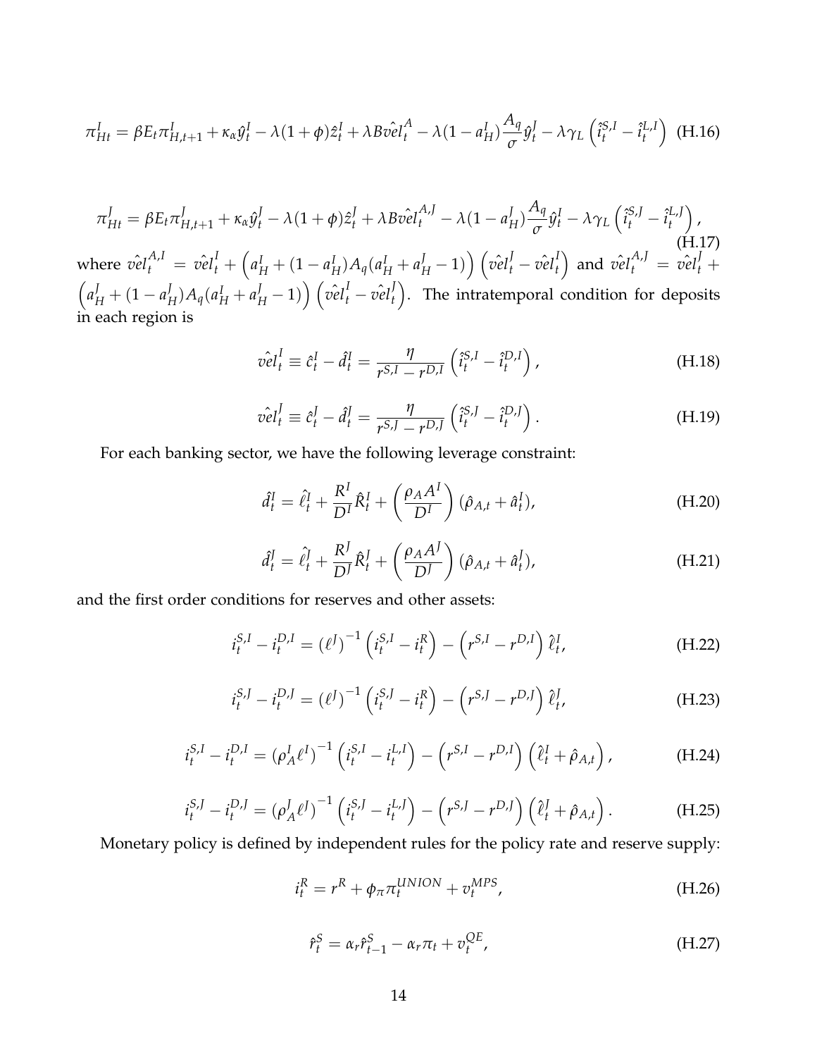$$
\pi_{Ht}^{I} = \beta E_t \pi_{H,t+1}^{I} + \kappa_\alpha \hat{y}_t^{I} - \lambda(1+\phi)\hat{z}_t^{I} + \lambda B \hat{vel}_t^{A} - \lambda(1-a_H^{I})\frac{A_q}{\sigma}\hat{y}_t^{J} - \lambda\gamma_L\left(\hat{i}_t^{S,I} - \hat{i}_t^{L,I}\right) \quad \text{(H.16)}
$$

$$
\pi_{Ht}^{J} = \beta E_t \pi_{H,t+1}^{J} + \kappa_\alpha \hat{y}_t^{J} - \lambda(1+\phi)\hat{z}_t^{J} + \lambda B \hat{vel}_t^{A,J} - \lambda(1-a_H^{J})\frac{A_q}{\sigma}\hat{y}_t^{I} - \lambda\gamma_L\left(\hat{i}_t^{S,J} - \hat{i}_t^{L,J}\right), \quad \text{(H.17)}
$$

where $\hat{vel}_t^{A,I} = \hat{vel}_t^{I} + \left(a_H^{I} + (1-a_H^{I})A_q(a_H^{I} + a_H^{J} - 1)\right)\left(\hat{vel}_t^{J} - \hat{vel}_t^{I}\right)$ and $\hat{vel}_t^{A,J} = \hat{vel}_t^{J} + \left(a_H^{J} + (1-a_H^{J})A_q(a_H^{I} + a_H^{J} - 1)\right)\left(\hat{vel}_t^{I} - \hat{vel}_t^{J}\right)$. The intratemporal condition for deposits in each region is

$$
\hat{vel}_t^{I} \equiv \hat{c}_t^{I} - \hat{d}_t^{I} = \frac{\eta}{r^{S,I} - r^{D,I}}\left(\hat{i}_t^{S,I} - \hat{i}_t^{D,I}\right), \quad \text{(H.18)}
$$

$$
\hat{vel}_t^{J} \equiv \hat{c}_t^{J} - \hat{d}_t^{J} = \frac{\eta}{r^{S,J} - r^{D,J}}\left(\hat{i}_t^{S,J} - \hat{i}_t^{D,J}\right). \quad \text{(H.19)}
$$

For each banking sector, we have the following leverage constraint:

$$
\hat{d}_t^{I} = \hat{\ell}_t^{I} + \frac{R^{I}}{D^{I}}\hat{R}_t^{I} + \left(\frac{\rho_A A^{I}}{D^{I}}\right)(\hat{\rho}_{A,t} + \hat{a}_t^{I}), \quad \text{(H.20)}
$$

$$
\hat{d}_t^{J} = \hat{\ell}_t^{J} + \frac{R^{J}}{D^{J}}\hat{R}_t^{J} + \left(\frac{\rho_A A^{J}}{D^{J}}\right)(\hat{\rho}_{A,t} + \hat{a}_t^{J}), \quad \text{(H.21)}
$$

and the first order conditions for reserves and other assets:

$$
i_t^{S,I} - i_t^{D,I} = (\ell^{J})^{-1}\left(i_t^{S,I} - i_t^{R}\right) - \left(r^{S,I} - r^{D,I}\right)\hat{\ell}_t^{I}, \quad \text{(H.22)}
$$

$$
i_t^{S,J} - i_t^{D,J} = (\ell^{J})^{-1}\left(i_t^{S,J} - i_t^{R}\right) - \left(r^{S,J} - r^{D,J}\right)\hat{\ell}_t^{J}, \quad \text{(H.23)}
$$

$$
i_t^{S,I} - i_t^{D,I} = (\rho_A^{I}\ell^{I})^{-1}\left(i_t^{S,I} - i_t^{L,I}\right) - \left(r^{S,I} - r^{D,I}\right)\left(\hat{\ell}_t^{I} + \hat{\rho}_{A,t}\right), \quad \text{(H.24)}
$$

$$
i_t^{S,J} - i_t^{D,J} = (\rho_A^{J}\ell^{J})^{-1}\left(i_t^{S,J} - i_t^{L,J}\right) - \left(r^{S,J} - r^{D,J}\right)\left(\hat{\ell}_t^{J} + \hat{\rho}_{A,t}\right). \quad \text{(H.25)}
$$

Monetary policy is defined by independent rules for the policy rate and reserve supply:

$$
i_t^{R} = r^{R} + \phi_\pi \pi_t^{UNION} + v_t^{MPS}, \quad \text{(H.26)}
$$

$$
\hat{r}_t^{S} = \alpha_r \hat{r}_{t-1}^{S} - \alpha_r \pi_t + v_t^{QE}, \quad \text{(H.27)}
$$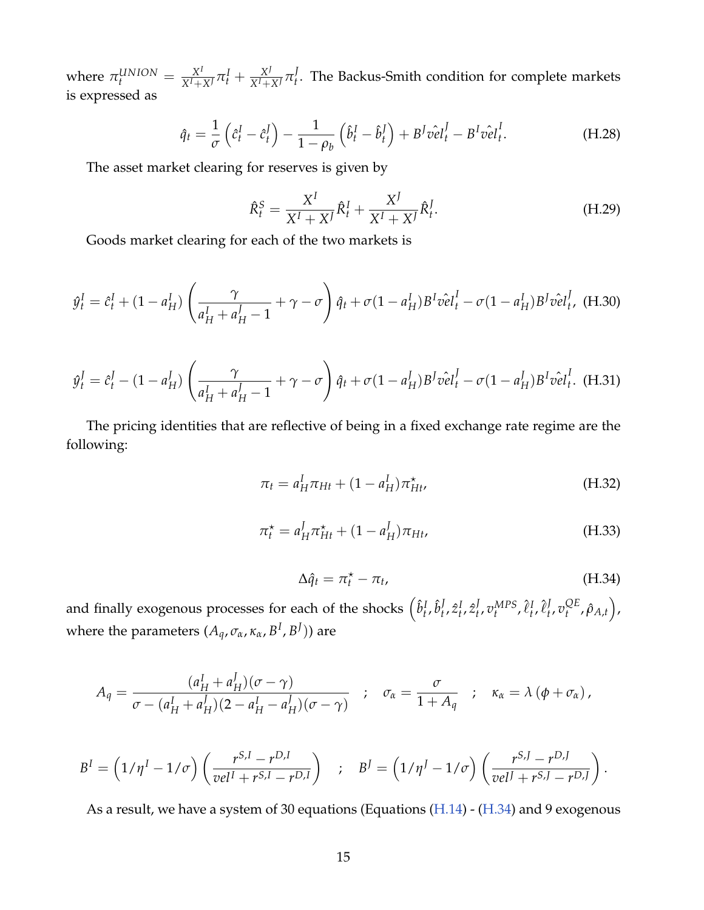where $\pi_t^{UNION} = \frac{X^I}{X^I+X^J}\pi_t^I + \frac{X^J}{X^I+X^J}\pi_t^J$. The Backus-Smith condition for complete markets is expressed as

$$\hat{q}_t = \frac{1}{\sigma}\left(\hat{c}_t^I - \hat{c}_t^J\right) - \frac{1}{1-\rho_b}\left(\hat{b}_t^I - \hat{b}_t^J\right) + B^J \hat{vel}_t^J - B^I \hat{vel}_t^I. \tag{H.28}$$

The asset market clearing for reserves is given by

$$\hat{R}_t^S = \frac{X^I}{X^I+X^J}\hat{R}_t^I + \frac{X^J}{X^I+X^J}\hat{R}_t^J. \tag{H.29}$$

Goods market clearing for each of the two markets is

$$\hat{y}_t^I = \hat{c}_t^I + (1-a_H^I)\left(\frac{\gamma}{a_H^I + a_H^J - 1} + \gamma - \sigma\right)\hat{q}_t + \sigma(1-a_H^I)B^I \hat{vel}_t^I - \sigma(1-a_H^I)B^J \hat{vel}_t^J, \tag{H.30}$$

$$\hat{y}_t^J = \hat{c}_t^J - (1-a_H^J)\left(\frac{\gamma}{a_H^I + a_H^J - 1} + \gamma - \sigma\right)\hat{q}_t + \sigma(1-a_H^J)B^J \hat{vel}_t^J - \sigma(1-a_H^J)B^I \hat{vel}_t^I. \tag{H.31}$$

The pricing identities that are reflective of being in a fixed exchange rate regime are the following:

$$\pi_t = a_H^I \pi_{Ht} + (1-a_H^I)\pi_{Ht}^\star, \tag{H.32}$$

$$\pi_t^\star = a_H^J \pi_{Ht}^\star + (1-a_H^J)\pi_{Ht}, \tag{H.33}$$

$$\Delta\hat{q}_t = \pi_t^\star - \pi_t, \tag{H.34}$$

and finally exogenous processes for each of the shocks $\left(\hat{b}_t^I, \hat{b}_t^J, \hat{z}_t^I, \hat{z}_t^J, v_t^{MPS}, \hat{\ell}_t^I, \hat{\ell}_t^J, v_t^{QE}, \hat{\rho}_{A,t}\right)$, where the parameters $(A_q, \sigma_\alpha, \kappa_\alpha, B^I, B^J))$ are

$$A_q = \frac{(a_H^I + a_H^J)(\sigma - \gamma)}{\sigma - (a_H^I + a_H^J)(2 - a_H^I - a_H^J)(\sigma - \gamma)} \quad ; \quad \sigma_\alpha = \frac{\sigma}{1 + A_q} \quad ; \quad \kappa_\alpha = \lambda\left(\phi + \sigma_\alpha\right),$$

$$B^I = \left(1/\eta^I - 1/\sigma\right)\left(\frac{r^{S,I} - r^{D,I}}{vel^I + r^{S,I} - r^{D,I}}\right) \quad ; \quad B^J = \left(1/\eta^J - 1/\sigma\right)\left(\frac{r^{S,J} - r^{D,J}}{vel^J + r^{S,J} - r^{D,J}}\right).$$

As a result, we have a system of 30 equations (Equations (H.14) - (H.34) and 9 exogenous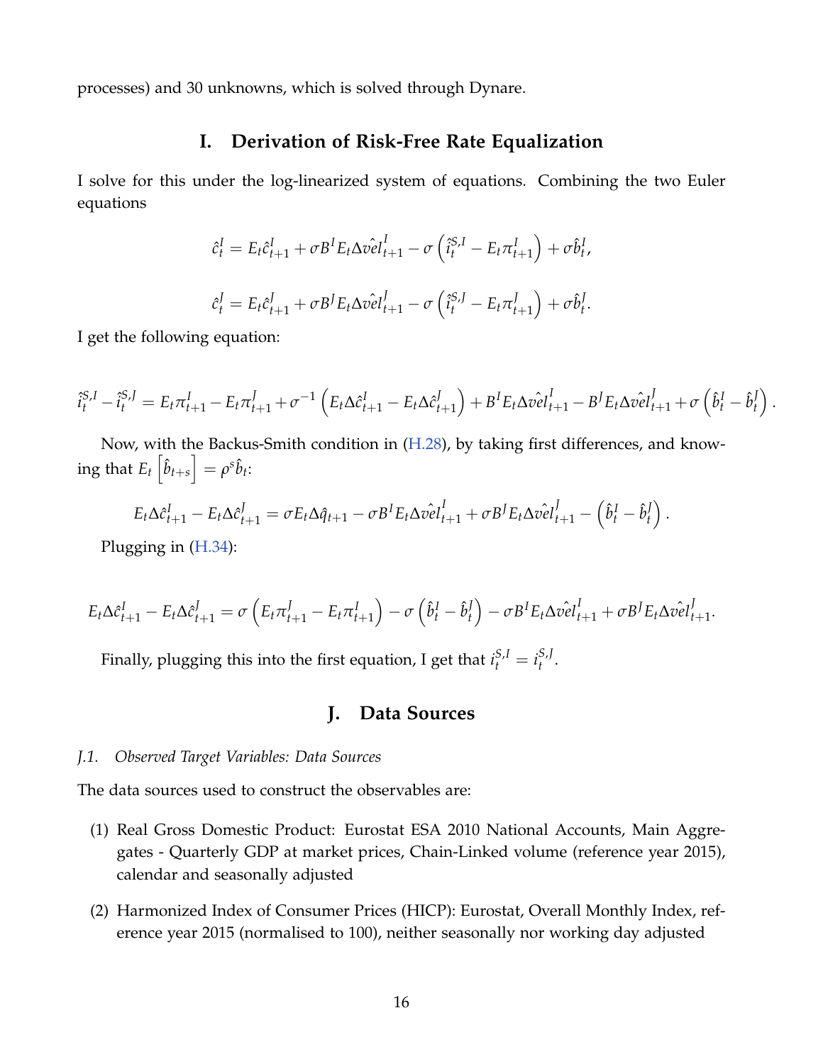processes) and 30 unknowns, which is solved through Dynare.

## I. Derivation of Risk-Free Rate Equalization

I solve for this under the log-linearized system of equations. Combining the two Euler equations

$$\hat{c}_t^I = E_t\hat{c}_{t+1}^I + \sigma B^I E_t \Delta \hat{vel}_{t+1}^I - \sigma\left(\hat{i}_t^{S,I} - E_t\pi_{t+1}^I\right) + \sigma \hat{b}_t^I,$$

$$\hat{c}_t^J = E_t\hat{c}_{t+1}^J + \sigma B^J E_t \Delta \hat{vel}_{t+1}^J - \sigma\left(\hat{i}_t^{S,J} - E_t\pi_{t+1}^J\right) + \sigma \hat{b}_t^J.$$

I get the following equation:

$$\hat{i}_t^{S,I} - \hat{i}_t^{S,J} = E_t\pi_{t+1}^I - E_t\pi_{t+1}^J + \sigma^{-1}\left(E_t\Delta\hat{c}_{t+1}^I - E_t\Delta\hat{c}_{t+1}^J\right) + B^I E_t\Delta\hat{vel}_{t+1}^I - B^J E_t\Delta\hat{vel}_{t+1}^J + \sigma\left(\hat{b}_t^I - \hat{b}_t^J\right).$$

Now, with the Backus-Smith condition in (H.28), by taking first differences, and knowing that $E_t\left[\hat{b}_{t+s}\right] = \rho^s \hat{b}_t$:

$$E_t\Delta\hat{c}_{t+1}^I - E_t\Delta\hat{c}_{t+1}^J = \sigma E_t\Delta\hat{q}_{t+1} - \sigma B^I E_t\Delta\hat{vel}_{t+1}^I + \sigma B^J E_t\Delta\hat{vel}_{t+1}^J - \left(\hat{b}_t^I - \hat{b}_t^J\right).$$

Plugging in (H.34):

$$E_t\Delta\hat{c}_{t+1}^I - E_t\Delta\hat{c}_{t+1}^J = \sigma\left(E_t\pi_{t+1}^J - E_t\pi_{t+1}^I\right) - \sigma\left(\hat{b}_t^I - \hat{b}_t^J\right) - \sigma B^I E_t\Delta\hat{vel}_{t+1}^I + \sigma B^J E_t\Delta\hat{vel}_{t+1}^J.$$

Finally, plugging this into the first equation, I get that $i_t^{S,I} = i_t^{S,J}$.

## J. Data Sources

### *J.1. Observed Target Variables: Data Sources*

The data sources used to construct the observables are:

(1) Real Gross Domestic Product: Eurostat ESA 2010 National Accounts, Main Aggregates - Quarterly GDP at market prices, Chain-Linked volume (reference year 2015), calendar and seasonally adjusted

(2) Harmonized Index of Consumer Prices (HICP): Eurostat, Overall Monthly Index, reference year 2015 (normalised to 100), neither seasonally nor working day adjusted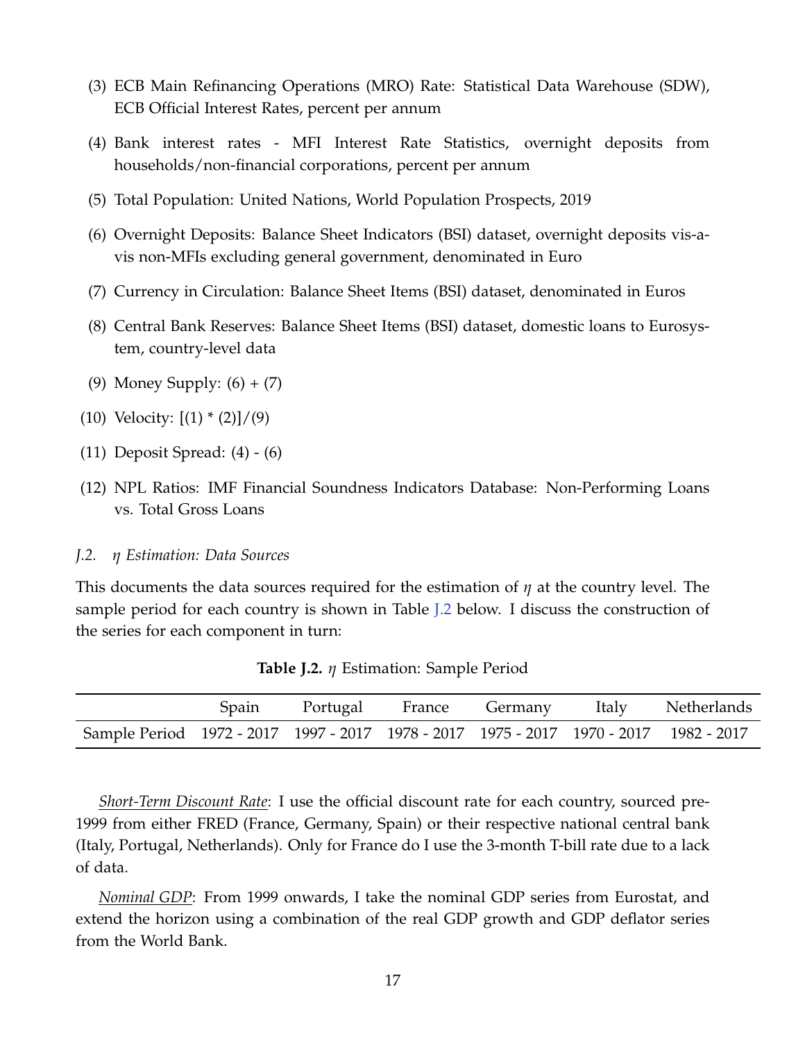(3) ECB Main Refinancing Operations (MRO) Rate: Statistical Data Warehouse (SDW), ECB Official Interest Rates, percent per annum

(4) Bank interest rates - MFI Interest Rate Statistics, overnight deposits from households/non-financial corporations, percent per annum

(5) Total Population: United Nations, World Population Prospects, 2019

(6) Overnight Deposits: Balance Sheet Indicators (BSI) dataset, overnight deposits vis-a-vis non-MFIs excluding general government, denominated in Euro

(7) Currency in Circulation: Balance Sheet Items (BSI) dataset, denominated in Euros

(8) Central Bank Reserves: Balance Sheet Items (BSI) dataset, domestic loans to Eurosystem, country-level data

(9) Money Supply: (6) + (7)

(10) Velocity: [(1) * (2)]/(9)

(11) Deposit Spread: (4) - (6)

(12) NPL Ratios: IMF Financial Soundness Indicators Database: Non-Performing Loans vs. Total Gross Loans

*J.2. $\eta$ Estimation: Data Sources*

This documents the data sources required for the estimation of $\eta$ at the country level. The sample period for each country is shown in Table J.2 below. I discuss the construction of the series for each component in turn:

**Table J.2.** $\eta$ Estimation: Sample Period

| | Spain | Portugal | France | Germany | Italy | Netherlands |
|---|---|---|---|---|---|---|
| Sample Period | 1972 - 2017 | 1997 - 2017 | 1978 - 2017 | 1975 - 2017 | 1970 - 2017 | 1982 - 2017 |

*Short-Term Discount Rate*: I use the official discount rate for each country, sourced pre-1999 from either FRED (France, Germany, Spain) or their respective national central bank (Italy, Portugal, Netherlands). Only for France do I use the 3-month T-bill rate due to a lack of data.

*Nominal GDP*: From 1999 onwards, I take the nominal GDP series from Eurostat, and extend the horizon using a combination of the real GDP growth and GDP deflator series from the World Bank.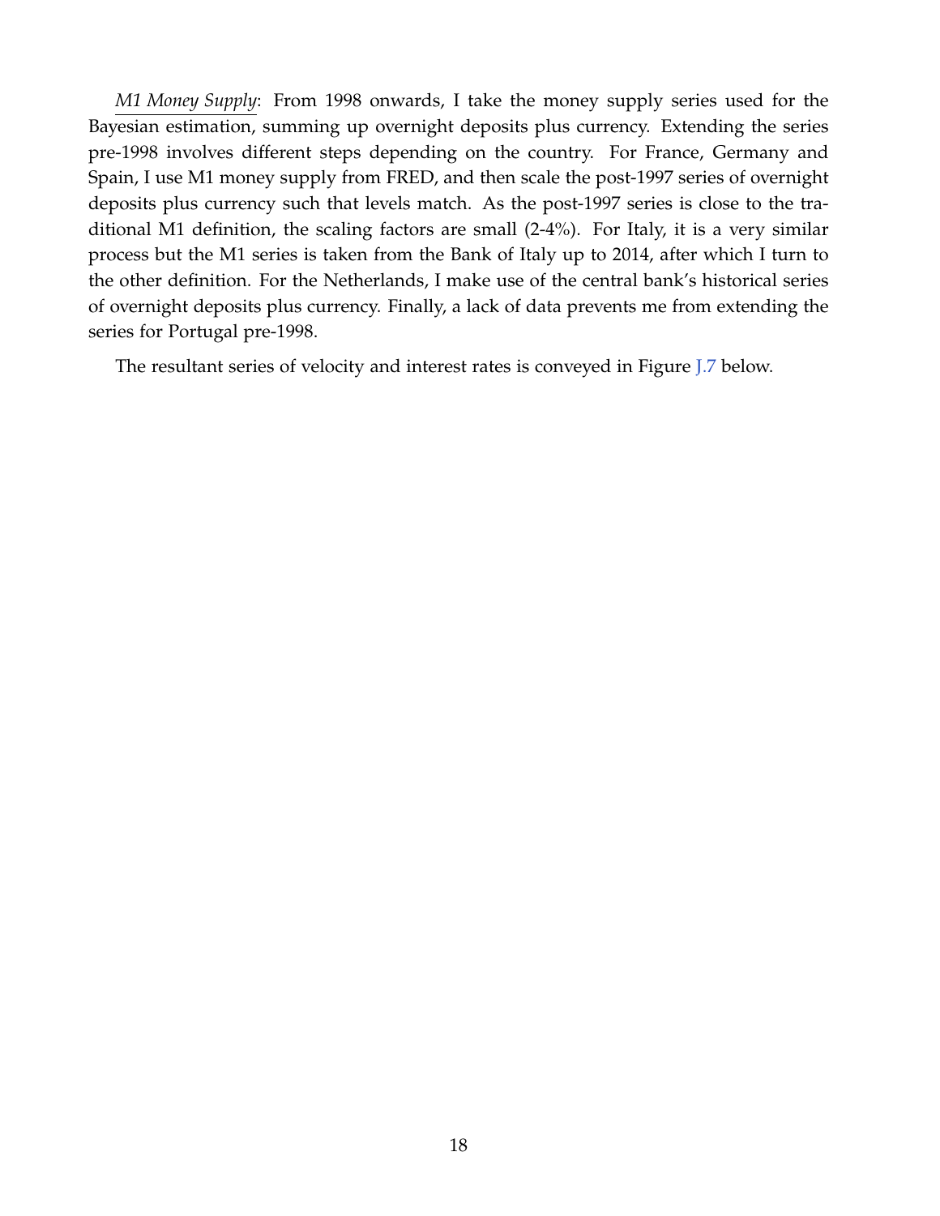*M1 Money Supply*: From 1998 onwards, I take the money supply series used for the Bayesian estimation, summing up overnight deposits plus currency. Extending the series pre-1998 involves different steps depending on the country. For France, Germany and Spain, I use M1 money supply from FRED, and then scale the post-1997 series of overnight deposits plus currency such that levels match. As the post-1997 series is close to the traditional M1 definition, the scaling factors are small (2-4%). For Italy, it is a very similar process but the M1 series is taken from the Bank of Italy up to 2014, after which I turn to the other definition. For the Netherlands, I make use of the central bank's historical series of overnight deposits plus currency. Finally, a lack of data prevents me from extending the series for Portugal pre-1998.

The resultant series of velocity and interest rates is conveyed in Figure J.7 below.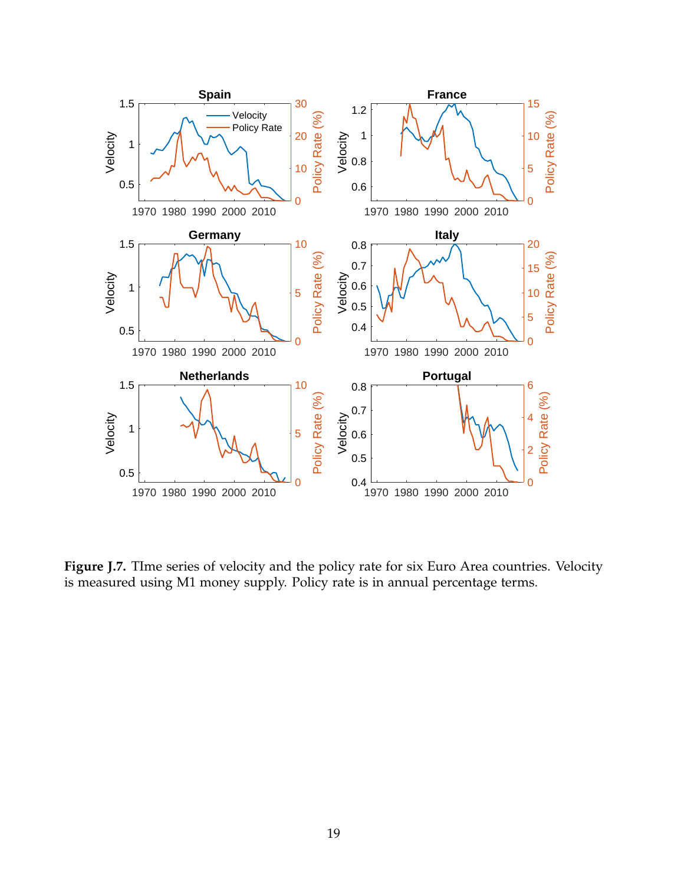Spain

Velocity

Policy Rate

1.5
1
0.5

30
20
10
0

Policy Rate (%)

1970 1980 1990 2000 2010

France

Velocity

1.2
1
0.8
0.6

15
10
5
0

Policy Rate (%)

1970 1980 1990 2000 2010

Germany

Velocity

1.5
1
0.5

10
5
0

Policy Rate (%)

1970 1980 1990 2000 2010

Italy

Velocity

0.8
0.7
0.6
0.5
0.4

20
15
10
5
0

Policy Rate (%)

1970 1980 1990 2000 2010

Netherlands

Velocity

1.5
1
0.5

10
5
0

Policy Rate (%)

1970 1980 1990 2000 2010

Portugal

Velocity

0.8
0.7
0.6
0.5
0.4

6
4
2
0

Policy Rate (%)

1970 1980 1990 2000 2010

**Figure J.7.** TIme series of velocity and the policy rate for six Euro Area countries. Velocity is measured using M1 money supply. Policy rate is in annual percentage terms.